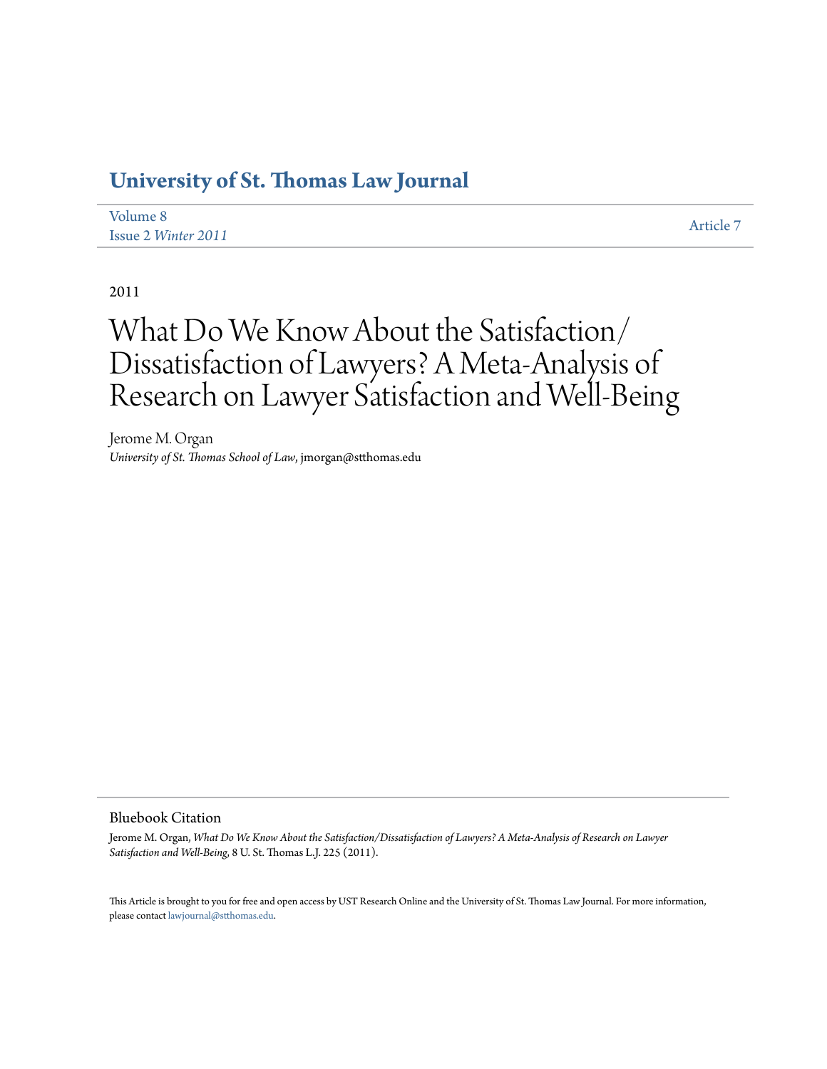# University of St. Thomas Law Journal

Volume 8
Issue 2 *Winter 2011*

Article 7

2011

# What Do We Know About the Satisfaction/Dissatisfaction of Lawyers? A Meta-Analysis of Research on Lawyer Satisfaction and Well-Being

Jerome M. Organ
*University of St. Thomas School of Law*, jmorgan@stthomas.edu

## Bluebook Citation

Jerome M. Organ, *What Do We Know About the Satisfaction/Dissatisfaction of Lawyers? A Meta-Analysis of Research on Lawyer Satisfaction and Well-Being*, 8 U. St. Thomas L.J. 225 (2011).

This Article is brought to you for free and open access by UST Research Online and the University of St. Thomas Law Journal. For more information, please contact lawjournal@stthomas.edu.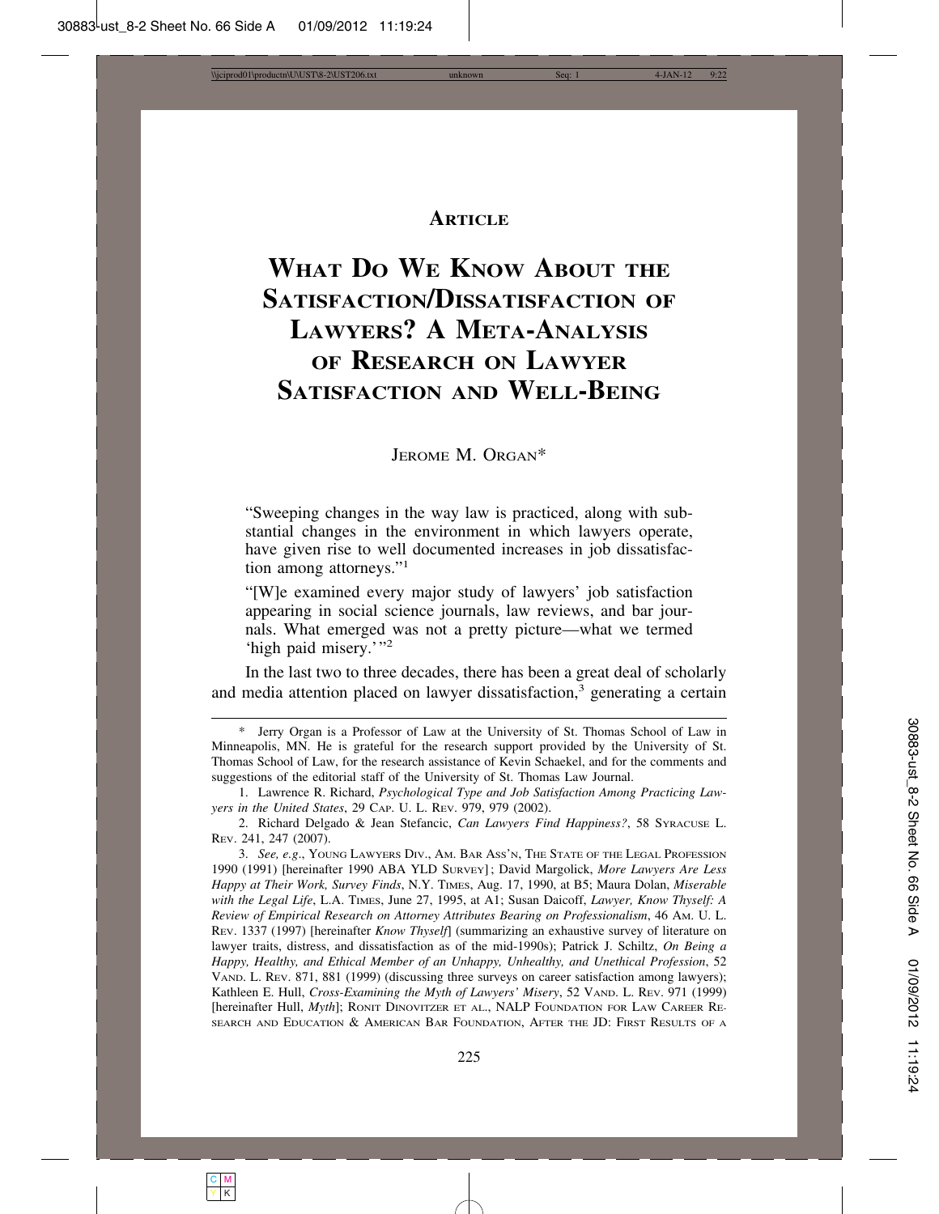**ARTICLE**

# WHAT DO WE KNOW ABOUT THE SATISFACTION/DISSATISFACTION OF LAWYERS? A META-ANALYSIS OF RESEARCH ON LAWYER SATISFACTION AND WELL-BEING

JEROME M. ORGAN*

> "Sweeping changes in the way law is practiced, along with substantial changes in the environment in which lawyers operate, have given rise to well documented increases in job dissatisfaction among attorneys."[1]
>
> "[W]e examined every major study of lawyers' job satisfaction appearing in social science journals, law reviews, and bar journals. What emerged was not a pretty picture—what we termed 'high paid misery.'"[2]

In the last two to three decades, there has been a great deal of scholarly and media attention placed on lawyer dissatisfaction,[3] generating a certain

---

\* Jerry Organ is a Professor of Law at the University of St. Thomas School of Law in Minneapolis, MN. He is grateful for the research support provided by the University of St. Thomas School of Law, for the research assistance of Kevin Schaekel, and for the comments and suggestions of the editorial staff of the University of St. Thomas Law Journal.

1. Lawrence R. Richard, *Psychological Type and Job Satisfaction Among Practicing Lawyers in the United States*, 29 CAP. U. L. REV. 979, 979 (2002).

2. Richard Delgado & Jean Stefancic, *Can Lawyers Find Happiness?*, 58 SYRACUSE L. REV. 241, 247 (2007).

3. *See, e.g.*, YOUNG LAWYERS DIV., AM. BAR ASS'N, THE STATE OF THE LEGAL PROFESSION 1990 (1991) [hereinafter 1990 ABA YLD SURVEY]; David Margolick, *More Lawyers Are Less Happy at Their Work, Survey Finds*, N.Y. TIMES, Aug. 17, 1990, at B5; Maura Dolan, *Miserable with the Legal Life*, L.A. TIMES, June 27, 1995, at A1; Susan Daicoff, *Lawyer, Know Thyself: A Review of Empirical Research on Attorney Attributes Bearing on Professionalism*, 46 AM. U. L. REV. 1337 (1997) [hereinafter *Know Thyself*] (summarizing an exhaustive survey of literature on lawyer traits, distress, and dissatisfaction as of the mid-1990s); Patrick J. Schiltz, *On Being a Happy, Healthy, and Ethical Member of an Unhappy, Unhealthy, and Unethical Profession*, 52 VAND. L. REV. 871, 881 (1999) (discussing three surveys on career satisfaction among lawyers); Kathleen E. Hull, *Cross-Examining the Myth of Lawyers' Misery*, 52 VAND. L. REV. 971 (1999) [hereinafter Hull, *Myth*]; RONIT DINOVITZER ET AL., NALP FOUNDATION FOR LAW CAREER RESEARCH AND EDUCATION & AMERICAN BAR FOUNDATION, AFTER THE JD: FIRST RESULTS OF A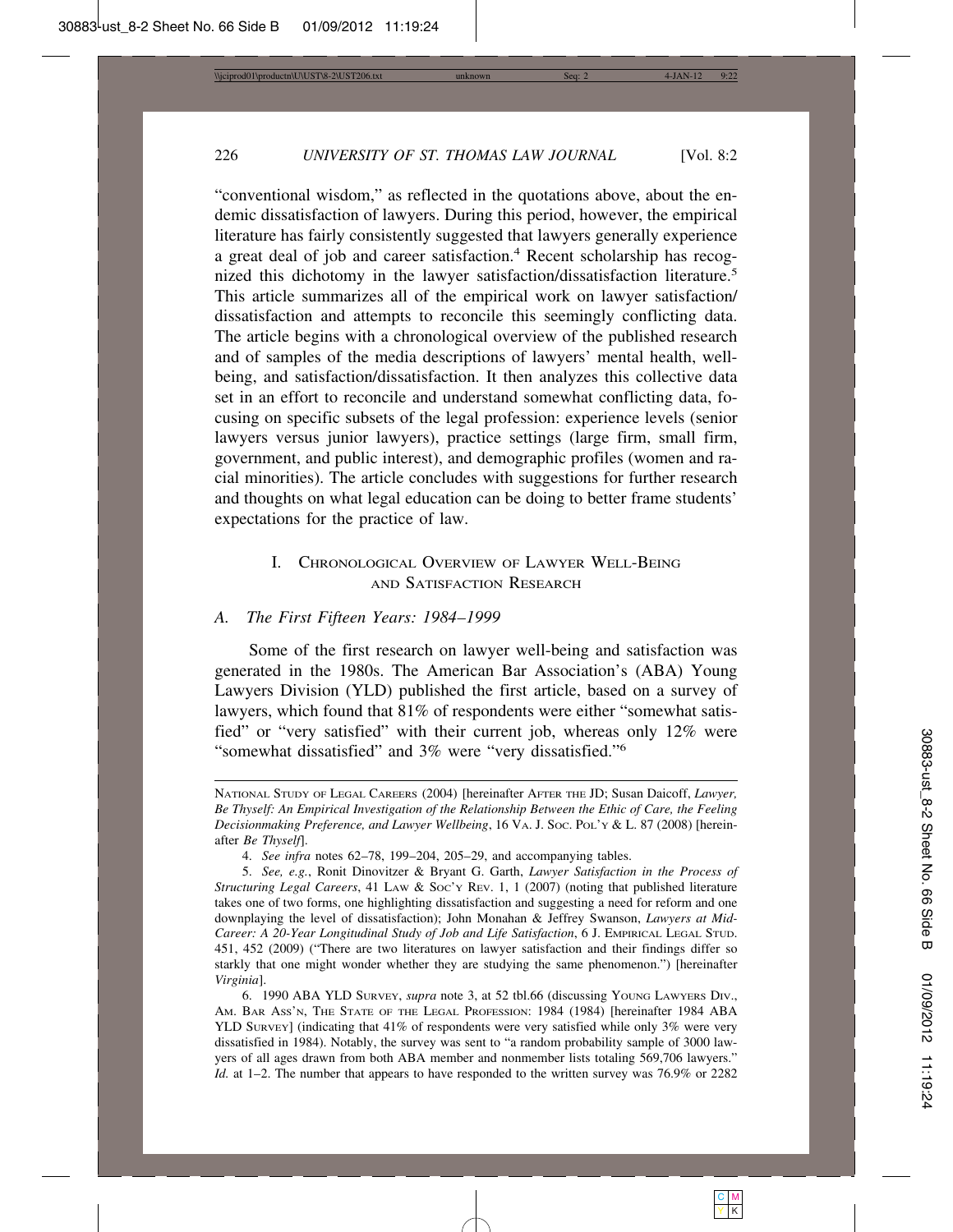"conventional wisdom," as reflected in the quotations above, about the endemic dissatisfaction of lawyers. During this period, however, the empirical literature has fairly consistently suggested that lawyers generally experience a great deal of job and career satisfaction.[4] Recent scholarship has recognized this dichotomy in the lawyer satisfaction/dissatisfaction literature.[5] This article summarizes all of the empirical work on lawyer satisfaction/dissatisfaction and attempts to reconcile this seemingly conflicting data. The article begins with a chronological overview of the published research and of samples of the media descriptions of lawyers' mental health, well-being, and satisfaction/dissatisfaction. It then analyzes this collective data set in an effort to reconcile and understand somewhat conflicting data, focusing on specific subsets of the legal profession: experience levels (senior lawyers versus junior lawyers), practice settings (large firm, small firm, government, and public interest), and demographic profiles (women and racial minorities). The article concludes with suggestions for further research and thoughts on what legal education can be doing to better frame students' expectations for the practice of law.

## I. Chronological Overview of Lawyer Well-Being and Satisfaction Research

### A. *The First Fifteen Years: 1984–1999*

Some of the first research on lawyer well-being and satisfaction was generated in the 1980s. The American Bar Association's (ABA) Young Lawyers Division (YLD) published the first article, based on a survey of lawyers, which found that 81% of respondents were either "somewhat satisfied" or "very satisfied" with their current job, whereas only 12% were "somewhat dissatisfied" and 3% were "very dissatisfied."[6]

---

National Study of Legal Careers (2004) [hereinafter After the JD; Susan Daicoff, *Lawyer, Be Thyself: An Empirical Investigation of the Relationship Between the Ethic of Care, the Feeling Decisionmaking Preference, and Lawyer Wellbeing*, 16 Va. J. Soc. Pol'y & L. 87 (2008) [hereinafter *Be Thyself*].

4. *See infra* notes 62–78, 199–204, 205–29, and accompanying tables.

5. *See, e.g.*, Ronit Dinovitzer & Bryant G. Garth, *Lawyer Satisfaction in the Process of Structuring Legal Careers*, 41 Law & Soc'y Rev. 1, 1 (2007) (noting that published literature takes one of two forms, one highlighting dissatisfaction and suggesting a need for reform and one downplaying the level of dissatisfaction); John Monahan & Jeffrey Swanson, *Lawyers at Mid-Career: A 20-Year Longitudinal Study of Job and Life Satisfaction*, 6 J. Empirical Legal Stud. 451, 452 (2009) ("There are two literatures on lawyer satisfaction and their findings differ so starkly that one might wonder whether they are studying the same phenomenon.") [hereinafter *Virginia*].

6. 1990 ABA YLD Survey, *supra* note 3, at 52 tbl.66 (discussing Young Lawyers Div., Am. Bar Ass'n, The State of the Legal Profession: 1984 (1984) [hereinafter 1984 ABA YLD Survey] (indicating that 41% of respondents were very satisfied while only 3% were very dissatisfied in 1984). Notably, the survey was sent to "a random probability sample of 3000 lawyers of all ages drawn from both ABA member and nonmember lists totaling 569,706 lawyers." *Id.* at 1–2. The number that appears to have responded to the written survey was 76.9% or 2282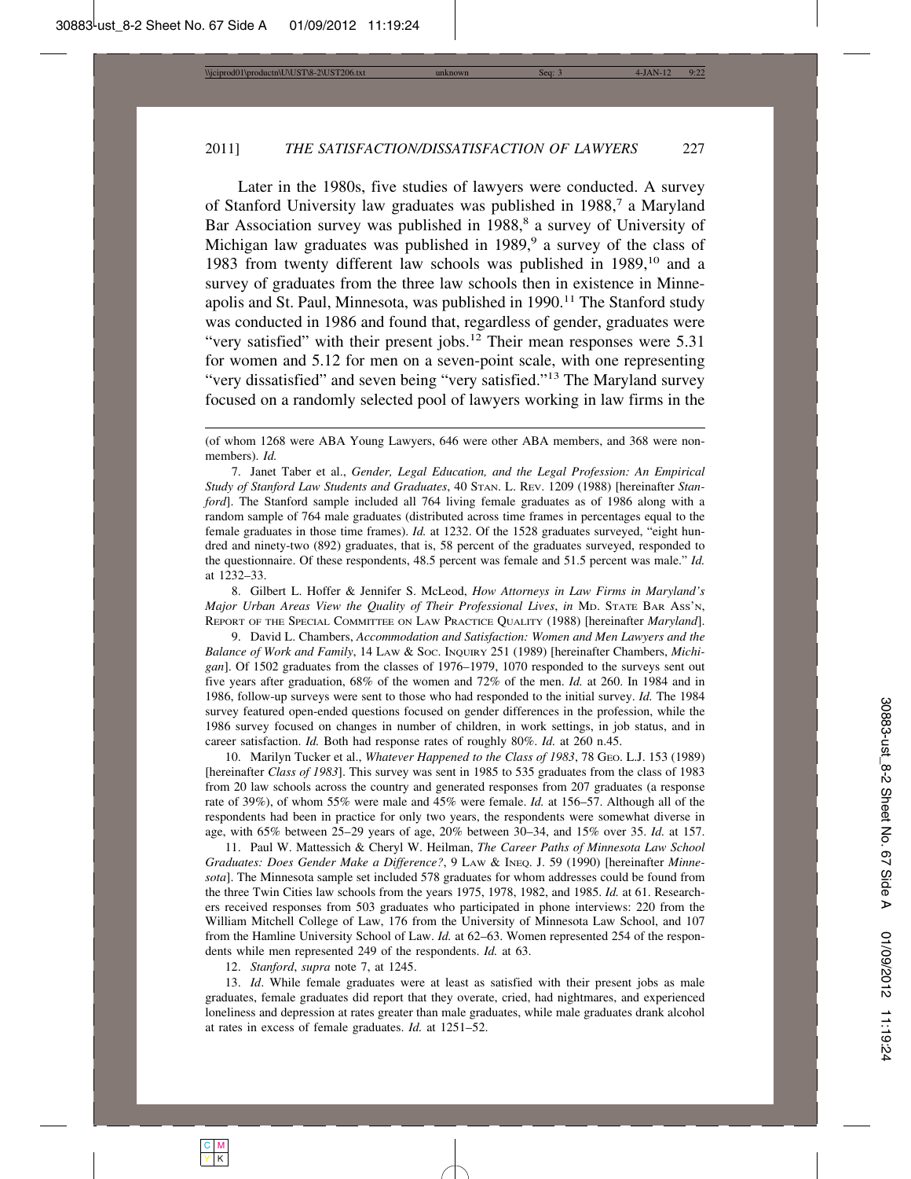Later in the 1980s, five studies of lawyers were conducted. A survey of Stanford University law graduates was published in 1988,[7] a Maryland Bar Association survey was published in 1988,[8] a survey of University of Michigan law graduates was published in 1989,[9] a survey of the class of 1983 from twenty different law schools was published in 1989,[10] and a survey of graduates from the three law schools then in existence in Minneapolis and St. Paul, Minnesota, was published in 1990.[11] The Stanford study was conducted in 1986 and found that, regardless of gender, graduates were "very satisfied" with their present jobs.[12] Their mean responses were 5.31 for women and 5.12 for men on a seven-point scale, with one representing "very dissatisfied" and seven being "very satisfied."[13] The Maryland survey focused on a randomly selected pool of lawyers working in law firms in the

---

(of whom 1268 were ABA Young Lawyers, 646 were other ABA members, and 368 were non-members). *Id.*

7. Janet Taber et al., *Gender, Legal Education, and the Legal Profession: An Empirical Study of Stanford Law Students and Graduates*, 40 STAN. L. REV. 1209 (1988) [hereinafter *Stanford*]. The Stanford sample included all 764 living female graduates as of 1986 along with a random sample of 764 male graduates (distributed across time frames in percentages equal to the female graduates in those time frames). *Id.* at 1232. Of the 1528 graduates surveyed, "eight hundred and ninety-two (892) graduates, that is, 58 percent of the graduates surveyed, responded to the questionnaire. Of these respondents, 48.5 percent was female and 51.5 percent was male." *Id.* at 1232–33.

8. Gilbert L. Hoffer & Jennifer S. McLeod, *How Attorneys in Law Firms in Maryland's Major Urban Areas View the Quality of Their Professional Lives*, *in* MD. STATE BAR ASS'N, REPORT OF THE SPECIAL COMMITTEE ON LAW PRACTICE QUALITY (1988) [hereinafter *Maryland*].

9. David L. Chambers, *Accommodation and Satisfaction: Women and Men Lawyers and the Balance of Work and Family*, 14 LAW & SOC. INQUIRY 251 (1989) [hereinafter Chambers, *Michigan*]. Of 1502 graduates from the classes of 1976–1979, 1070 responded to the surveys sent out five years after graduation, 68% of the women and 72% of the men. *Id.* at 260. In 1984 and in 1986, follow-up surveys were sent to those who had responded to the initial survey. *Id.* The 1984 survey featured open-ended questions focused on gender differences in the profession, while the 1986 survey focused on changes in number of children, in work settings, in job status, and in career satisfaction. *Id.* Both had response rates of roughly 80%. *Id.* at 260 n.45.

10. Marilyn Tucker et al., *Whatever Happened to the Class of 1983*, 78 GEO. L.J. 153 (1989) [hereinafter *Class of 1983*]. This survey was sent in 1985 to 535 graduates from the class of 1983 from 20 law schools across the country and generated responses from 207 graduates (a response rate of 39%), of whom 55% were male and 45% were female. *Id.* at 156–57. Although all of the respondents had been in practice for only two years, the respondents were somewhat diverse in age, with 65% between 25–29 years of age, 20% between 30–34, and 15% over 35. *Id.* at 157.

11. Paul W. Mattessich & Cheryl W. Heilman, *The Career Paths of Minnesota Law School Graduates: Does Gender Make a Difference?*, 9 LAW & INEQ. J. 59 (1990) [hereinafter *Minnesota*]. The Minnesota sample set included 578 graduates for whom addresses could be found from the three Twin Cities law schools from the years 1975, 1978, 1982, and 1985. *Id.* at 61. Researchers received responses from 503 graduates who participated in phone interviews: 220 from the William Mitchell College of Law, 176 from the University of Minnesota Law School, and 107 from the Hamline University School of Law. *Id.* at 62–63. Women represented 254 of the respondents while men represented 249 of the respondents. *Id.* at 63.

12. *Stanford*, *supra* note 7, at 1245.

13. *Id*. While female graduates were at least as satisfied with their present jobs as male graduates, female graduates did report that they overate, cried, had nightmares, and experienced loneliness and depression at rates greater than male graduates, while male graduates drank alcohol at rates in excess of female graduates. *Id.* at 1251–52.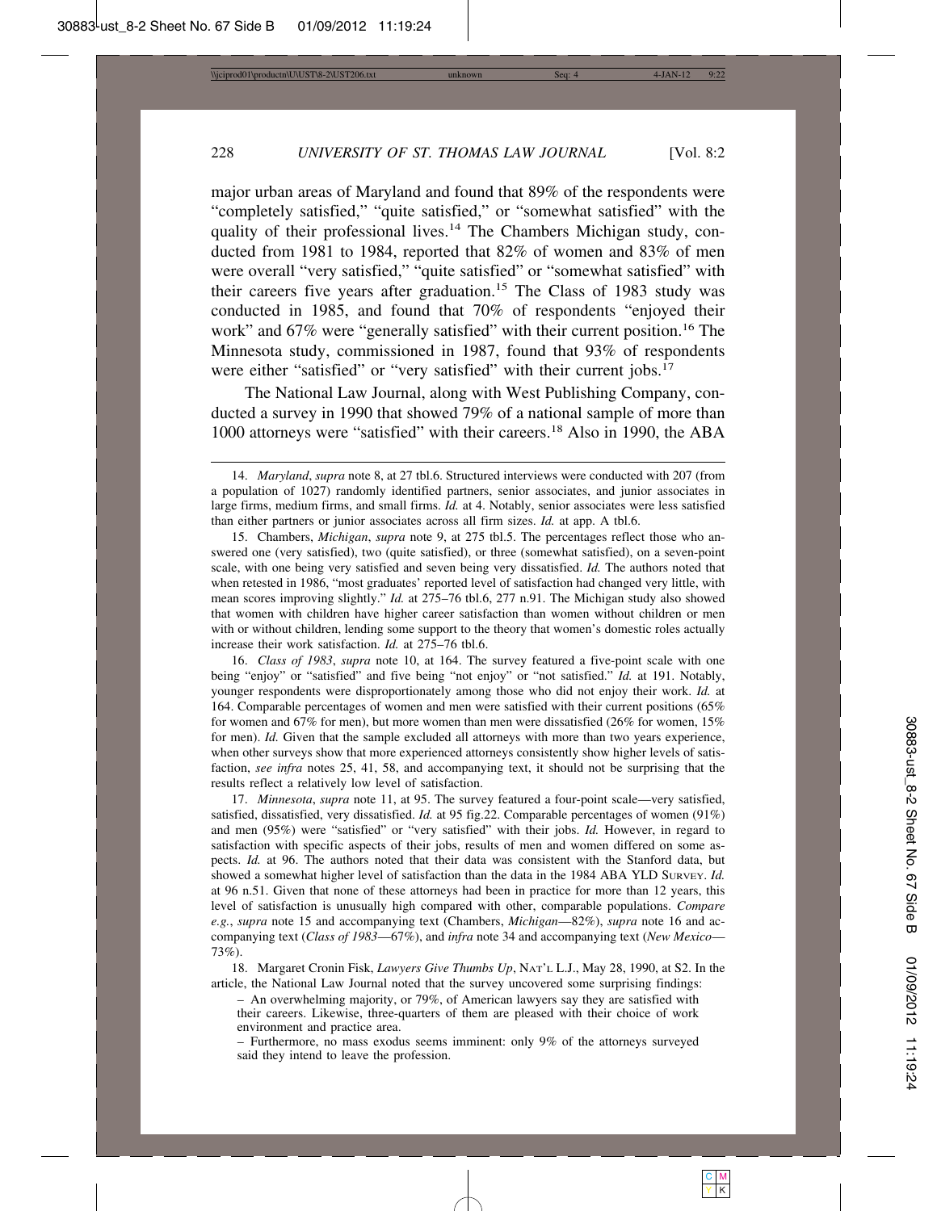major urban areas of Maryland and found that 89% of the respondents were "completely satisfied," "quite satisfied," or "somewhat satisfied" with the quality of their professional lives.[14] The Chambers Michigan study, conducted from 1981 to 1984, reported that 82% of women and 83% of men were overall "very satisfied," "quite satisfied" or "somewhat satisfied" with their careers five years after graduation.[15] The Class of 1983 study was conducted in 1985, and found that 70% of respondents "enjoyed their work" and 67% were "generally satisfied" with their current position.[16] The Minnesota study, commissioned in 1987, found that 93% of respondents were either "satisfied" or "very satisfied" with their current jobs.[17]

The National Law Journal, along with West Publishing Company, conducted a survey in 1990 that showed 79% of a national sample of more than 1000 attorneys were "satisfied" with their careers.[18] Also in 1990, the ABA

---

14. *Maryland*, *supra* note 8, at 27 tbl.6. Structured interviews were conducted with 207 (from a population of 1027) randomly identified partners, senior associates, and junior associates in large firms, medium firms, and small firms. *Id.* at 4. Notably, senior associates were less satisfied than either partners or junior associates across all firm sizes. *Id.* at app. A tbl.6.

15. Chambers, *Michigan*, *supra* note 9, at 275 tbl.5. The percentages reflect those who answered one (very satisfied), two (quite satisfied), or three (somewhat satisfied), on a seven-point scale, with one being very satisfied and seven being very dissatisfied. *Id.* The authors noted that when retested in 1986, "most graduates' reported level of satisfaction had changed very little, with mean scores improving slightly." *Id.* at 275–76 tbl.6, 277 n.91. The Michigan study also showed that women with children have higher career satisfaction than women without children or men with or without children, lending some support to the theory that women's domestic roles actually increase their work satisfaction. *Id.* at 275–76 tbl.6.

16. *Class of 1983*, *supra* note 10, at 164. The survey featured a five-point scale with one being "enjoy" or "satisfied" and five being "not enjoy" or "not satisfied." *Id.* at 191. Notably, younger respondents were disproportionately among those who did not enjoy their work. *Id.* at 164. Comparable percentages of women and men were satisfied with their current positions (65% for women and 67% for men), but more women than men were dissatisfied (26% for women, 15% for men). *Id.* Given that the sample excluded all attorneys with more than two years experience, when other surveys show that more experienced attorneys consistently show higher levels of satisfaction, *see infra* notes 25, 41, 58, and accompanying text, it should not be surprising that the results reflect a relatively low level of satisfaction.

17. *Minnesota*, *supra* note 11, at 95. The survey featured a four-point scale—very satisfied, satisfied, dissatisfied, very dissatisfied. *Id.* at 95 fig.22. Comparable percentages of women (91%) and men (95%) were "satisfied" or "very satisfied" with their jobs. *Id.* However, in regard to satisfaction with specific aspects of their jobs, results of men and women differed on some aspects. *Id.* at 96. The authors noted that their data was consistent with the Stanford data, but showed a somewhat higher level of satisfaction than the data in the 1984 ABA YLD SURVEY. *Id.* at 96 n.51. Given that none of these attorneys had been in practice for more than 12 years, this level of satisfaction is unusually high compared with other, comparable populations. *Compare e.g.*, *supra* note 15 and accompanying text (Chambers, *Michigan*—82%), *supra* note 16 and accompanying text (*Class of 1983*—67%), and *infra* note 34 and accompanying text (*New Mexico*—73%).

18. Margaret Cronin Fisk, *Lawyers Give Thumbs Up*, NAT'L L.J., May 28, 1990, at S2. In the article, the National Law Journal noted that the survey uncovered some surprising findings:

> – An overwhelming majority, or 79%, of American lawyers say they are satisfied with their careers. Likewise, three-quarters of them are pleased with their choice of work environment and practice area.
>
> – Furthermore, no mass exodus seems imminent: only 9% of the attorneys surveyed said they intend to leave the profession.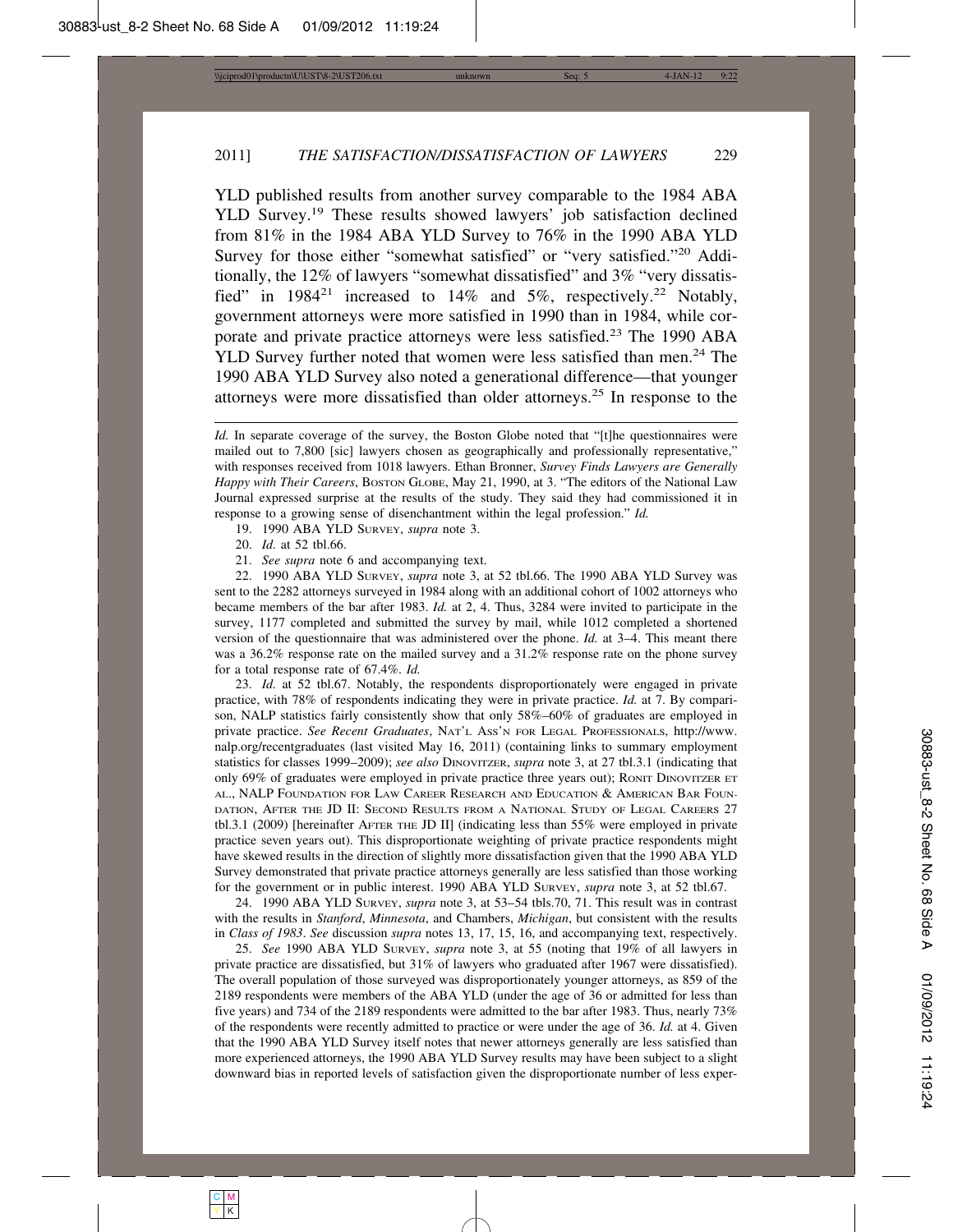YLD published results from another survey comparable to the 1984 ABA YLD Survey.[19] These results showed lawyers' job satisfaction declined from 81% in the 1984 ABA YLD Survey to 76% in the 1990 ABA YLD Survey for those either "somewhat satisfied" or "very satisfied."[20] Additionally, the 12% of lawyers "somewhat dissatisfied" and 3% "very dissatisfied" in 1984[21] increased to 14% and 5%, respectively.[22] Notably, government attorneys were more satisfied in 1990 than in 1984, while corporate and private practice attorneys were less satisfied.[23] The 1990 ABA YLD Survey further noted that women were less satisfied than men.[24] The 1990 ABA YLD Survey also noted a generational difference—that younger attorneys were more dissatisfied than older attorneys.[25] In response to the

---

*Id.* In separate coverage of the survey, the Boston Globe noted that "[t]he questionnaires were mailed out to 7,800 [sic] lawyers chosen as geographically and professionally representative," with responses received from 1018 lawyers. Ethan Bronner, *Survey Finds Lawyers are Generally Happy with Their Careers*, BOSTON GLOBE, May 21, 1990, at 3. "The editors of the National Law Journal expressed surprise at the results of the study. They said they had commissioned it in response to a growing sense of disenchantment within the legal profession." *Id.*

19. 1990 ABA YLD SURVEY, *supra* note 3.

20. *Id.* at 52 tbl.66.

21. *See supra* note 6 and accompanying text.

22. 1990 ABA YLD SURVEY, *supra* note 3, at 52 tbl.66. The 1990 ABA YLD Survey was sent to the 2282 attorneys surveyed in 1984 along with an additional cohort of 1002 attorneys who became members of the bar after 1983. *Id.* at 2, 4. Thus, 3284 were invited to participate in the survey, 1177 completed and submitted the survey by mail, while 1012 completed a shortened version of the questionnaire that was administered over the phone. *Id.* at 3–4. This meant there was a 36.2% response rate on the mailed survey and a 31.2% response rate on the phone survey for a total response rate of 67.4%. *Id.*

23. *Id.* at 52 tbl.67. Notably, the respondents disproportionately were engaged in private practice, with 78% of respondents indicating they were in private practice. *Id.* at 7. By comparison, NALP statistics fairly consistently show that only 58%–60% of graduates are employed in private practice. *See Recent Graduates*, NAT'L ASS'N FOR LEGAL PROFESSIONALS, http://www.nalp.org/recentgraduates (last visited May 16, 2011) (containing links to summary employment statistics for classes 1999–2009); *see also* DINOVITZER, *supra* note 3, at 27 tbl.3.1 (indicating that only 69% of graduates were employed in private practice three years out); RONIT DINOVITZER ET AL., NALP FOUNDATION FOR LAW CAREER RESEARCH AND EDUCATION & AMERICAN BAR FOUNDATION, AFTER THE JD II: SECOND RESULTS FROM A NATIONAL STUDY OF LEGAL CAREERS 27 tbl.3.1 (2009) [hereinafter AFTER THE JD II] (indicating less than 55% were employed in private practice seven years out). This disproportionate weighting of private practice respondents might have skewed results in the direction of slightly more dissatisfaction given that the 1990 ABA YLD Survey demonstrated that private practice attorneys generally are less satisfied than those working for the government or in public interest. 1990 ABA YLD SURVEY, *supra* note 3, at 52 tbl.67.

24. 1990 ABA YLD SURVEY, *supra* note 3, at 53–54 tbls.70, 71. This result was in contrast with the results in *Stanford*, *Minnesota*, and Chambers, *Michigan*, but consistent with the results in *Class of 1983*. *See* discussion *supra* notes 13, 17, 15, 16, and accompanying text, respectively.

25. *See* 1990 ABA YLD SURVEY, *supra* note 3, at 55 (noting that 19% of all lawyers in private practice are dissatisfied, but 31% of lawyers who graduated after 1967 were dissatisfied). The overall population of those surveyed was disproportionately younger attorneys, as 859 of the 2189 respondents were members of the ABA YLD (under the age of 36 or admitted for less than five years) and 734 of the 2189 respondents were admitted to the bar after 1983. Thus, nearly 73% of the respondents were recently admitted to practice or were under the age of 36. *Id.* at 4. Given that the 1990 ABA YLD Survey itself notes that newer attorneys generally are less satisfied than more experienced attorneys, the 1990 ABA YLD Survey results may have been subject to a slight downward bias in reported levels of satisfaction given the disproportionate number of less exper-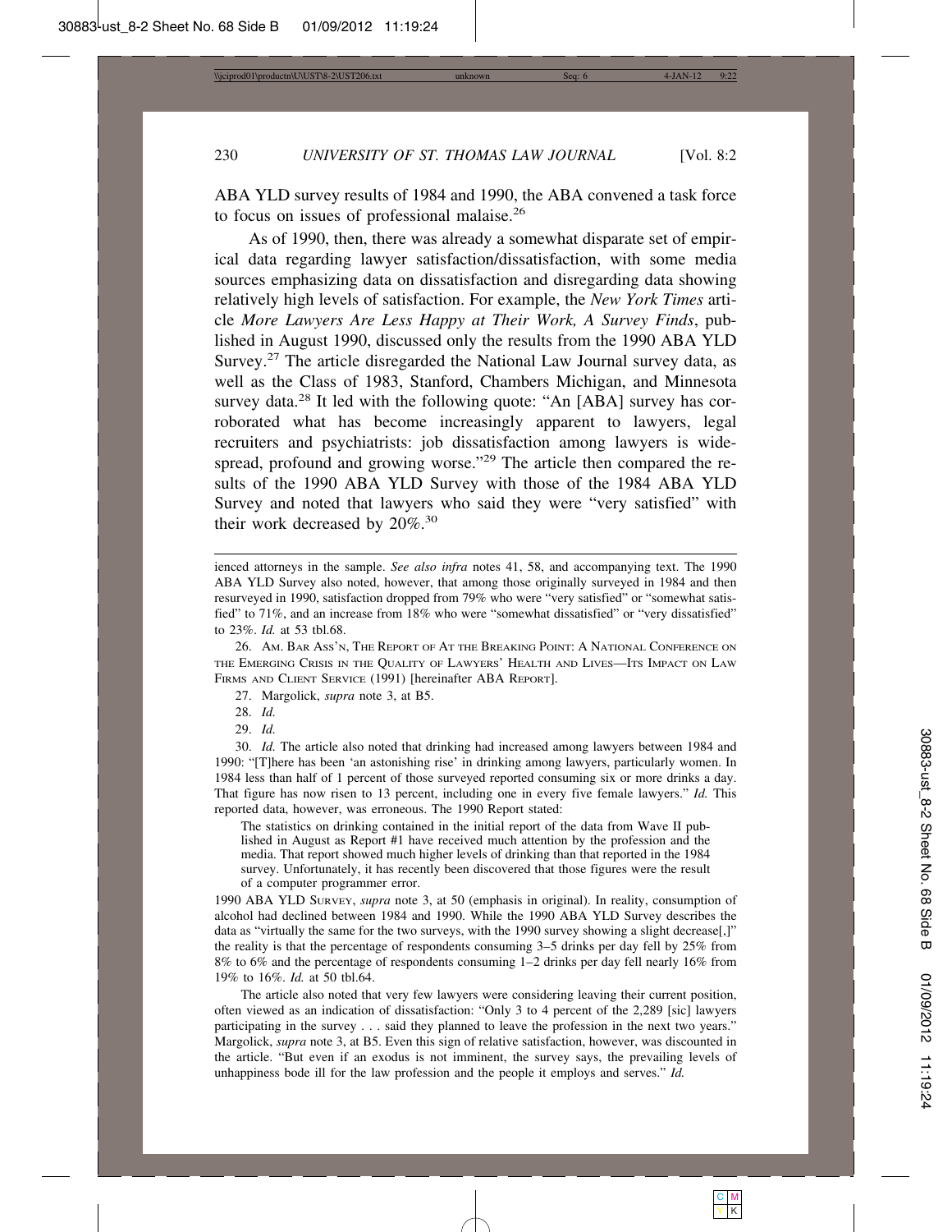ABA YLD survey results of 1984 and 1990, the ABA convened a task force to focus on issues of professional malaise.[26]

As of 1990, then, there was already a somewhat disparate set of empirical data regarding lawyer satisfaction/dissatisfaction, with some media sources emphasizing data on dissatisfaction and disregarding data showing relatively high levels of satisfaction. For example, the *New York Times* article *More Lawyers Are Less Happy at Their Work, A Survey Finds*, published in August 1990, discussed only the results from the 1990 ABA YLD Survey.[27] The article disregarded the National Law Journal survey data, as well as the Class of 1983, Stanford, Chambers Michigan, and Minnesota survey data.[28] It led with the following quote: "An [ABA] survey has corroborated what has become increasingly apparent to lawyers, legal recruiters and psychiatrists: job dissatisfaction among lawyers is widespread, profound and growing worse."[29] The article then compared the results of the 1990 ABA YLD Survey with those of the 1984 ABA YLD Survey and noted that lawyers who said they were "very satisfied" with their work decreased by 20%.[30]

---

ienced attorneys in the sample. *See also infra* notes 41, 58, and accompanying text. The 1990 ABA YLD Survey also noted, however, that among those originally surveyed in 1984 and then resurveyed in 1990, satisfaction dropped from 79% who were "very satisfied" or "somewhat satisfied" to 71%, and an increase from 18% who were "somewhat dissatisfied" or "very dissatisfied" to 23%. *Id.* at 53 tbl.68.

26. Am. Bar Ass'n, The Report of At the Breaking Point: A National Conference on the Emerging Crisis in the Quality of Lawyers' Health and Lives—Its Impact on Law Firms and Client Service (1991) [hereinafter ABA Report].

27. Margolick, *supra* note 3, at B5.

28. *Id.*

29. *Id.*

30. *Id.* The article also noted that drinking had increased among lawyers between 1984 and 1990: "[T]here has been 'an astonishing rise' in drinking among lawyers, particularly women. In 1984 less than half of 1 percent of those surveyed reported consuming six or more drinks a day. That figure has now risen to 13 percent, including one in every five female lawyers." *Id.* This reported data, however, was erroneous. The 1990 Report stated:

> The statistics on drinking contained in the initial report of the data from Wave II published in August as Report #1 have received much attention by the profession and the media. That report showed much higher levels of drinking than that reported in the 1984 survey. Unfortunately, it has recently been discovered that those figures were the result of a computer programmer error.

1990 ABA YLD Survey, *supra* note 3, at 50 (emphasis in original). In reality, consumption of alcohol had declined between 1984 and 1990. While the 1990 ABA YLD Survey describes the data as "virtually the same for the two surveys, with the 1990 survey showing a slight decrease[,]" the reality is that the percentage of respondents consuming 3–5 drinks per day fell by 25% from 8% to 6% and the percentage of respondents consuming 1–2 drinks per day fell nearly 16% from 19% to 16%. *Id.* at 50 tbl.64.

The article also noted that very few lawyers were considering leaving their current position, often viewed as an indication of dissatisfaction: "Only 3 to 4 percent of the 2,289 [sic] lawyers participating in the survey . . . said they planned to leave the profession in the next two years." Margolick, *supra* note 3, at B5. Even this sign of relative satisfaction, however, was discounted in the article. "But even if an exodus is not imminent, the survey says, the prevailing levels of unhappiness bode ill for the law profession and the people it employs and serves." *Id.*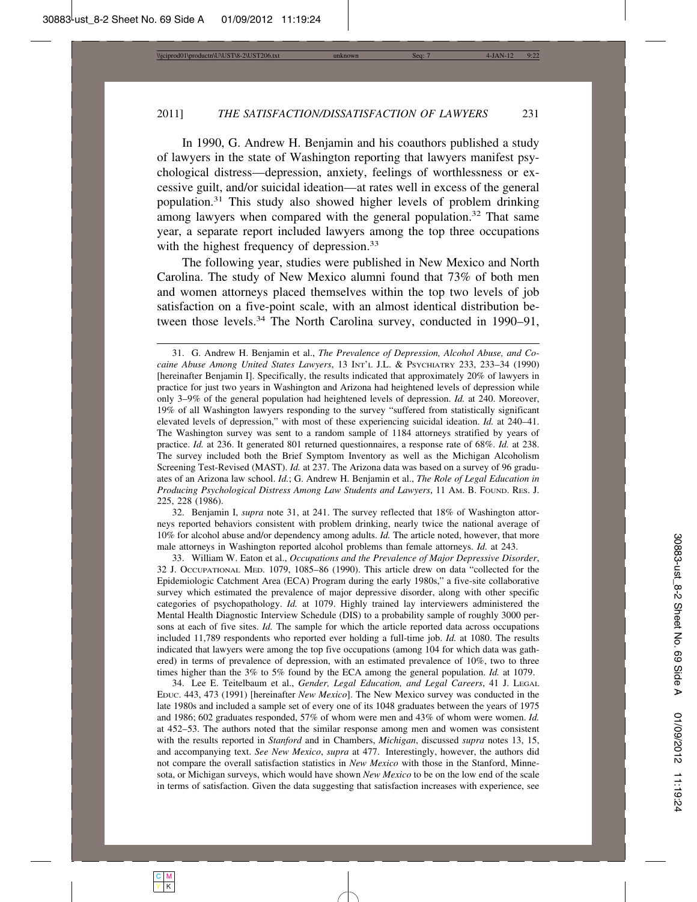In 1990, G. Andrew H. Benjamin and his coauthors published a study of lawyers in the state of Washington reporting that lawyers manifest psychological distress—depression, anxiety, feelings of worthlessness or excessive guilt, and/or suicidal ideation—at rates well in excess of the general population.[31] This study also showed higher levels of problem drinking among lawyers when compared with the general population.[32] That same year, a separate report included lawyers among the top three occupations with the highest frequency of depression.[33]

The following year, studies were published in New Mexico and North Carolina. The study of New Mexico alumni found that 73% of both men and women attorneys placed themselves within the top two levels of job satisfaction on a five-point scale, with an almost identical distribution between those levels.[34] The North Carolina survey, conducted in 1990–91,

---

31. G. Andrew H. Benjamin et al., *The Prevalence of Depression, Alcohol Abuse, and Cocaine Abuse Among United States Lawyers*, 13 INT'L J.L. & PSYCHIATRY 233, 233–34 (1990) [hereinafter Benjamin I]. Specifically, the results indicated that approximately 20% of lawyers in practice for just two years in Washington and Arizona had heightened levels of depression while only 3–9% of the general population had heightened levels of depression. *Id.* at 240. Moreover, 19% of all Washington lawyers responding to the survey "suffered from statistically significant elevated levels of depression," with most of these experiencing suicidal ideation. *Id.* at 240–41. The Washington survey was sent to a random sample of 1184 attorneys stratified by years of practice. *Id.* at 236. It generated 801 returned questionnaires, a response rate of 68%. *Id.* at 238. The survey included both the Brief Symptom Inventory as well as the Michigan Alcoholism Screening Test-Revised (MAST). *Id.* at 237. The Arizona data was based on a survey of 96 graduates of an Arizona law school. *Id.*; G. Andrew H. Benjamin et al., *The Role of Legal Education in Producing Psychological Distress Among Law Students and Lawyers*, 11 AM. B. FOUND. RES. J. 225, 228 (1986).

32. Benjamin I, *supra* note 31, at 241. The survey reflected that 18% of Washington attorneys reported behaviors consistent with problem drinking, nearly twice the national average of 10% for alcohol abuse and/or dependency among adults. *Id.* The article noted, however, that more male attorneys in Washington reported alcohol problems than female attorneys. *Id.* at 243.

33. William W. Eaton et al., *Occupations and the Prevalence of Major Depressive Disorder*, 32 J. OCCUPATIONAL MED. 1079, 1085–86 (1990). This article drew on data "collected for the Epidemiologic Catchment Area (ECA) Program during the early 1980s," a five-site collaborative survey which estimated the prevalence of major depressive disorder, along with other specific categories of psychopathology. *Id.* at 1079. Highly trained lay interviewers administered the Mental Health Diagnostic Interview Schedule (DIS) to a probability sample of roughly 3000 persons at each of five sites. *Id.* The sample for which the article reported data across occupations included 11,789 respondents who reported ever holding a full-time job. *Id.* at 1080. The results indicated that lawyers were among the top five occupations (among 104 for which data was gathered) in terms of prevalence of depression, with an estimated prevalence of 10%, two to three times higher than the 3% to 5% found by the ECA among the general population. *Id.* at 1079.

34. Lee E. Teitelbaum et al., *Gender, Legal Education, and Legal Careers*, 41 J. LEGAL EDUC. 443, 473 (1991) [hereinafter *New Mexico*]. The New Mexico survey was conducted in the late 1980s and included a sample set of every one of its 1048 graduates between the years of 1975 and 1986; 602 graduates responded, 57% of whom were men and 43% of whom were women. *Id.* at 452–53. The authors noted that the similar response among men and women was consistent with the results reported in *Stanford* and in Chambers, *Michigan*, discussed *supra* notes 13, 15, and accompanying text. *See New Mexico*, *supra* at 477. Interestingly, however, the authors did not compare the overall satisfaction statistics in *New Mexico* with those in the Stanford, Minnesota, or Michigan surveys, which would have shown *New Mexico* to be on the low end of the scale in terms of satisfaction. Given the data suggesting that satisfaction increases with experience, see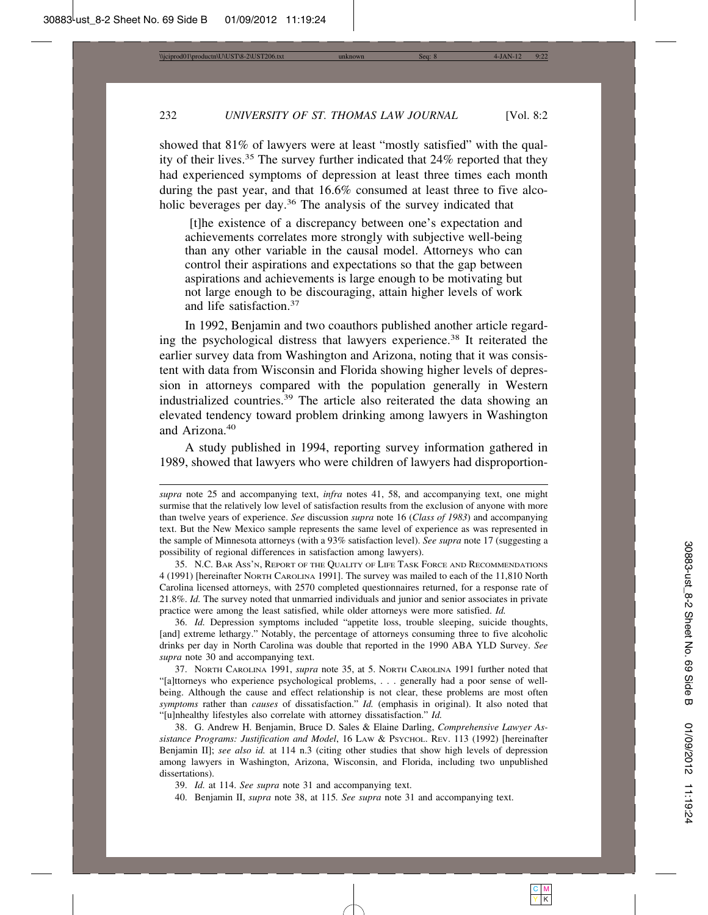showed that 81% of lawyers were at least "mostly satisfied" with the quality of their lives.[35] The survey further indicated that 24% reported that they had experienced symptoms of depression at least three times each month during the past year, and that 16.6% consumed at least three to five alcoholic beverages per day.[36] The analysis of the survey indicated that

> [t]he existence of a discrepancy between one's expectation and achievements correlates more strongly with subjective well-being than any other variable in the causal model. Attorneys who can control their aspirations and expectations so that the gap between aspirations and achievements is large enough to be motivating but not large enough to be discouraging, attain higher levels of work and life satisfaction.[37]

In 1992, Benjamin and two coauthors published another article regarding the psychological distress that lawyers experience.[38] It reiterated the earlier survey data from Washington and Arizona, noting that it was consistent with data from Wisconsin and Florida showing higher levels of depression in attorneys compared with the population generally in Western industrialized countries.[39] The article also reiterated the data showing an elevated tendency toward problem drinking among lawyers in Washington and Arizona.[40]

A study published in 1994, reporting survey information gathered in 1989, showed that lawyers who were children of lawyers had disproportion-

---

*supra* note 25 and accompanying text, *infra* notes 41, 58, and accompanying text, one might surmise that the relatively low level of satisfaction results from the exclusion of anyone with more than twelve years of experience. *See* discussion *supra* note 16 (*Class of 1983*) and accompanying text. But the New Mexico sample represents the same level of experience as was represented in the sample of Minnesota attorneys (with a 93% satisfaction level). *See supra* note 17 (suggesting a possibility of regional differences in satisfaction among lawyers).

35. N.C. Bar Ass'n, Report of the Quality of Life Task Force and Recommendations 4 (1991) [hereinafter North Carolina 1991]. The survey was mailed to each of the 11,810 North Carolina licensed attorneys, with 2570 completed questionnaires returned, for a response rate of 21.8%. *Id.* The survey noted that unmarried individuals and junior and senior associates in private practice were among the least satisfied, while older attorneys were more satisfied. *Id.*

36. *Id.* Depression symptoms included "appetite loss, trouble sleeping, suicide thoughts, [and] extreme lethargy." Notably, the percentage of attorneys consuming three to five alcoholic drinks per day in North Carolina was double that reported in the 1990 ABA YLD Survey. *See supra* note 30 and accompanying text.

37. North Carolina 1991, *supra* note 35, at 5. North Carolina 1991 further noted that "[a]ttorneys who experience psychological problems, . . . generally had a poor sense of well-being. Although the cause and effect relationship is not clear, these problems are most often *symptoms* rather than *causes* of dissatisfaction." *Id.* (emphasis in original). It also noted that "[u]nhealthy lifestyles also correlate with attorney dissatisfaction." *Id.*

38. G. Andrew H. Benjamin, Bruce D. Sales & Elaine Darling, *Comprehensive Lawyer Assistance Programs: Justification and Model*, 16 Law & Psychol. Rev. 113 (1992) [hereinafter Benjamin II]; *see also id.* at 114 n.3 (citing other studies that show high levels of depression among lawyers in Washington, Arizona, Wisconsin, and Florida, including two unpublished dissertations).

39. *Id.* at 114. *See supra* note 31 and accompanying text.

40. Benjamin II, *supra* note 38, at 115. *See supra* note 31 and accompanying text.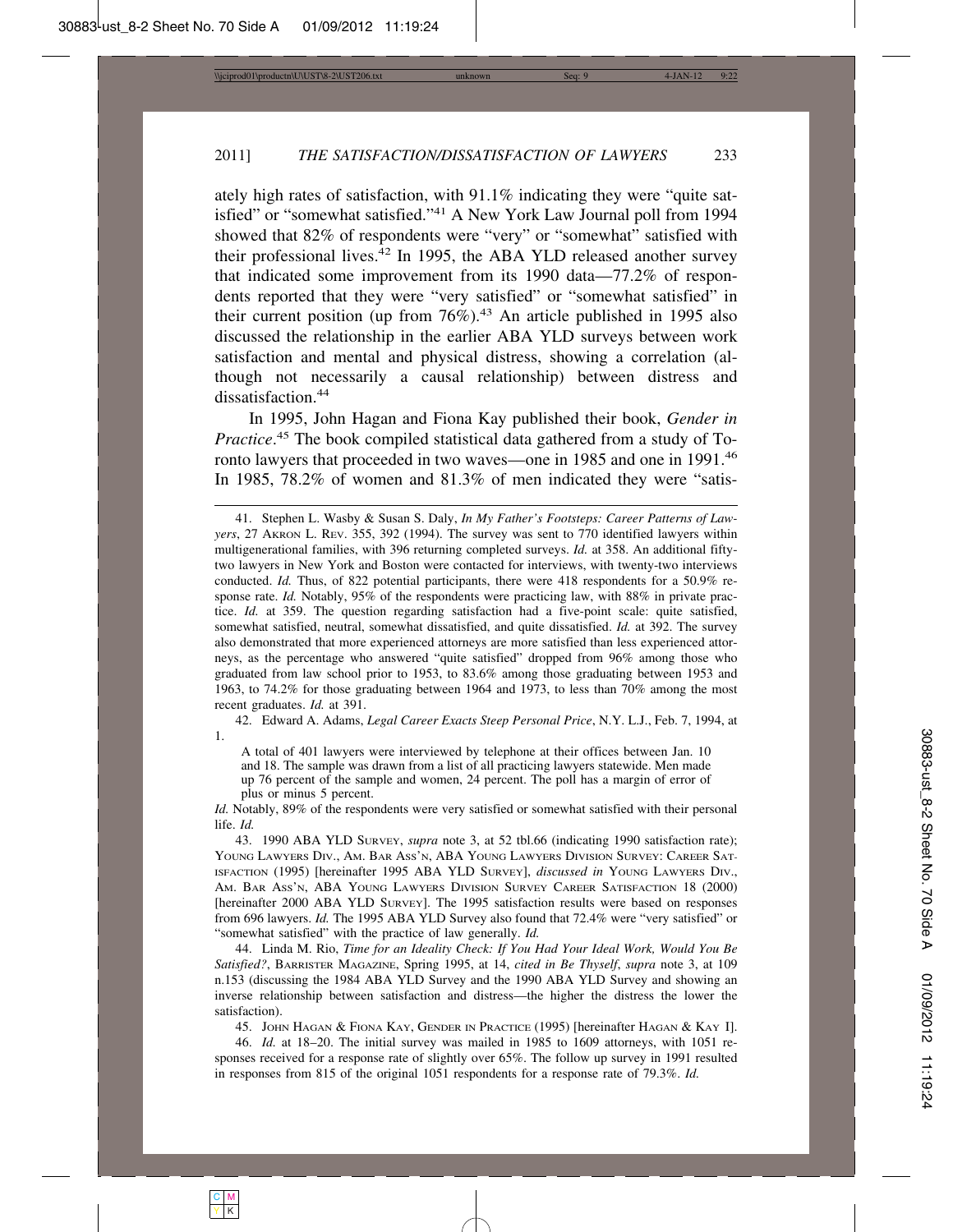ately high rates of satisfaction, with 91.1% indicating they were "quite satisfied" or "somewhat satisfied."[41] A New York Law Journal poll from 1994 showed that 82% of respondents were "very" or "somewhat" satisfied with their professional lives.[42] In 1995, the ABA YLD released another survey that indicated some improvement from its 1990 data—77.2% of respondents reported that they were "very satisfied" or "somewhat satisfied" in their current position (up from 76%).[43] An article published in 1995 also discussed the relationship in the earlier ABA YLD surveys between work satisfaction and mental and physical distress, showing a correlation (although not necessarily a causal relationship) between distress and dissatisfaction.[44]

In 1995, John Hagan and Fiona Kay published their book, *Gender in Practice*.[45] The book compiled statistical data gathered from a study of Toronto lawyers that proceeded in two waves—one in 1985 and one in 1991.[46] In 1985, 78.2% of women and 81.3% of men indicated they were "satis-

---

41. Stephen L. Wasby & Susan S. Daly, *In My Father's Footsteps: Career Patterns of Lawyers*, 27 AKRON L. REV. 355, 392 (1994). The survey was sent to 770 identified lawyers within multigenerational families, with 396 returning completed surveys. *Id.* at 358. An additional fifty-two lawyers in New York and Boston were contacted for interviews, with twenty-two interviews conducted. *Id.* Thus, of 822 potential participants, there were 418 respondents for a 50.9% response rate. *Id.* Notably, 95% of the respondents were practicing law, with 88% in private practice. *Id.* at 359. The question regarding satisfaction had a five-point scale: quite satisfied, somewhat satisfied, neutral, somewhat dissatisfied, and quite dissatisfied. *Id.* at 392. The survey also demonstrated that more experienced attorneys are more satisfied than less experienced attorneys, as the percentage who answered "quite satisfied" dropped from 96% among those who graduated from law school prior to 1953, to 83.6% among those graduating between 1953 and 1963, to 74.2% for those graduating between 1964 and 1973, to less than 70% among the most recent graduates. *Id.* at 391.

42. Edward A. Adams, *Legal Career Exacts Steep Personal Price*, N.Y. L.J., Feb. 7, 1994, at 1.

> A total of 401 lawyers were interviewed by telephone at their offices between Jan. 10 and 18. The sample was drawn from a list of all practicing lawyers statewide. Men made up 76 percent of the sample and women, 24 percent. The poll has a margin of error of plus or minus 5 percent.

*Id.* Notably, 89% of the respondents were very satisfied or somewhat satisfied with their personal life. *Id.*

43. 1990 ABA YLD SURVEY, *supra* note 3, at 52 tbl.66 (indicating 1990 satisfaction rate); YOUNG LAWYERS DIV., AM. BAR ASS'N, ABA YOUNG LAWYERS DIVISION SURVEY: CAREER SATISFACTION (1995) [hereinafter 1995 ABA YLD SURVEY], *discussed in* YOUNG LAWYERS DIV., AM. BAR ASS'N, ABA YOUNG LAWYERS DIVISION SURVEY CAREER SATISFACTION 18 (2000) [hereinafter 2000 ABA YLD SURVEY]. The 1995 satisfaction results were based on responses from 696 lawyers. *Id.* The 1995 ABA YLD Survey also found that 72.4% were "very satisfied" or "somewhat satisfied" with the practice of law generally. *Id.*

44. Linda M. Rio, *Time for an Ideality Check: If You Had Your Ideal Work, Would You Be Satisfied?*, BARRISTER MAGAZINE, Spring 1995, at 14, *cited in Be Thyself*, *supra* note 3, at 109 n.153 (discussing the 1984 ABA YLD Survey and the 1990 ABA YLD Survey and showing an inverse relationship between satisfaction and distress—the higher the distress the lower the satisfaction).

45. JOHN HAGAN & FIONA KAY, GENDER IN PRACTICE (1995) [hereinafter HAGAN & KAY I].

46. *Id.* at 18–20. The initial survey was mailed in 1985 to 1609 attorneys, with 1051 responses received for a response rate of slightly over 65%. The follow up survey in 1991 resulted in responses from 815 of the original 1051 respondents for a response rate of 79.3%. *Id.*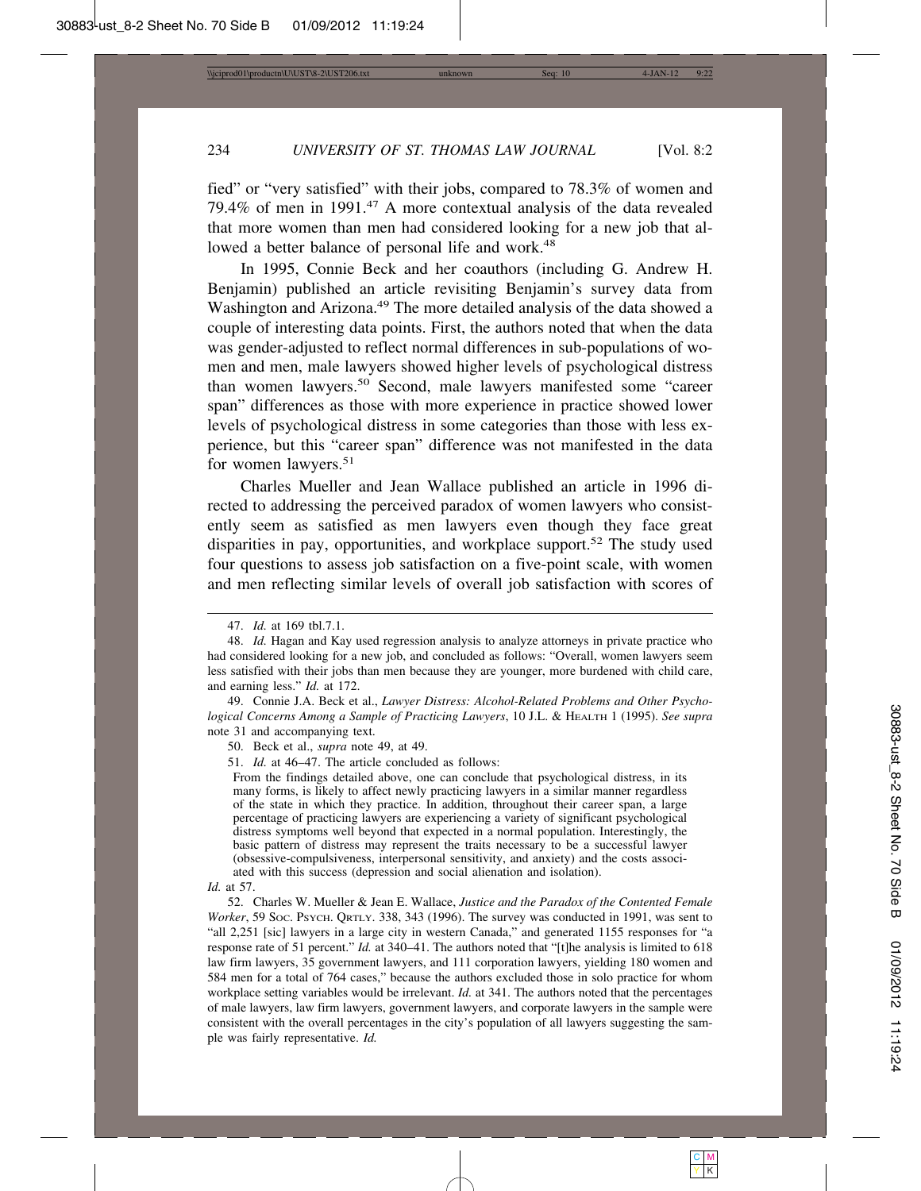fied" or "very satisfied" with their jobs, compared to 78.3% of women and 79.4% of men in 1991.[47] A more contextual analysis of the data revealed that more women than men had considered looking for a new job that allowed a better balance of personal life and work.[48]

In 1995, Connie Beck and her coauthors (including G. Andrew H. Benjamin) published an article revisiting Benjamin's survey data from Washington and Arizona.[49] The more detailed analysis of the data showed a couple of interesting data points. First, the authors noted that when the data was gender-adjusted to reflect normal differences in sub-populations of women and men, male lawyers showed higher levels of psychological distress than women lawyers.[50] Second, male lawyers manifested some "career span" differences as those with more experience in practice showed lower levels of psychological distress in some categories than those with less experience, but this "career span" difference was not manifested in the data for women lawyers.[51]

Charles Mueller and Jean Wallace published an article in 1996 directed to addressing the perceived paradox of women lawyers who consistently seem as satisfied as men lawyers even though they face great disparities in pay, opportunities, and workplace support.[52] The study used four questions to assess job satisfaction on a five-point scale, with women and men reflecting similar levels of overall job satisfaction with scores of

---

47. *Id.* at 169 tbl.7.1.

48. *Id.* Hagan and Kay used regression analysis to analyze attorneys in private practice who had considered looking for a new job, and concluded as follows: "Overall, women lawyers seem less satisfied with their jobs than men because they are younger, more burdened with child care, and earning less." *Id.* at 172.

49. Connie J.A. Beck et al., *Lawyer Distress: Alcohol-Related Problems and Other Psychological Concerns Among a Sample of Practicing Lawyers*, 10 J.L. & HEALTH 1 (1995). *See supra* note 31 and accompanying text.

50. Beck et al., *supra* note 49, at 49.

51. *Id.* at 46–47. The article concluded as follows:

> From the findings detailed above, one can conclude that psychological distress, in its many forms, is likely to affect newly practicing lawyers in a similar manner regardless of the state in which they practice. In addition, throughout their career span, a large percentage of practicing lawyers are experiencing a variety of significant psychological distress symptoms well beyond that expected in a normal population. Interestingly, the basic pattern of distress may represent the traits necessary to be a successful lawyer (obsessive-compulsiveness, interpersonal sensitivity, and anxiety) and the costs associated with this success (depression and social alienation and isolation).

*Id.* at 57.

52. Charles W. Mueller & Jean E. Wallace, *Justice and the Paradox of the Contented Female Worker*, 59 SOC. PSYCH. QRTLY. 338, 343 (1996). The survey was conducted in 1991, was sent to "all 2,251 [sic] lawyers in a large city in western Canada," and generated 1155 responses for "a response rate of 51 percent." *Id.* at 340–41. The authors noted that "[t]he analysis is limited to 618 law firm lawyers, 35 government lawyers, and 111 corporation lawyers, yielding 180 women and 584 men for a total of 764 cases," because the authors excluded those in solo practice for whom workplace setting variables would be irrelevant. *Id.* at 341. The authors noted that the percentages of male lawyers, law firm lawyers, government lawyers, and corporate lawyers in the sample were consistent with the overall percentages in the city's population of all lawyers suggesting the sample was fairly representative. *Id.*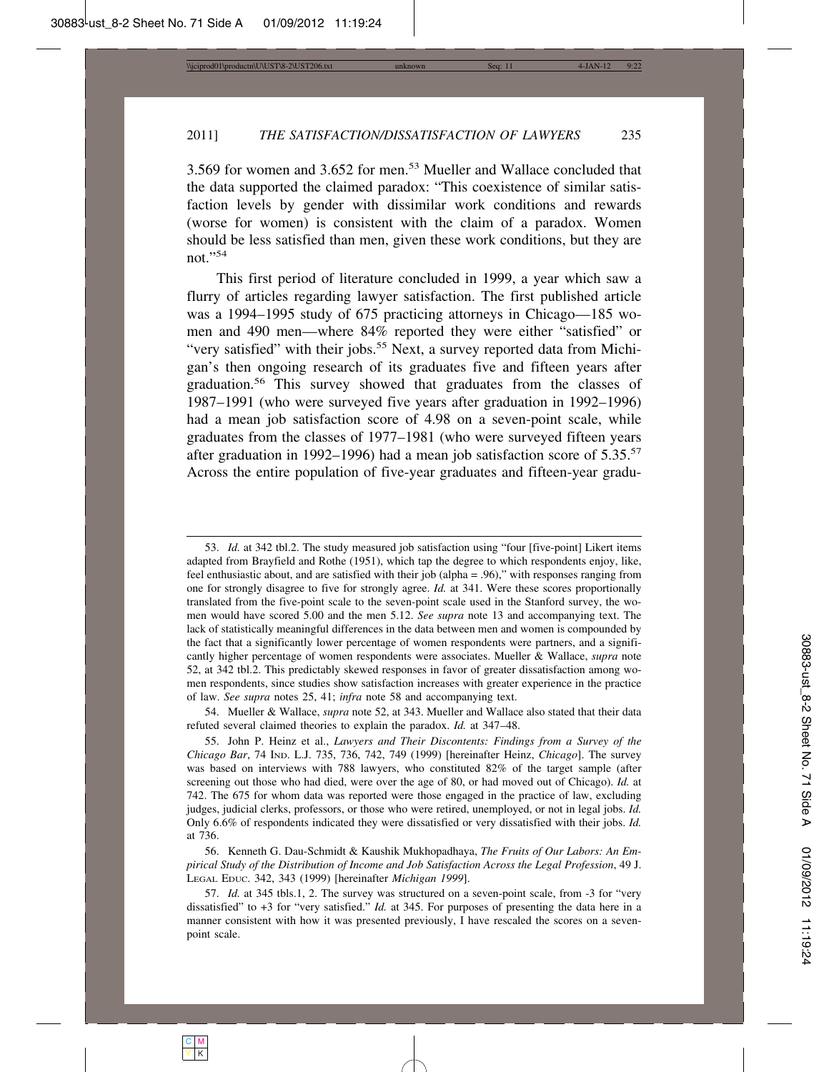3.569 for women and 3.652 for men.[53] Mueller and Wallace concluded that the data supported the claimed paradox: "This coexistence of similar satisfaction levels by gender with dissimilar work conditions and rewards (worse for women) is consistent with the claim of a paradox. Women should be less satisfied than men, given these work conditions, but they are not."[54]

This first period of literature concluded in 1999, a year which saw a flurry of articles regarding lawyer satisfaction. The first published article was a 1994–1995 study of 675 practicing attorneys in Chicago—185 women and 490 men—where 84% reported they were either "satisfied" or "very satisfied" with their jobs.[55] Next, a survey reported data from Michigan's then ongoing research of its graduates five and fifteen years after graduation.[56] This survey showed that graduates from the classes of 1987–1991 (who were surveyed five years after graduation in 1992–1996) had a mean job satisfaction score of 4.98 on a seven-point scale, while graduates from the classes of 1977–1981 (who were surveyed fifteen years after graduation in 1992–1996) had a mean job satisfaction score of 5.35.[57] Across the entire population of five-year graduates and fifteen-year gradu-

---

53. *Id.* at 342 tbl.2. The study measured job satisfaction using "four [five-point] Likert items adapted from Brayfield and Rothe (1951), which tap the degree to which respondents enjoy, like, feel enthusiastic about, and are satisfied with their job (alpha = .96)," with responses ranging from one for strongly disagree to five for strongly agree. *Id.* at 341. Were these scores proportionally translated from the five-point scale to the seven-point scale used in the Stanford survey, the women would have scored 5.00 and the men 5.12. *See supra* note 13 and accompanying text. The lack of statistically meaningful differences in the data between men and women is compounded by the fact that a significantly lower percentage of women respondents were partners, and a significantly higher percentage of women respondents were associates. Mueller & Wallace, *supra* note 52, at 342 tbl.2. This predictably skewed responses in favor of greater dissatisfaction among women respondents, since studies show satisfaction increases with greater experience in the practice of law. *See supra* notes 25, 41; *infra* note 58 and accompanying text.

54. Mueller & Wallace, *supra* note 52, at 343. Mueller and Wallace also stated that their data refuted several claimed theories to explain the paradox. *Id.* at 347–48.

55. John P. Heinz et al., *Lawyers and Their Discontents: Findings from a Survey of the Chicago Bar*, 74 IND. L.J. 735, 736, 742, 749 (1999) [hereinafter Heinz, *Chicago*]. The survey was based on interviews with 788 lawyers, who constituted 82% of the target sample (after screening out those who had died, were over the age of 80, or had moved out of Chicago). *Id.* at 742. The 675 for whom data was reported were those engaged in the practice of law, excluding judges, judicial clerks, professors, or those who were retired, unemployed, or not in legal jobs. *Id.* Only 6.6% of respondents indicated they were dissatisfied or very dissatisfied with their jobs. *Id.* at 736.

56. Kenneth G. Dau-Schmidt & Kaushik Mukhopadhaya, *The Fruits of Our Labors: An Empirical Study of the Distribution of Income and Job Satisfaction Across the Legal Profession*, 49 J. LEGAL EDUC. 342, 343 (1999) [hereinafter *Michigan 1999*].

57. *Id.* at 345 tbls.1, 2. The survey was structured on a seven-point scale, from -3 for "very dissatisfied" to +3 for "very satisfied." *Id.* at 345. For purposes of presenting the data here in a manner consistent with how it was presented previously, I have rescaled the scores on a seven-point scale.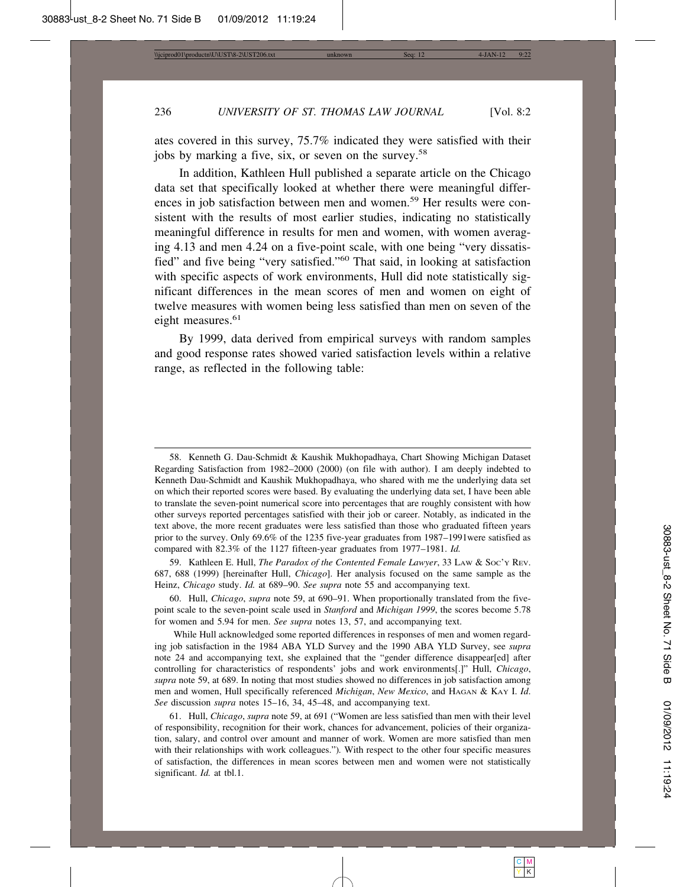ates covered in this survey, 75.7% indicated they were satisfied with their jobs by marking a five, six, or seven on the survey.[58]

In addition, Kathleen Hull published a separate article on the Chicago data set that specifically looked at whether there were meaningful differences in job satisfaction between men and women.[59] Her results were consistent with the results of most earlier studies, indicating no statistically meaningful difference in results for men and women, with women averaging 4.13 and men 4.24 on a five-point scale, with one being "very dissatisfied" and five being "very satisfied."[60] That said, in looking at satisfaction with specific aspects of work environments, Hull did note statistically significant differences in the mean scores of men and women on eight of twelve measures with women being less satisfied than men on seven of the eight measures.[61]

By 1999, data derived from empirical surveys with random samples and good response rates showed varied satisfaction levels within a relative range, as reflected in the following table:

---

58. Kenneth G. Dau-Schmidt & Kaushik Mukhopadhaya, Chart Showing Michigan Dataset Regarding Satisfaction from 1982–2000 (2000) (on file with author). I am deeply indebted to Kenneth Dau-Schmidt and Kaushik Mukhopadhaya, who shared with me the underlying data set on which their reported scores were based. By evaluating the underlying data set, I have been able to translate the seven-point numerical score into percentages that are roughly consistent with how other surveys reported percentages satisfied with their job or career. Notably, as indicated in the text above, the more recent graduates were less satisfied than those who graduated fifteen years prior to the survey. Only 69.6% of the 1235 five-year graduates from 1987–1991were satisfied as compared with 82.3% of the 1127 fifteen-year graduates from 1977–1981. *Id.*

59. Kathleen E. Hull, *The Paradox of the Contented Female Lawyer*, 33 LAW & SOC'Y REV. 687, 688 (1999) [hereinafter Hull, *Chicago*]. Her analysis focused on the same sample as the Heinz, *Chicago* study. *Id.* at 689–90. *See supra* note 55 and accompanying text.

60. Hull, *Chicago*, *supra* note 59, at 690–91. When proportionally translated from the five-point scale to the seven-point scale used in *Stanford* and *Michigan 1999*, the scores become 5.78 for women and 5.94 for men. *See supra* notes 13, 57, and accompanying text.

While Hull acknowledged some reported differences in responses of men and women regarding job satisfaction in the 1984 ABA YLD Survey and the 1990 ABA YLD Survey, see *supra* note 24 and accompanying text, she explained that the "gender difference disappear[ed] after controlling for characteristics of respondents' jobs and work environments[.]" Hull, *Chicago*, *supra* note 59, at 689. In noting that most studies showed no differences in job satisfaction among men and women, Hull specifically referenced *Michigan*, *New Mexico*, and HAGAN & KAY I. *Id.* *See* discussion *supra* notes 15–16, 34, 45–48, and accompanying text.

61. Hull, *Chicago*, *supra* note 59, at 691 ("Women are less satisfied than men with their level of responsibility, recognition for their work, chances for advancement, policies of their organization, salary, and control over amount and manner of work. Women are more satisfied than men with their relationships with work colleagues."). With respect to the other four specific measures of satisfaction, the differences in mean scores between men and women were not statistically significant. *Id.* at tbl.1.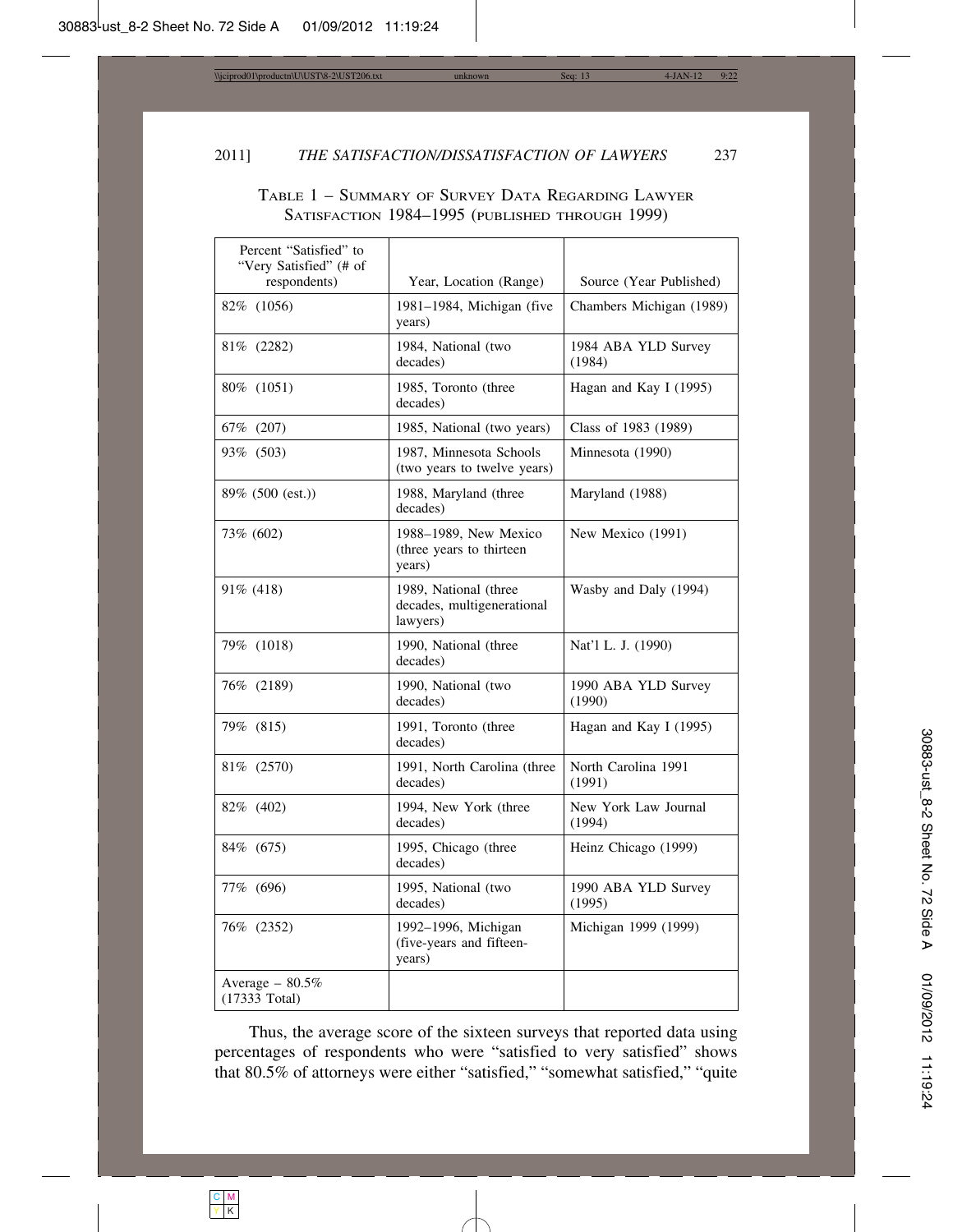Table 1 – Summary of Survey Data Regarding Lawyer Satisfaction 1984–1995 (published through 1999)

| Percent "Satisfied" to "Very Satisfied" (# of respondents) | Year, Location (Range) | Source (Year Published) |
|---|---|---|
| 82% (1056) | 1981–1984, Michigan (five years) | Chambers Michigan (1989) |
| 81% (2282) | 1984, National (two decades) | 1984 ABA YLD Survey (1984) |
| 80% (1051) | 1985, Toronto (three decades) | Hagan and Kay I (1995) |
| 67% (207) | 1985, National (two years) | Class of 1983 (1989) |
| 93% (503) | 1987, Minnesota Schools (two years to twelve years) | Minnesota (1990) |
| 89% (500 (est.)) | 1988, Maryland (three decades) | Maryland (1988) |
| 73% (602) | 1988–1989, New Mexico (three years to thirteen years) | New Mexico (1991) |
| 91% (418) | 1989, National (three decades, multigenerational lawyers) | Wasby and Daly (1994) |
| 79% (1018) | 1990, National (three decades) | Nat'l L. J. (1990) |
| 76% (2189) | 1990, National (two decades) | 1990 ABA YLD Survey (1990) |
| 79% (815) | 1991, Toronto (three decades) | Hagan and Kay I (1995) |
| 81% (2570) | 1991, North Carolina (three decades) | North Carolina 1991 (1991) |
| 82% (402) | 1994, New York (three decades) | New York Law Journal (1994) |
| 84% (675) | 1995, Chicago (three decades) | Heinz Chicago (1999) |
| 77% (696) | 1995, National (two decades) | 1990 ABA YLD Survey (1995) |
| 76% (2352) | 1992–1996, Michigan (five-years and fifteen-years) | Michigan 1999 (1999) |
| Average – 80.5% (17333 Total) | | |

Thus, the average score of the sixteen surveys that reported data using percentages of respondents who were "satisfied to very satisfied" shows that 80.5% of attorneys were either "satisfied," "somewhat satisfied," "quite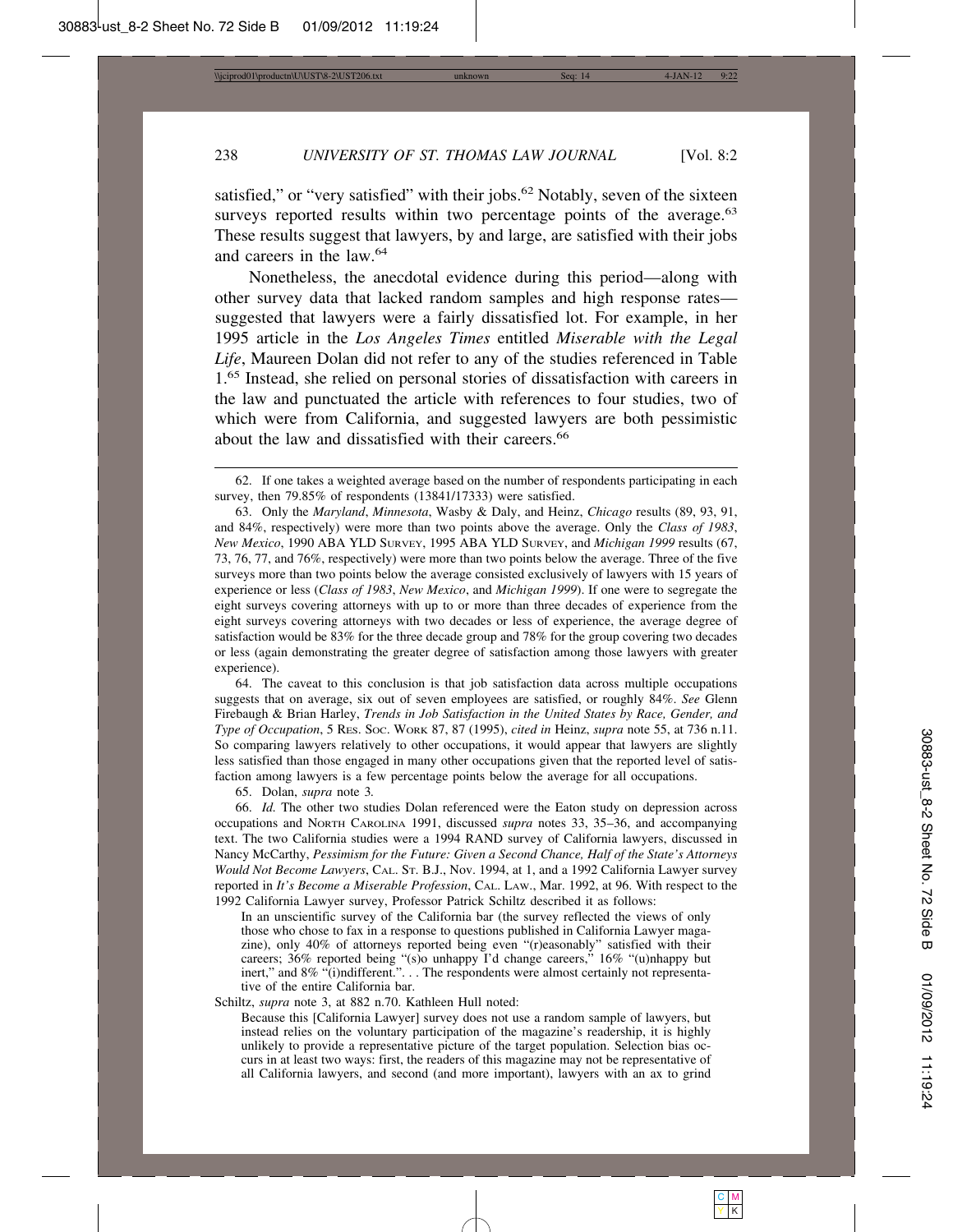satisfied," or "very satisfied" with their jobs.[62] Notably, seven of the sixteen surveys reported results within two percentage points of the average.[63] These results suggest that lawyers, by and large, are satisfied with their jobs and careers in the law.[64]

Nonetheless, the anecdotal evidence during this period—along with other survey data that lacked random samples and high response rates—suggested that lawyers were a fairly dissatisfied lot. For example, in her 1995 article in the *Los Angeles Times* entitled *Miserable with the Legal Life*, Maureen Dolan did not refer to any of the studies referenced in Table 1.[65] Instead, she relied on personal stories of dissatisfaction with careers in the law and punctuated the article with references to four studies, two of which were from California, and suggested lawyers are both pessimistic about the law and dissatisfied with their careers.[66]

---

62. If one takes a weighted average based on the number of respondents participating in each survey, then 79.85% of respondents (13841/17333) were satisfied.

63. Only the *Maryland*, *Minnesota*, Wasby & Daly, and Heinz, *Chicago* results (89, 93, 91, and 84%, respectively) were more than two points above the average. Only the *Class of 1983*, *New Mexico*, 1990 ABA YLD SURVEY, 1995 ABA YLD SURVEY, and *Michigan 1999* results (67, 73, 76, 77, and 76%, respectively) were more than two points below the average. Three of the five surveys more than two points below the average consisted exclusively of lawyers with 15 years of experience or less (*Class of 1983*, *New Mexico*, and *Michigan 1999*). If one were to segregate the eight surveys covering attorneys with up to or more than three decades of experience from the eight surveys covering attorneys with two decades or less of experience, the average degree of satisfaction would be 83% for the three decade group and 78% for the group covering two decades or less (again demonstrating the greater degree of satisfaction among those lawyers with greater experience).

64. The caveat to this conclusion is that job satisfaction data across multiple occupations suggests that on average, six out of seven employees are satisfied, or roughly 84%. *See* Glenn Firebaugh & Brian Harley, *Trends in Job Satisfaction in the United States by Race, Gender, and Type of Occupation*, 5 RES. SOC. WORK 87, 87 (1995), *cited in* Heinz, *supra* note 55, at 736 n.11. So comparing lawyers relatively to other occupations, it would appear that lawyers are slightly less satisfied than those engaged in many other occupations given that the reported level of satisfaction among lawyers is a few percentage points below the average for all occupations.

65. Dolan, *supra* note 3*.*

66. *Id.* The other two studies Dolan referenced were the Eaton study on depression across occupations and NORTH CAROLINA 1991, discussed *supra* notes 33, 35–36, and accompanying text. The two California studies were a 1994 RAND survey of California lawyers, discussed in Nancy McCarthy, *Pessimism for the Future: Given a Second Chance, Half of the State's Attorneys Would Not Become Lawyers*, CAL. ST. B.J., Nov. 1994, at 1, and a 1992 California Lawyer survey reported in *It's Become a Miserable Profession*, CAL. LAW., Mar. 1992, at 96. With respect to the 1992 California Lawyer survey, Professor Patrick Schiltz described it as follows:

> In an unscientific survey of the California bar (the survey reflected the views of only those who chose to fax in a response to questions published in California Lawyer magazine), only 40% of attorneys reported being even "(r)easonably" satisfied with their careers; 36% reported being "(s)o unhappy I'd change careers," 16% "(u)nhappy but inert," and 8% "(i)ndifferent.". . . The respondents were almost certainly not representative of the entire California bar.

Schiltz, *supra* note 3, at 882 n.70. Kathleen Hull noted:

> Because this [California Lawyer] survey does not use a random sample of lawyers, but instead relies on the voluntary participation of the magazine's readership, it is highly unlikely to provide a representative picture of the target population. Selection bias occurs in at least two ways: first, the readers of this magazine may not be representative of all California lawyers, and second (and more important), lawyers with an ax to grind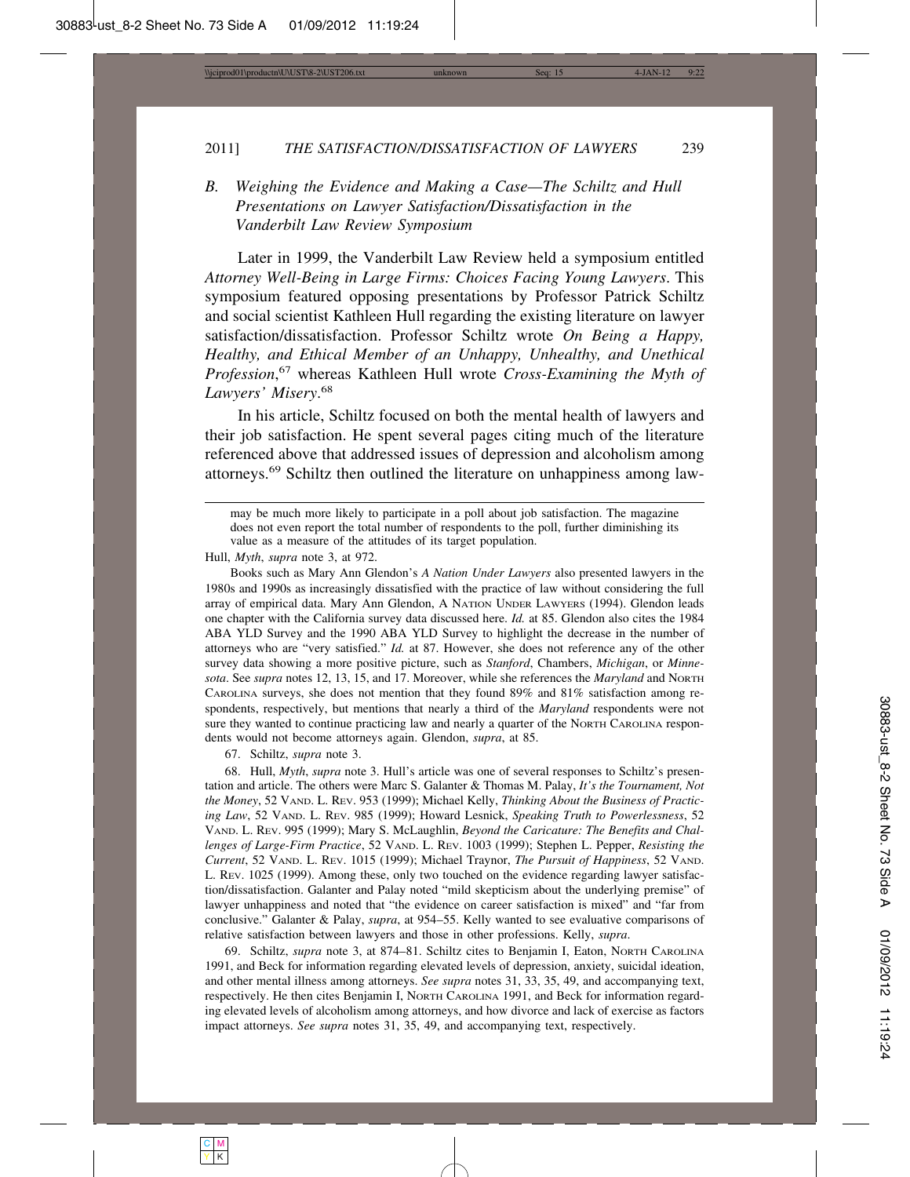### B. *Weighing the Evidence and Making a Case—The Schiltz and Hull Presentations on Lawyer Satisfaction/Dissatisfaction in the Vanderbilt Law Review Symposium*

Later in 1999, the Vanderbilt Law Review held a symposium entitled *Attorney Well-Being in Large Firms: Choices Facing Young Lawyers*. This symposium featured opposing presentations by Professor Patrick Schiltz and social scientist Kathleen Hull regarding the existing literature on lawyer satisfaction/dissatisfaction. Professor Schiltz wrote *On Being a Happy, Healthy, and Ethical Member of an Unhappy, Unhealthy, and Unethical Profession*,[67] whereas Kathleen Hull wrote *Cross-Examining the Myth of Lawyers' Misery*.[68]

In his article, Schiltz focused on both the mental health of lawyers and their job satisfaction. He spent several pages citing much of the literature referenced above that addressed issues of depression and alcoholism among attorneys.[69] Schiltz then outlined the literature on unhappiness among law-

---

may be much more likely to participate in a poll about job satisfaction. The magazine does not even report the total number of respondents to the poll, further diminishing its value as a measure of the attitudes of its target population.

Hull, *Myth*, *supra* note 3, at 972.

Books such as Mary Ann Glendon's *A Nation Under Lawyers* also presented lawyers in the 1980s and 1990s as increasingly dissatisfied with the practice of law without considering the full array of empirical data. Mary Ann Glendon, A NATION UNDER LAWYERS (1994). Glendon leads one chapter with the California survey data discussed here. *Id.* at 85. Glendon also cites the 1984 ABA YLD Survey and the 1990 ABA YLD Survey to highlight the decrease in the number of attorneys who are "very satisfied." *Id.* at 87. However, she does not reference any of the other survey data showing a more positive picture, such as *Stanford*, Chambers, *Michigan*, or *Minnesota*. See *supra* notes 12, 13, 15, and 17. Moreover, while she references the *Maryland* and NORTH CAROLINA surveys, she does not mention that they found 89% and 81% satisfaction among respondents, respectively, but mentions that nearly a third of the *Maryland* respondents were not sure they wanted to continue practicing law and nearly a quarter of the NORTH CAROLINA respondents would not become attorneys again. Glendon, *supra*, at 85.

67. Schiltz, *supra* note 3.

68. Hull, *Myth*, *supra* note 3. Hull's article was one of several responses to Schiltz's presentation and article. The others were Marc S. Galanter & Thomas M. Palay, *It's the Tournament, Not the Money*, 52 VAND. L. REV. 953 (1999); Michael Kelly, *Thinking About the Business of Practicing Law*, 52 VAND. L. REV. 985 (1999); Howard Lesnick, *Speaking Truth to Powerlessness*, 52 VAND. L. REV. 995 (1999); Mary S. McLaughlin, *Beyond the Caricature: The Benefits and Challenges of Large-Firm Practice*, 52 VAND. L. REV. 1003 (1999); Stephen L. Pepper, *Resisting the Current*, 52 VAND. L. REV. 1015 (1999); Michael Traynor, *The Pursuit of Happiness*, 52 VAND. L. REV. 1025 (1999). Among these, only two touched on the evidence regarding lawyer satisfaction/dissatisfaction. Galanter and Palay noted "mild skepticism about the underlying premise" of lawyer unhappiness and noted that "the evidence on career satisfaction is mixed" and "far from conclusive." Galanter & Palay, *supra*, at 954–55. Kelly wanted to see evaluative comparisons of relative satisfaction between lawyers and those in other professions. Kelly, *supra*.

69. Schiltz, *supra* note 3, at 874–81. Schiltz cites to Benjamin I, Eaton, NORTH CAROLINA 1991, and Beck for information regarding elevated levels of depression, anxiety, suicidal ideation, and other mental illness among attorneys. *See supra* notes 31, 33, 35, 49, and accompanying text, respectively. He then cites Benjamin I, NORTH CAROLINA 1991, and Beck for information regarding elevated levels of alcoholism among attorneys, and how divorce and lack of exercise as factors impact attorneys. *See supra* notes 31, 35, 49, and accompanying text, respectively.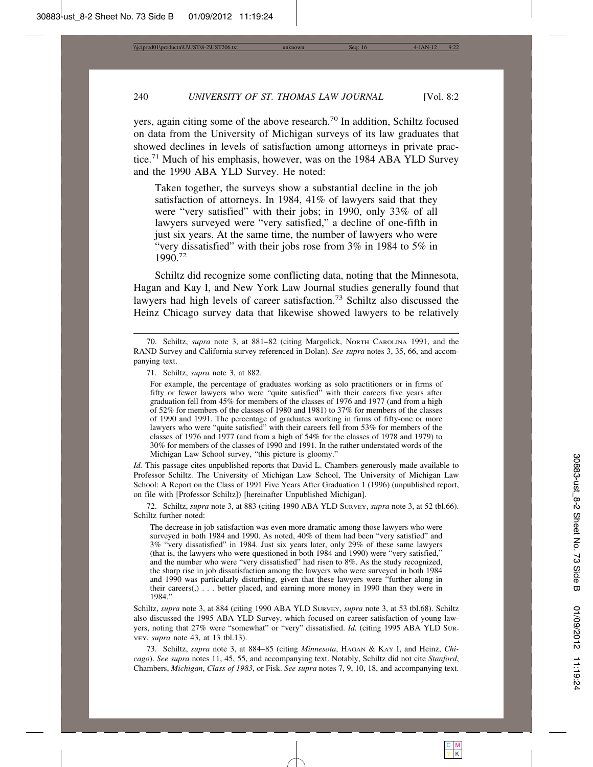yers, again citing some of the above research.[70] In addition, Schiltz focused on data from the University of Michigan surveys of its law graduates that showed declines in levels of satisfaction among attorneys in private practice.[71] Much of his emphasis, however, was on the 1984 ABA YLD Survey and the 1990 ABA YLD Survey. He noted:

> Taken together, the surveys show a substantial decline in the job satisfaction of attorneys. In 1984, 41% of lawyers said that they were "very satisfied" with their jobs; in 1990, only 33% of all lawyers surveyed were "very satisfied," a decline of one-fifth in just six years. At the same time, the number of lawyers who were "very dissatisfied" with their jobs rose from 3% in 1984 to 5% in 1990.[72]

Schiltz did recognize some conflicting data, noting that the Minnesota, Hagan and Kay I, and New York Law Journal studies generally found that lawyers had high levels of career satisfaction.[73] Schiltz also discussed the Heinz Chicago survey data that likewise showed lawyers to be relatively

---

70. Schiltz, *supra* note 3, at 881–82 (citing Margolick, NORTH CAROLINA 1991, and the RAND Survey and California survey referenced in Dolan). *See supra* notes 3, 35, 66, and accompanying text.

71. Schiltz, *supra* note 3, at 882.

> For example, the percentage of graduates working as solo practitioners or in firms of fifty or fewer lawyers who were "quite satisfied" with their careers five years after graduation fell from 45% for members of the classes of 1976 and 1977 (and from a high of 52% for members of the classes of 1980 and 1981) to 37% for members of the classes of 1990 and 1991. The percentage of graduates working in firms of fifty-one or more lawyers who were "quite satisfied" with their careers fell from 53% for members of the classes of 1976 and 1977 (and from a high of 54% for the classes of 1978 and 1979) to 30% for members of the classes of 1990 and 1991. In the rather understated words of the Michigan Law School survey, "this picture is gloomy."

*Id.* This passage cites unpublished reports that David L. Chambers generously made available to Professor Schiltz. The University of Michigan Law School, The University of Michigan Law School: A Report on the Class of 1991 Five Years After Graduation 1 (1996) (unpublished report, on file with [Professor Schiltz]) [hereinafter Unpublished Michigan].

72. Schiltz, *supra* note 3, at 883 (citing 1990 ABA YLD SURVEY, *supra* note 3, at 52 tbl.66). Schiltz further noted:

> The decrease in job satisfaction was even more dramatic among those lawyers who were surveyed in both 1984 and 1990. As noted, 40% of them had been "very satisfied" and 3% "very dissatisfied" in 1984. Just six years later, only 29% of these same lawyers (that is, the lawyers who were questioned in both 1984 and 1990) were "very satisfied," and the number who were "very dissatisfied" had risen to 8%. As the study recognized, the sharp rise in job dissatisfaction among the lawyers who were surveyed in both 1984 and 1990 was particularly disturbing, given that these lawyers were "further along in their careers(,) . . . better placed, and earning more money in 1990 than they were in 1984."

Schiltz, *supra* note 3, at 884 (citing 1990 ABA YLD SURVEY, *supra* note 3, at 53 tbl.68). Schiltz also discussed the 1995 ABA YLD Survey, which focused on career satisfaction of young lawyers, noting that 27% were "somewhat" or "very" dissatisfied. *Id.* (citing 1995 ABA YLD SURVEY, *supra* note 43, at 13 tbl.13).

73. Schiltz, *supra* note 3, at 884–85 (citing *Minnesota*, HAGAN & KAY I, and Heinz, *Chicago*). *See supra* notes 11, 45, 55, and accompanying text. Notably, Schiltz did not cite *Stanford*, Chambers, *Michigan*, *Class of 1983*, or Fisk. *See supra* notes 7, 9, 10, 18, and accompanying text.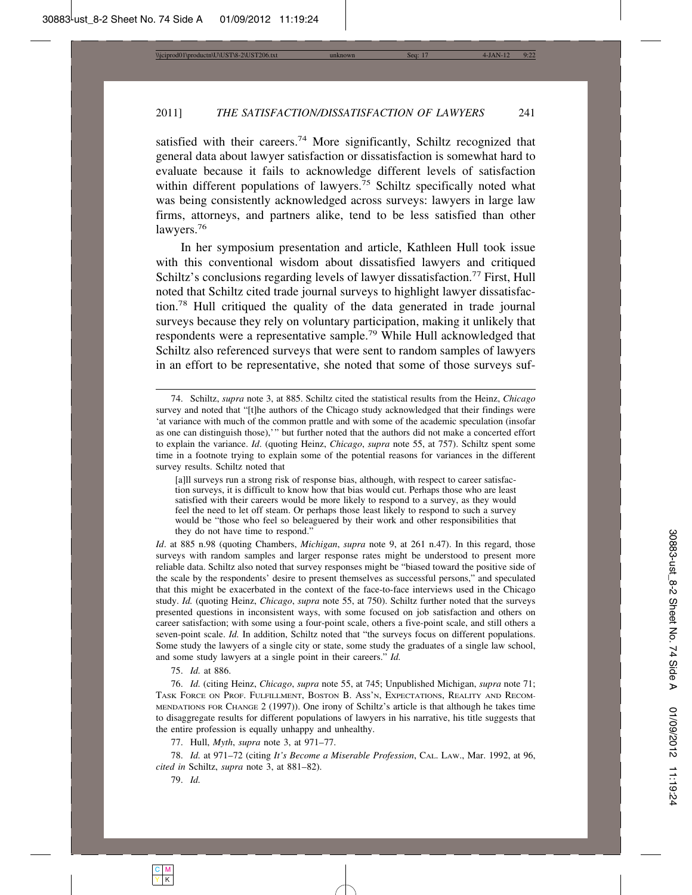satisfied with their careers.[74] More significantly, Schiltz recognized that general data about lawyer satisfaction or dissatisfaction is somewhat hard to evaluate because it fails to acknowledge different levels of satisfaction within different populations of lawyers.[75] Schiltz specifically noted what was being consistently acknowledged across surveys: lawyers in large law firms, attorneys, and partners alike, tend to be less satisfied than other lawyers.[76]

In her symposium presentation and article, Kathleen Hull took issue with this conventional wisdom about dissatisfied lawyers and critiqued Schiltz's conclusions regarding levels of lawyer dissatisfaction.[77] First, Hull noted that Schiltz cited trade journal surveys to highlight lawyer dissatisfaction.[78] Hull critiqued the quality of the data generated in trade journal surveys because they rely on voluntary participation, making it unlikely that respondents were a representative sample.[79] While Hull acknowledged that Schiltz also referenced surveys that were sent to random samples of lawyers in an effort to be representative, she noted that some of those surveys suf-

---

74. Schiltz, *supra* note 3, at 885. Schiltz cited the statistical results from the Heinz, *Chicago* survey and noted that "[t]he authors of the Chicago study acknowledged that their findings were 'at variance with much of the common prattle and with some of the academic speculation (insofar as one can distinguish those),'" but further noted that the authors did not make a concerted effort to explain the variance. *Id.* (quoting Heinz, *Chicago*, *supra* note 55, at 757). Schiltz spent some time in a footnote trying to explain some of the potential reasons for variances in the different survey results. Schiltz noted that

> [a]ll surveys run a strong risk of response bias, although, with respect to career satisfaction surveys, it is difficult to know how that bias would cut. Perhaps those who are least satisfied with their careers would be more likely to respond to a survey, as they would feel the need to let off steam. Or perhaps those least likely to respond to such a survey would be "those who feel so beleaguered by their work and other responsibilities that they do not have time to respond."

*Id*. at 885 n.98 (quoting Chambers, *Michigan*, *supra* note 9, at 261 n.47). In this regard, those surveys with random samples and larger response rates might be understood to present more reliable data. Schiltz also noted that survey responses might be "biased toward the positive side of the scale by the respondents' desire to present themselves as successful persons," and speculated that this might be exacerbated in the context of the face-to-face interviews used in the Chicago study. *Id.* (quoting Heinz, *Chicago*, *supra* note 55, at 750). Schiltz further noted that the surveys presented questions in inconsistent ways, with some focused on job satisfaction and others on career satisfaction; with some using a four-point scale, others a five-point scale, and still others a seven-point scale. *Id.* In addition, Schiltz noted that "the surveys focus on different populations. Some study the lawyers of a single city or state, some study the graduates of a single law school, and some study lawyers at a single point in their careers." *Id.*

75. *Id.* at 886.

76. *Id.* (citing Heinz, *Chicago*, *supra* note 55, at 745; Unpublished Michigan, *supra* note 71; TASK FORCE ON PROF. FULFILLMENT, BOSTON B. ASS'N, EXPECTATIONS, REALITY AND RECOMMENDATIONS FOR CHANGE 2 (1997)). One irony of Schiltz's article is that although he takes time to disaggregate results for different populations of lawyers in his narrative, his title suggests that the entire profession is equally unhappy and unhealthy.

77. Hull, *Myth*, *supra* note 3, at 971–77.

78. *Id.* at 971–72 (citing *It's Become a Miserable Profession*, CAL. LAW., Mar. 1992, at 96, *cited in* Schiltz, *supra* note 3, at 881–82).

79. *Id.*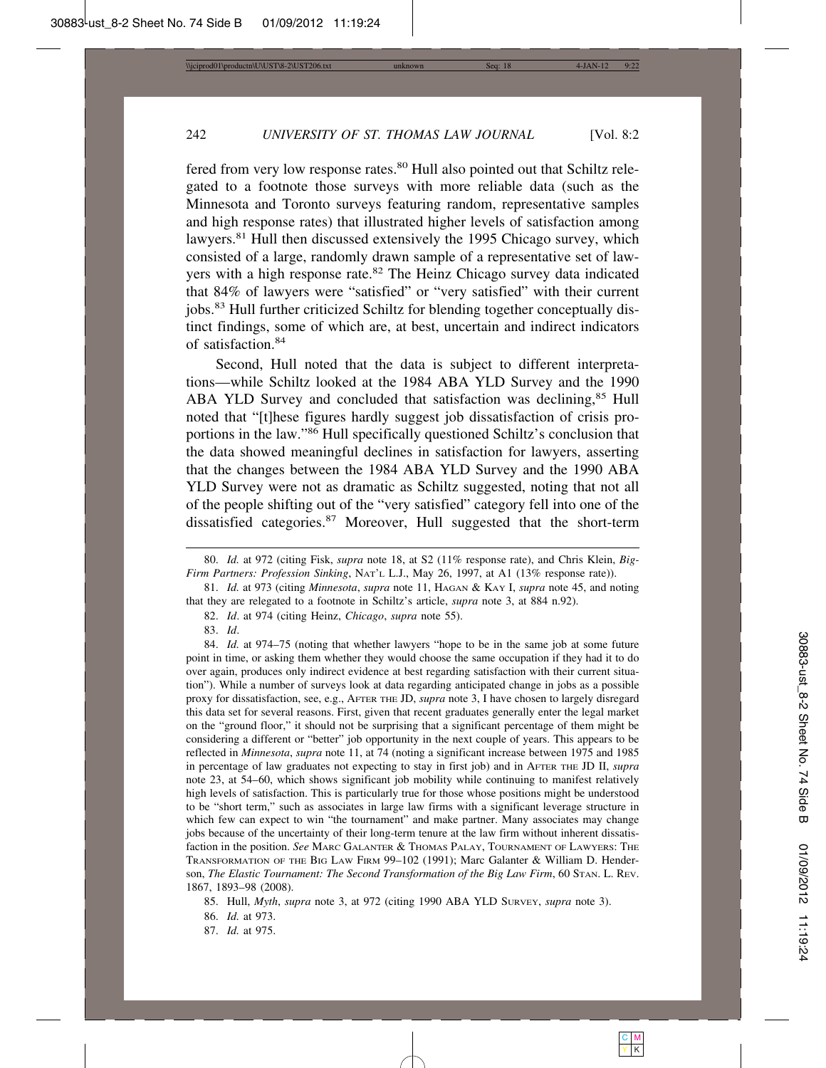fered from very low response rates.[80] Hull also pointed out that Schiltz relegated to a footnote those surveys with more reliable data (such as the Minnesota and Toronto surveys featuring random, representative samples and high response rates) that illustrated higher levels of satisfaction among lawyers.[81] Hull then discussed extensively the 1995 Chicago survey, which consisted of a large, randomly drawn sample of a representative set of lawyers with a high response rate.[82] The Heinz Chicago survey data indicated that 84% of lawyers were "satisfied" or "very satisfied" with their current jobs.[83] Hull further criticized Schiltz for blending together conceptually distinct findings, some of which are, at best, uncertain and indirect indicators of satisfaction.[84]

Second, Hull noted that the data is subject to different interpretations—while Schiltz looked at the 1984 ABA YLD Survey and the 1990 ABA YLD Survey and concluded that satisfaction was declining,[85] Hull noted that "[t]hese figures hardly suggest job dissatisfaction of crisis proportions in the law."[86] Hull specifically questioned Schiltz's conclusion that the data showed meaningful declines in satisfaction for lawyers, asserting that the changes between the 1984 ABA YLD Survey and the 1990 ABA YLD Survey were not as dramatic as Schiltz suggested, noting that not all of the people shifting out of the "very satisfied" category fell into one of the dissatisfied categories.[87] Moreover, Hull suggested that the short-term

---

80. *Id.* at 972 (citing Fisk, *supra* note 18, at S2 (11% response rate), and Chris Klein, *Big-Firm Partners: Profession Sinking*, NAT'L L.J., May 26, 1997, at A1 (13% response rate)).

81. *Id.* at 973 (citing *Minnesota*, *supra* note 11, HAGAN & KAY I, *supra* note 45, and noting that they are relegated to a footnote in Schiltz's article, *supra* note 3, at 884 n.92).

82. *Id*. at 974 (citing Heinz, *Chicago*, *supra* note 55).

83. *Id*.

84. *Id.* at 974–75 (noting that whether lawyers "hope to be in the same job at some future point in time, or asking them whether they would choose the same occupation if they had it to do over again, produces only indirect evidence at best regarding satisfaction with their current situation"). While a number of surveys look at data regarding anticipated change in jobs as a possible proxy for dissatisfaction, see, e.g., AFTER THE JD, *supra* note 3, I have chosen to largely disregard this data set for several reasons. First, given that recent graduates generally enter the legal market on the "ground floor," it should not be surprising that a significant percentage of them might be considering a different or "better" job opportunity in the next couple of years. This appears to be reflected in *Minnesota*, *supra* note 11, at 74 (noting a significant increase between 1975 and 1985 in percentage of law graduates not expecting to stay in first job) and in AFTER THE JD II, *supra* note 23, at 54–60, which shows significant job mobility while continuing to manifest relatively high levels of satisfaction. This is particularly true for those whose positions might be understood to be "short term," such as associates in large law firms with a significant leverage structure in which few can expect to win "the tournament" and make partner. Many associates may change jobs because of the uncertainty of their long-term tenure at the law firm without inherent dissatisfaction in the position. *See* MARC GALANTER & THOMAS PALAY, TOURNAMENT OF LAWYERS: THE TRANSFORMATION OF THE BIG LAW FIRM 99–102 (1991); Marc Galanter & William D. Henderson, *The Elastic Tournament: The Second Transformation of the Big Law Firm*, 60 STAN. L. REV. 1867, 1893–98 (2008).

85. Hull, *Myth*, *supra* note 3, at 972 (citing 1990 ABA YLD SURVEY, *supra* note 3).

86. *Id.* at 973.

87. *Id.* at 975.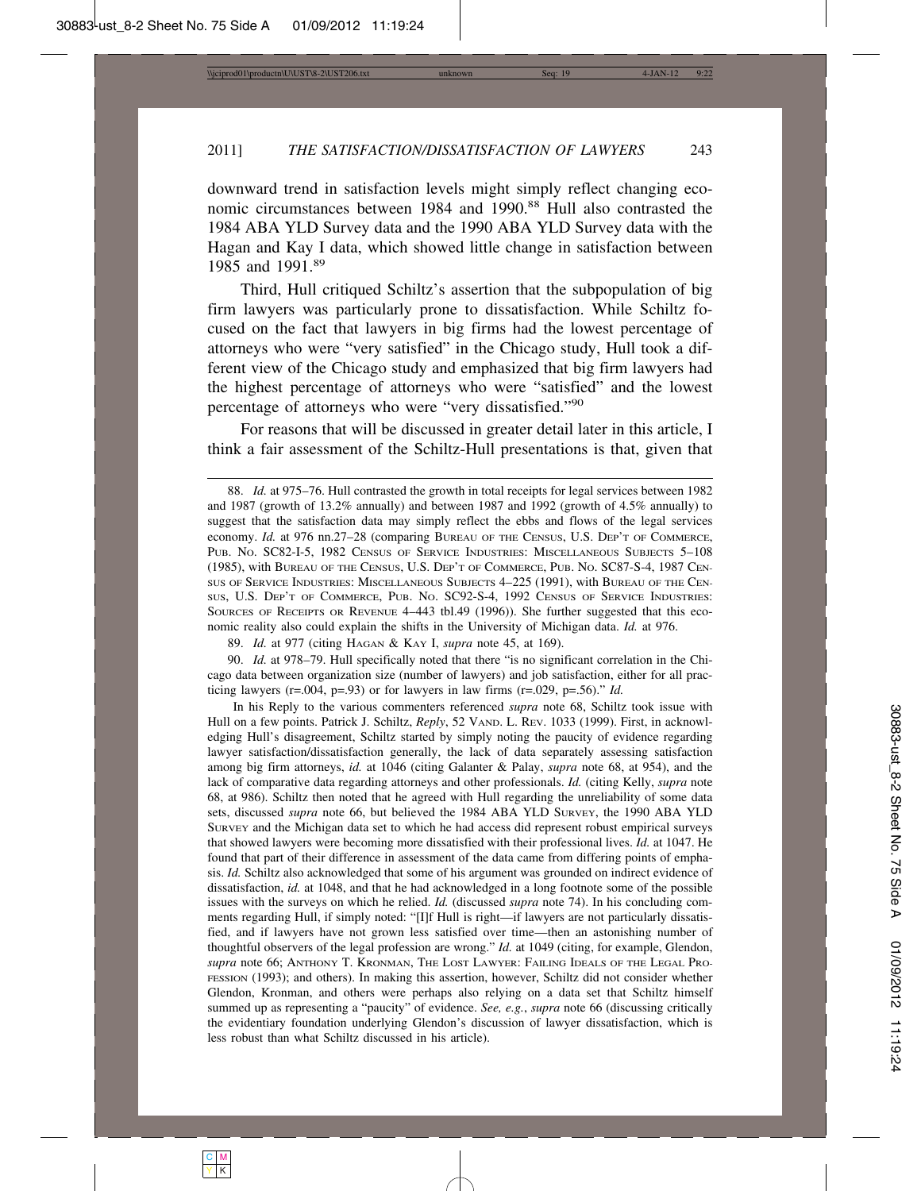downward trend in satisfaction levels might simply reflect changing economic circumstances between 1984 and 1990.[88] Hull also contrasted the 1984 ABA YLD Survey data and the 1990 ABA YLD Survey data with the Hagan and Kay I data, which showed little change in satisfaction between 1985 and 1991.[89]

Third, Hull critiqued Schiltz's assertion that the subpopulation of big firm lawyers was particularly prone to dissatisfaction. While Schiltz focused on the fact that lawyers in big firms had the lowest percentage of attorneys who were "very satisfied" in the Chicago study, Hull took a different view of the Chicago study and emphasized that big firm lawyers had the highest percentage of attorneys who were "satisfied" and the lowest percentage of attorneys who were "very dissatisfied."[90]

For reasons that will be discussed in greater detail later in this article, I think a fair assessment of the Schiltz-Hull presentations is that, given that

---

88. *Id.* at 975–76. Hull contrasted the growth in total receipts for legal services between 1982 and 1987 (growth of 13.2% annually) and between 1987 and 1992 (growth of 4.5% annually) to suggest that the satisfaction data may simply reflect the ebbs and flows of the legal services economy. *Id.* at 976 nn.27–28 (comparing BUREAU OF THE CENSUS, U.S. DEP'T OF COMMERCE, PUB. NO. SC82-I-5, 1982 CENSUS OF SERVICE INDUSTRIES: MISCELLANEOUS SUBJECTS 5–108 (1985), with BUREAU OF THE CENSUS, U.S. DEP'T OF COMMERCE, PUB. NO. SC87-S-4, 1987 CENSUS OF SERVICE INDUSTRIES: MISCELLANEOUS SUBJECTS 4–225 (1991), with BUREAU OF THE CENSUS, U.S. DEP'T OF COMMERCE, PUB. NO. SC92-S-4, 1992 CENSUS OF SERVICE INDUSTRIES: SOURCES OF RECEIPTS OR REVENUE 4–443 tbl.49 (1996)). She further suggested that this economic reality also could explain the shifts in the University of Michigan data. *Id.* at 976.

89. *Id.* at 977 (citing HAGAN & KAY I, *supra* note 45, at 169).

90. *Id.* at 978–79. Hull specifically noted that there "is no significant correlation in the Chicago data between organization size (number of lawyers) and job satisfaction, either for all practicing lawyers (r=.004, p=.93) or for lawyers in law firms (r=.029, p=.56)." *Id.*

In his Reply to the various commenters referenced *supra* note 68, Schiltz took issue with Hull on a few points. Patrick J. Schiltz, *Reply*, 52 VAND. L. REV. 1033 (1999). First, in acknowledging Hull's disagreement, Schiltz started by simply noting the paucity of evidence regarding lawyer satisfaction/dissatisfaction generally, the lack of data separately assessing satisfaction among big firm attorneys, *id.* at 1046 (citing Galanter & Palay, *supra* note 68, at 954), and the lack of comparative data regarding attorneys and other professionals. *Id.* (citing Kelly, *supra* note 68, at 986). Schiltz then noted that he agreed with Hull regarding the unreliability of some data sets, discussed *supra* note 66, but believed the 1984 ABA YLD SURVEY, the 1990 ABA YLD SURVEY and the Michigan data set to which he had access did represent robust empirical surveys that showed lawyers were becoming more dissatisfied with their professional lives. *Id.* at 1047. He found that part of their difference in assessment of the data came from differing points of emphasis. *Id.* Schiltz also acknowledged that some of his argument was grounded on indirect evidence of dissatisfaction, *id.* at 1048, and that he had acknowledged in a long footnote some of the possible issues with the surveys on which he relied. *Id.* (discussed *supra* note 74). In his concluding comments regarding Hull, if simply noted: "[I]f Hull is right—if lawyers are not particularly dissatisfied, and if lawyers have not grown less satisfied over time—then an astonishing number of thoughtful observers of the legal profession are wrong." *Id.* at 1049 (citing, for example, Glendon, *supra* note 66; ANTHONY T. KRONMAN, THE LOST LAWYER: FAILING IDEALS OF THE LEGAL PROFESSION (1993); and others). In making this assertion, however, Schiltz did not consider whether Glendon, Kronman, and others were perhaps also relying on a data set that Schiltz himself summed up as representing a "paucity" of evidence. *See, e.g.*, *supra* note 66 (discussing critically the evidentiary foundation underlying Glendon's discussion of lawyer dissatisfaction, which is less robust than what Schiltz discussed in his article).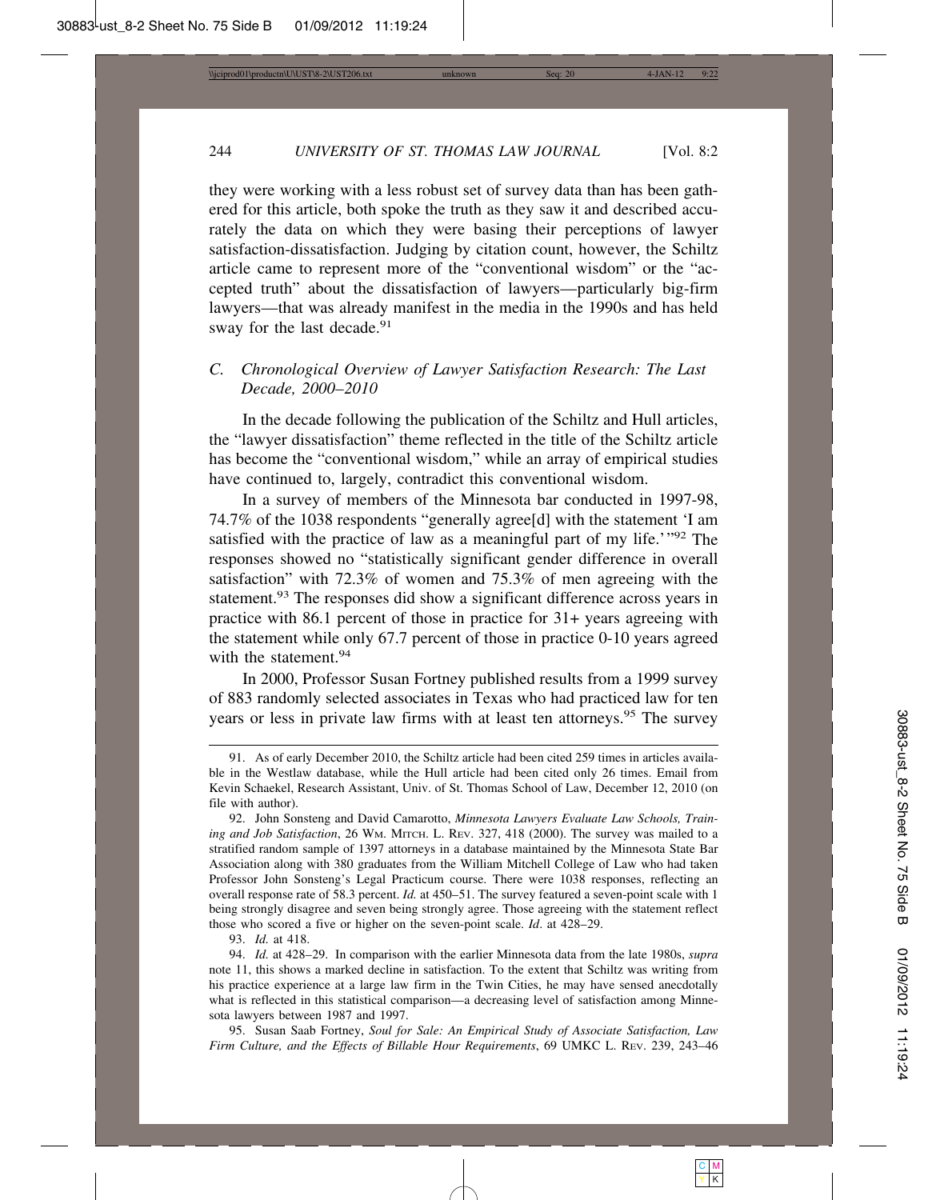they were working with a less robust set of survey data than has been gathered for this article, both spoke the truth as they saw it and described accurately the data on which they were basing their perceptions of lawyer satisfaction-dissatisfaction. Judging by citation count, however, the Schiltz article came to represent more of the "conventional wisdom" or the "accepted truth" about the dissatisfaction of lawyers—particularly big-firm lawyers—that was already manifest in the media in the 1990s and has held sway for the last decade.[91]

### C. Chronological Overview of Lawyer Satisfaction Research: The Last Decade, 2000–2010

In the decade following the publication of the Schiltz and Hull articles, the "lawyer dissatisfaction" theme reflected in the title of the Schiltz article has become the "conventional wisdom," while an array of empirical studies have continued to, largely, contradict this conventional wisdom.

In a survey of members of the Minnesota bar conducted in 1997-98, 74.7% of the 1038 respondents "generally agree[d] with the statement 'I am satisfied with the practice of law as a meaningful part of my life.'"[92] The responses showed no "statistically significant gender difference in overall satisfaction" with 72.3% of women and 75.3% of men agreeing with the statement.[93] The responses did show a significant difference across years in practice with 86.1 percent of those in practice for 31+ years agreeing with the statement while only 67.7 percent of those in practice 0-10 years agreed with the statement.[94]

In 2000, Professor Susan Fortney published results from a 1999 survey of 883 randomly selected associates in Texas who had practiced law for ten years or less in private law firms with at least ten attorneys.[95] The survey

---

91. As of early December 2010, the Schiltz article had been cited 259 times in articles available in the Westlaw database, while the Hull article had been cited only 26 times. Email from Kevin Schaekel, Research Assistant, Univ. of St. Thomas School of Law, December 12, 2010 (on file with author).

92. John Sonsteng and David Camarotto, *Minnesota Lawyers Evaluate Law Schools, Training and Job Satisfaction*, 26 WM. MITCH. L. REV. 327, 418 (2000). The survey was mailed to a stratified random sample of 1397 attorneys in a database maintained by the Minnesota State Bar Association along with 380 graduates from the William Mitchell College of Law who had taken Professor John Sonsteng's Legal Practicum course. There were 1038 responses, reflecting an overall response rate of 58.3 percent. *Id.* at 450–51. The survey featured a seven-point scale with 1 being strongly disagree and seven being strongly agree. Those agreeing with the statement reflect those who scored a five or higher on the seven-point scale. *Id*. at 428–29.

93. *Id.* at 418.

94. *Id.* at 428–29. In comparison with the earlier Minnesota data from the late 1980s, *supra* note 11, this shows a marked decline in satisfaction. To the extent that Schiltz was writing from his practice experience at a large law firm in the Twin Cities, he may have sensed anecdotally what is reflected in this statistical comparison—a decreasing level of satisfaction among Minnesota lawyers between 1987 and 1997.

95. Susan Saab Fortney, *Soul for Sale: An Empirical Study of Associate Satisfaction, Law Firm Culture, and the Effects of Billable Hour Requirements*, 69 UMKC L. REV. 239, 243–46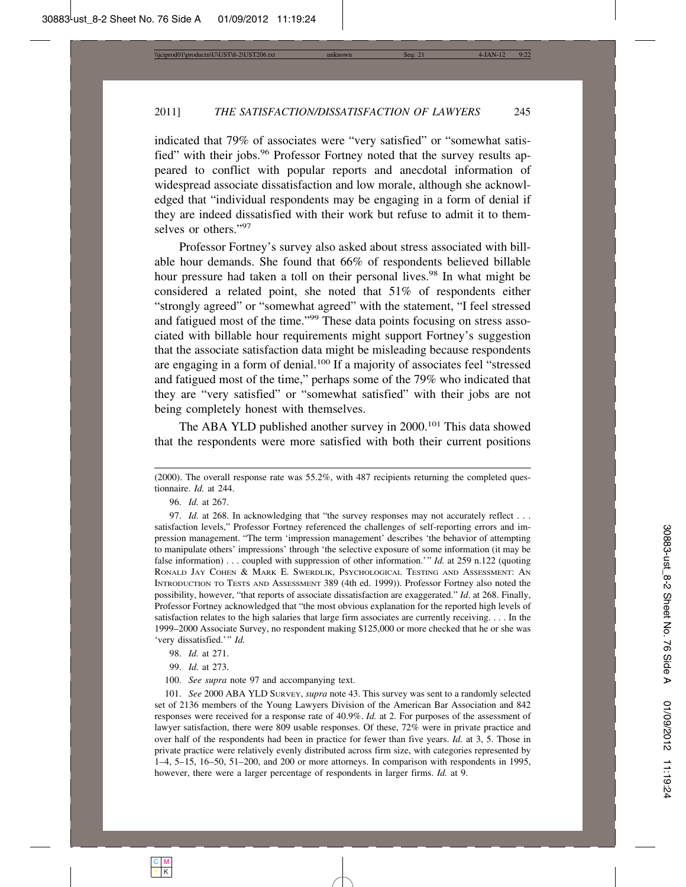indicated that 79% of associates were "very satisfied" or "somewhat satisfied" with their jobs.[96] Professor Fortney noted that the survey results appeared to conflict with popular reports and anecdotal information of widespread associate dissatisfaction and low morale, although she acknowledged that "individual respondents may be engaging in a form of denial if they are indeed dissatisfied with their work but refuse to admit it to themselves or others."[97]

Professor Fortney's survey also asked about stress associated with billable hour demands. She found that 66% of respondents believed billable hour pressure had taken a toll on their personal lives.[98] In what might be considered a related point, she noted that 51% of respondents either "strongly agreed" or "somewhat agreed" with the statement, "I feel stressed and fatigued most of the time."[99] These data points focusing on stress associated with billable hour requirements might support Fortney's suggestion that the associate satisfaction data might be misleading because respondents are engaging in a form of denial.[100] If a majority of associates feel "stressed and fatigued most of the time," perhaps some of the 79% who indicated that they are "very satisfied" or "somewhat satisfied" with their jobs are not being completely honest with themselves.

The ABA YLD published another survey in 2000.[101] This data showed that the respondents were more satisfied with both their current positions

---

(2000). The overall response rate was 55.2%, with 487 recipients returning the completed questionnaire. *Id.* at 244.

96. *Id.* at 267.

97. *Id.* at 268. In acknowledging that "the survey responses may not accurately reflect . . . satisfaction levels," Professor Fortney referenced the challenges of self-reporting errors and impression management. "The term 'impression management' describes 'the behavior of attempting to manipulate others' impressions' through 'the selective exposure of some information (it may be false information) . . . coupled with suppression of other information.'" *Id.* at 259 n.122 (quoting RONALD JAY COHEN & MARK E. SWERDLIK, PSYCHOLOGICAL TESTING AND ASSESSMENT: AN INTRODUCTION TO TESTS AND ASSESSMENT 389 (4th ed. 1999)). Professor Fortney also noted the possibility, however, "that reports of associate dissatisfaction are exaggerated." *Id*. at 268. Finally, Professor Fortney acknowledged that "the most obvious explanation for the reported high levels of satisfaction relates to the high salaries that large firm associates are currently receiving. . . . In the 1999–2000 Associate Survey, no respondent making $125,000 or more checked that he or she was 'very dissatisfied.'" *Id.*

98. *Id.* at 271.

99. *Id.* at 273.

100. *See supra* note 97 and accompanying text.

101. *See* 2000 ABA YLD SURVEY, *supra* note 43. This survey was sent to a randomly selected set of 2136 members of the Young Lawyers Division of the American Bar Association and 842 responses were received for a response rate of 40.9%. *Id.* at 2. For purposes of the assessment of lawyer satisfaction, there were 809 usable responses. Of these, 72% were in private practice and over half of the respondents had been in practice for fewer than five years. *Id.* at 3, 5. Those in private practice were relatively evenly distributed across firm size, with categories represented by 1–4, 5–15, 16–50, 51–200, and 200 or more attorneys. In comparison with respondents in 1995, however, there were a larger percentage of respondents in larger firms. *Id.* at 9.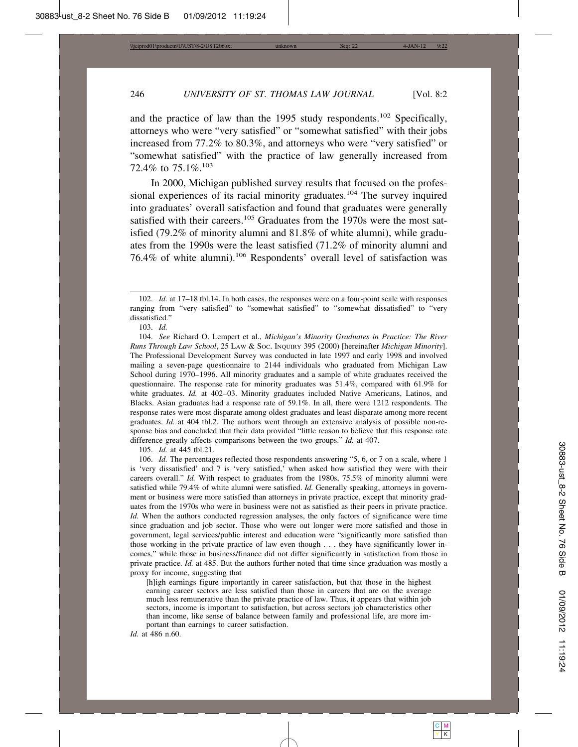and the practice of law than the 1995 study respondents.[102] Specifically, attorneys who were "very satisfied" or "somewhat satisfied" with their jobs increased from 77.2% to 80.3%, and attorneys who were "very satisfied" or "somewhat satisfied" with the practice of law generally increased from 72.4% to 75.1%.[103]

In 2000, Michigan published survey results that focused on the professional experiences of its racial minority graduates.[104] The survey inquired into graduates' overall satisfaction and found that graduates were generally satisfied with their careers.[105] Graduates from the 1970s were the most satisfied (79.2% of minority alumni and 81.8% of white alumni), while graduates from the 1990s were the least satisfied (71.2% of minority alumni and 76.4% of white alumni).[106] Respondents' overall level of satisfaction was

---

102. *Id.* at 17–18 tbl.14. In both cases, the responses were on a four-point scale with responses ranging from "very satisfied" to "somewhat satisfied" to "somewhat dissatisfied" to "very dissatisfied."

103. *Id.*

104. *See* Richard O. Lempert et al., *Michigan's Minority Graduates in Practice: The River Runs Through Law School*, 25 LAW & SOC. INQUIRY 395 (2000) [hereinafter *Michigan Minority*]. The Professional Development Survey was conducted in late 1997 and early 1998 and involved mailing a seven-page questionnaire to 2144 individuals who graduated from Michigan Law School during 1970–1996. All minority graduates and a sample of white graduates received the questionnaire. The response rate for minority graduates was 51.4%, compared with 61.9% for white graduates. *Id.* at 402–03. Minority graduates included Native Americans, Latinos, and Blacks. Asian graduates had a response rate of 59.1%. In all, there were 1212 respondents. The response rates were most disparate among oldest graduates and least disparate among more recent graduates. *Id.* at 404 tbl.2. The authors went through an extensive analysis of possible non-response bias and concluded that their data provided "little reason to believe that this response rate difference greatly affects comparisons between the two groups." *Id.* at 407.

105. *Id.* at 445 tbl.21.

106. *Id.* The percentages reflected those respondents answering "5, 6, or 7 on a scale, where 1 is 'very dissatisfied' and 7 is 'very satisfied,' when asked how satisfied they were with their careers overall." *Id.* With respect to graduates from the 1980s, 75.5% of minority alumni were satisfied while 79.4% of white alumni were satisfied. *Id.* Generally speaking, attorneys in government or business were more satisfied than attorneys in private practice, except that minority graduates from the 1970s who were in business were not as satisfied as their peers in private practice. *Id.* When the authors conducted regression analyses, the only factors of significance were time since graduation and job sector. Those who were out longer were more satisfied and those in government, legal services/public interest and education were "significantly more satisfied than those working in the private practice of law even though . . . they have significantly lower incomes," while those in business/finance did not differ significantly in satisfaction from those in private practice. *Id.* at 485. But the authors further noted that time since graduation was mostly a proxy for income, suggesting that

> [h]igh earnings figure importantly in career satisfaction, but that those in the highest earning career sectors are less satisfied than those in careers that are on the average much less remunerative than the private practice of law. Thus, it appears that within job sectors, income is important to satisfaction, but across sectors job characteristics other than income, like sense of balance between family and professional life, are more important than earnings to career satisfaction.

*Id.* at 486 n.60.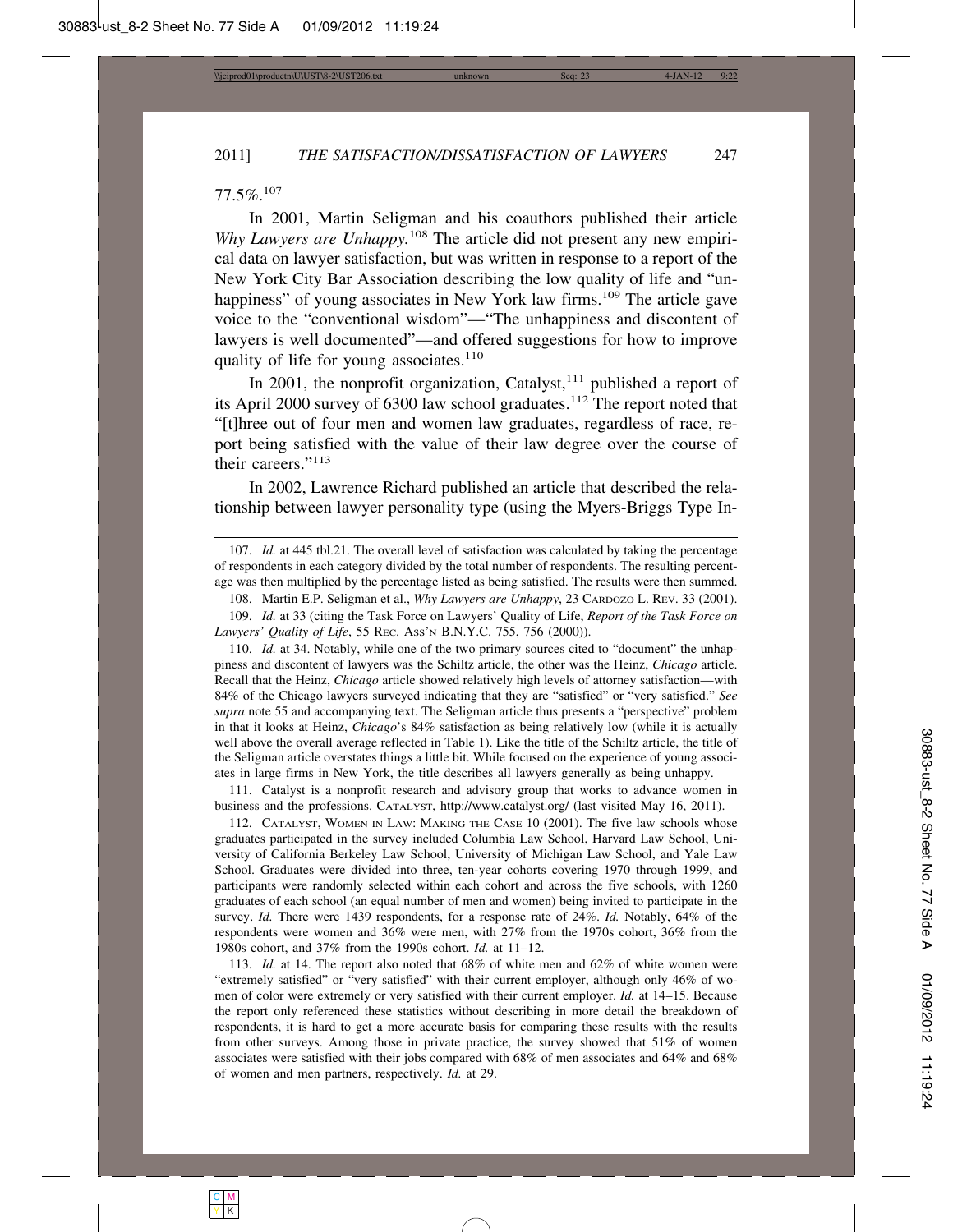77.5%.[107]

In 2001, Martin Seligman and his coauthors published their article *Why Lawyers are Unhappy.*[108] The article did not present any new empirical data on lawyer satisfaction, but was written in response to a report of the New York City Bar Association describing the low quality of life and "unhappiness" of young associates in New York law firms.[109] The article gave voice to the "conventional wisdom"—"The unhappiness and discontent of lawyers is well documented"—and offered suggestions for how to improve quality of life for young associates.[110]

In 2001, the nonprofit organization, Catalyst,[111] published a report of its April 2000 survey of 6300 law school graduates.[112] The report noted that "[t]hree out of four men and women law graduates, regardless of race, report being satisfied with the value of their law degree over the course of their careers."[113]

In 2002, Lawrence Richard published an article that described the relationship between lawyer personality type (using the Myers-Briggs Type In-

---

107. *Id.* at 445 tbl.21. The overall level of satisfaction was calculated by taking the percentage of respondents in each category divided by the total number of respondents. The resulting percentage was then multiplied by the percentage listed as being satisfied. The results were then summed.

108. Martin E.P. Seligman et al., *Why Lawyers are Unhappy*, 23 CARDOZO L. REV. 33 (2001).

109. *Id.* at 33 (citing the Task Force on Lawyers' Quality of Life, *Report of the Task Force on Lawyers' Quality of Life*, 55 REC. ASS'N B.N.Y.C. 755, 756 (2000)).

110. *Id.* at 34. Notably, while one of the two primary sources cited to "document" the unhappiness and discontent of lawyers was the Schiltz article, the other was the Heinz, *Chicago* article. Recall that the Heinz, *Chicago* article showed relatively high levels of attorney satisfaction—with 84% of the Chicago lawyers surveyed indicating that they are "satisfied" or "very satisfied." *See supra* note 55 and accompanying text. The Seligman article thus presents a "perspective" problem in that it looks at Heinz, *Chicago*'s 84% satisfaction as being relatively low (while it is actually well above the overall average reflected in Table 1). Like the title of the Schiltz article, the title of the Seligman article overstates things a little bit. While focused on the experience of young associates in large firms in New York, the title describes all lawyers generally as being unhappy.

111. Catalyst is a nonprofit research and advisory group that works to advance women in business and the professions. CATALYST, http://www.catalyst.org/ (last visited May 16, 2011).

112. CATALYST, WOMEN IN LAW: MAKING THE CASE 10 (2001). The five law schools whose graduates participated in the survey included Columbia Law School, Harvard Law School, University of California Berkeley Law School, University of Michigan Law School, and Yale Law School. Graduates were divided into three, ten-year cohorts covering 1970 through 1999, and participants were randomly selected within each cohort and across the five schools, with 1260 graduates of each school (an equal number of men and women) being invited to participate in the survey. *Id.* There were 1439 respondents, for a response rate of 24%. *Id.* Notably, 64% of the respondents were women and 36% were men, with 27% from the 1970s cohort, 36% from the 1980s cohort, and 37% from the 1990s cohort. *Id.* at 11–12.

113. *Id.* at 14. The report also noted that 68% of white men and 62% of white women were "extremely satisfied" or "very satisfied" with their current employer, although only 46% of women of color were extremely or very satisfied with their current employer. *Id.* at 14–15. Because the report only referenced these statistics without describing in more detail the breakdown of respondents, it is hard to get a more accurate basis for comparing these results with the results from other surveys. Among those in private practice, the survey showed that 51% of women associates were satisfied with their jobs compared with 68% of men associates and 64% and 68% of women and men partners, respectively. *Id.* at 29.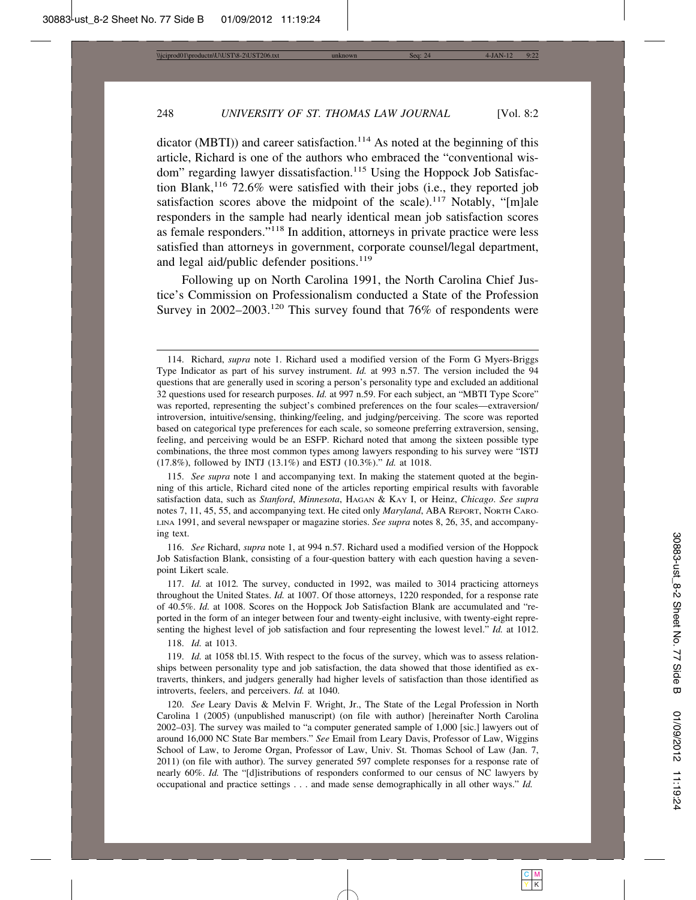dicator (MBTI)) and career satisfaction.[114] As noted at the beginning of this article, Richard is one of the authors who embraced the "conventional wisdom" regarding lawyer dissatisfaction.[115] Using the Hoppock Job Satisfaction Blank,[116] 72.6% were satisfied with their jobs (i.e., they reported job satisfaction scores above the midpoint of the scale).[117] Notably, "[m]ale responders in the sample had nearly identical mean job satisfaction scores as female responders."[118] In addition, attorneys in private practice were less satisfied than attorneys in government, corporate counsel/legal department, and legal aid/public defender positions.[119]

Following up on North Carolina 1991, the North Carolina Chief Justice's Commission on Professionalism conducted a State of the Profession Survey in 2002–2003.[120] This survey found that 76% of respondents were

---

114. Richard, *supra* note 1. Richard used a modified version of the Form G Myers-Briggs Type Indicator as part of his survey instrument. *Id.* at 993 n.57. The version included the 94 questions that are generally used in scoring a person's personality type and excluded an additional 32 questions used for research purposes. *Id.* at 997 n.59. For each subject, an "MBTI Type Score" was reported, representing the subject's combined preferences on the four scales—extraversion/introversion, intuitive/sensing, thinking/feeling, and judging/perceiving. The score was reported based on categorical type preferences for each scale, so someone preferring extraversion, sensing, feeling, and perceiving would be an ESFP. Richard noted that among the sixteen possible type combinations, the three most common types among lawyers responding to his survey were "ISTJ (17.8%), followed by INTJ (13.1%) and ESTJ (10.3%)." *Id.* at 1018.

115. *See supra* note 1 and accompanying text. In making the statement quoted at the beginning of this article, Richard cited none of the articles reporting empirical results with favorable satisfaction data, such as *Stanford*, *Minnesota*, HAGAN & KAY I, or Heinz, *Chicago*. *See supra* notes 7, 11, 45, 55, and accompanying text. He cited only *Maryland*, ABA REPORT, NORTH CAROLINA 1991, and several newspaper or magazine stories. *See supra* notes 8, 26, 35, and accompanying text.

116. *See* Richard, *supra* note 1, at 994 n.57. Richard used a modified version of the Hoppock Job Satisfaction Blank, consisting of a four-question battery with each question having a seven-point Likert scale.

117. *Id.* at 1012*.* The survey, conducted in 1992, was mailed to 3014 practicing attorneys throughout the United States. *Id.* at 1007. Of those attorneys, 1220 responded, for a response rate of 40.5%. *Id.* at 1008. Scores on the Hoppock Job Satisfaction Blank are accumulated and "reported in the form of an integer between four and twenty-eight inclusive, with twenty-eight representing the highest level of job satisfaction and four representing the lowest level." *Id.* at 1012.

118. *Id.* at 1013.

119. *Id.* at 1058 tbl.15. With respect to the focus of the survey, which was to assess relationships between personality type and job satisfaction, the data showed that those identified as extraverts, thinkers, and judgers generally had higher levels of satisfaction than those identified as introverts, feelers, and perceivers. *Id.* at 1040.

120. *See* Leary Davis & Melvin F. Wright, Jr., The State of the Legal Profession in North Carolina 1 (2005) (unpublished manuscript) (on file with author) [hereinafter North Carolina 2002–03]. The survey was mailed to "a computer generated sample of 1,000 [sic.] lawyers out of around 16,000 NC State Bar members." *See* Email from Leary Davis, Professor of Law, Wiggins School of Law, to Jerome Organ, Professor of Law, Univ. St. Thomas School of Law (Jan. 7, 2011) (on file with author). The survey generated 597 complete responses for a response rate of nearly 60%. *Id.* The "[d]istributions of responders conformed to our census of NC lawyers by occupational and practice settings . . . and made sense demographically in all other ways." *Id.*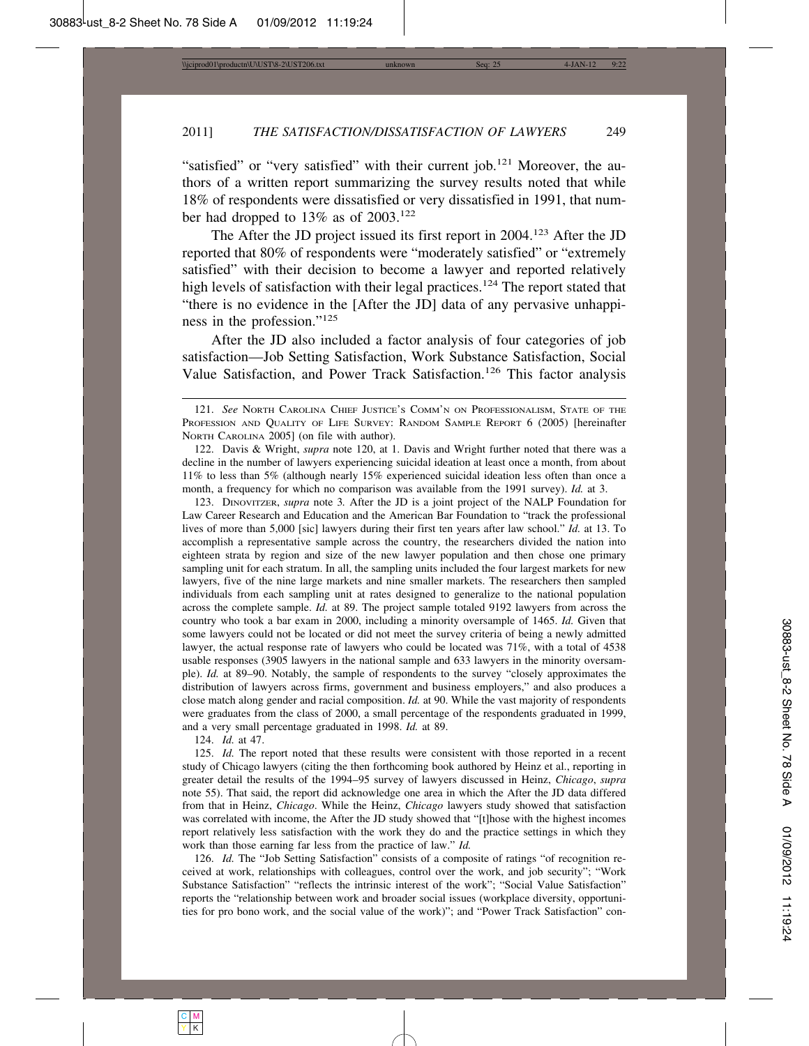"satisfied" or "very satisfied" with their current job.[121] Moreover, the authors of a written report summarizing the survey results noted that while 18% of respondents were dissatisfied or very dissatisfied in 1991, that number had dropped to 13% as of 2003.[122]

The After the JD project issued its first report in 2004.[123] After the JD reported that 80% of respondents were "moderately satisfied" or "extremely satisfied" with their decision to become a lawyer and reported relatively high levels of satisfaction with their legal practices.[124] The report stated that "there is no evidence in the [After the JD] data of any pervasive unhappiness in the profession."[125]

After the JD also included a factor analysis of four categories of job satisfaction—Job Setting Satisfaction, Work Substance Satisfaction, Social Value Satisfaction, and Power Track Satisfaction.[126] This factor analysis

---

121. *See* North Carolina Chief Justice's Comm'n on Professionalism, State of the Profession and Quality of Life Survey: Random Sample Report 6 (2005) [hereinafter North Carolina 2005] (on file with author).

122. Davis & Wright, *supra* note 120, at 1. Davis and Wright further noted that there was a decline in the number of lawyers experiencing suicidal ideation at least once a month, from about 11% to less than 5% (although nearly 15% experienced suicidal ideation less often than once a month, a frequency for which no comparison was available from the 1991 survey). *Id.* at 3.

123. Dinovitzer, *supra* note 3. After the JD is a joint project of the NALP Foundation for Law Career Research and Education and the American Bar Foundation to "track the professional lives of more than 5,000 [sic] lawyers during their first ten years after law school." *Id.* at 13. To accomplish a representative sample across the country, the researchers divided the nation into eighteen strata by region and size of the new lawyer population and then chose one primary sampling unit for each stratum. In all, the sampling units included the four largest markets for new lawyers, five of the nine large markets and nine smaller markets. The researchers then sampled individuals from each sampling unit at rates designed to generalize to the national population across the complete sample. *Id.* at 89. The project sample totaled 9192 lawyers from across the country who took a bar exam in 2000, including a minority oversample of 1465. *Id.* Given that some lawyers could not be located or did not meet the survey criteria of being a newly admitted lawyer, the actual response rate of lawyers who could be located was 71%, with a total of 4538 usable responses (3905 lawyers in the national sample and 633 lawyers in the minority oversample). *Id.* at 89–90. Notably, the sample of respondents to the survey "closely approximates the distribution of lawyers across firms, government and business employers," and also produces a close match along gender and racial composition. *Id.* at 90. While the vast majority of respondents were graduates from the class of 2000, a small percentage of the respondents graduated in 1999, and a very small percentage graduated in 1998. *Id.* at 89.

124. *Id.* at 47.

125. *Id.* The report noted that these results were consistent with those reported in a recent study of Chicago lawyers (citing the then forthcoming book authored by Heinz et al., reporting in greater detail the results of the 1994–95 survey of lawyers discussed in Heinz, *Chicago*, *supra* note 55). That said, the report did acknowledge one area in which the After the JD data differed from that in Heinz, *Chicago*. While the Heinz, *Chicago* lawyers study showed that satisfaction was correlated with income, the After the JD study showed that "[t]hose with the highest incomes report relatively less satisfaction with the work they do and the practice settings in which they work than those earning far less from the practice of law." *Id.*

126. *Id.* The "Job Setting Satisfaction" consists of a composite of ratings "of recognition received at work, relationships with colleagues, control over the work, and job security"; "Work Substance Satisfaction" "reflects the intrinsic interest of the work"; "Social Value Satisfaction" reports the "relationship between work and broader social issues (workplace diversity, opportunities for pro bono work, and the social value of the work)"; and "Power Track Satisfaction" con-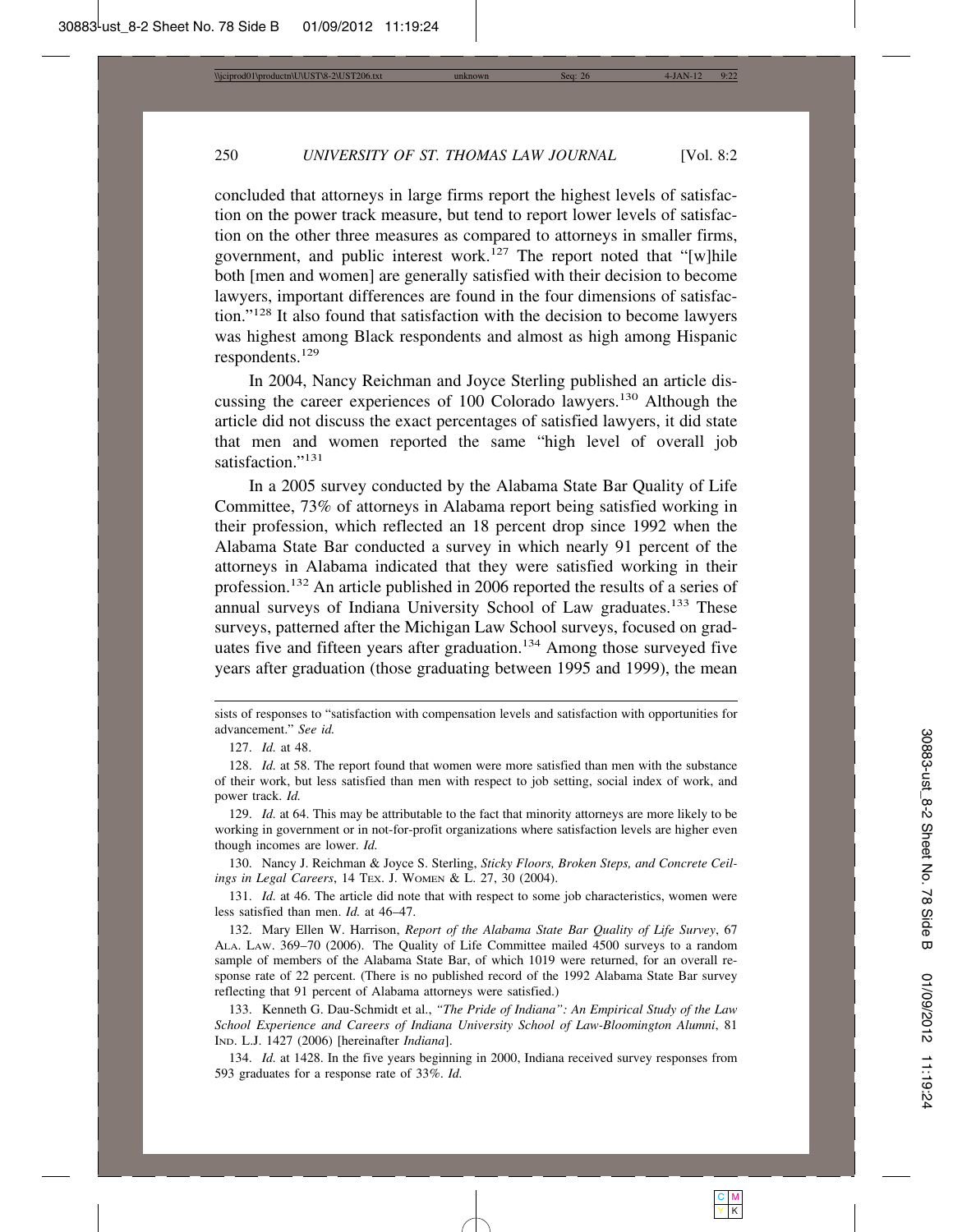concluded that attorneys in large firms report the highest levels of satisfaction on the power track measure, but tend to report lower levels of satisfaction on the other three measures as compared to attorneys in smaller firms, government, and public interest work.[127] The report noted that "[w]hile both [men and women] are generally satisfied with their decision to become lawyers, important differences are found in the four dimensions of satisfaction."[128] It also found that satisfaction with the decision to become lawyers was highest among Black respondents and almost as high among Hispanic respondents.[129]

In 2004, Nancy Reichman and Joyce Sterling published an article discussing the career experiences of 100 Colorado lawyers.[130] Although the article did not discuss the exact percentages of satisfied lawyers, it did state that men and women reported the same "high level of overall job satisfaction."[131]

In a 2005 survey conducted by the Alabama State Bar Quality of Life Committee, 73% of attorneys in Alabama report being satisfied working in their profession, which reflected an 18 percent drop since 1992 when the Alabama State Bar conducted a survey in which nearly 91 percent of the attorneys in Alabama indicated that they were satisfied working in their profession.[132] An article published in 2006 reported the results of a series of annual surveys of Indiana University School of Law graduates.[133] These surveys, patterned after the Michigan Law School surveys, focused on graduates five and fifteen years after graduation.[134] Among those surveyed five years after graduation (those graduating between 1995 and 1999), the mean

---

sists of responses to "satisfaction with compensation levels and satisfaction with opportunities for advancement." *See id.*

127. *Id.* at 48.

128. *Id.* at 58. The report found that women were more satisfied than men with the substance of their work, but less satisfied than men with respect to job setting, social index of work, and power track. *Id.*

129. *Id.* at 64. This may be attributable to the fact that minority attorneys are more likely to be working in government or in not-for-profit organizations where satisfaction levels are higher even though incomes are lower. *Id.*

130. Nancy J. Reichman & Joyce S. Sterling, *Sticky Floors, Broken Steps, and Concrete Ceilings in Legal Careers*, 14 TEX. J. WOMEN & L. 27, 30 (2004).

131. *Id.* at 46. The article did note that with respect to some job characteristics, women were less satisfied than men. *Id.* at 46–47.

132. Mary Ellen W. Harrison, *Report of the Alabama State Bar Quality of Life Survey*, 67 ALA. LAW. 369–70 (2006). The Quality of Life Committee mailed 4500 surveys to a random sample of members of the Alabama State Bar, of which 1019 were returned, for an overall response rate of 22 percent. (There is no published record of the 1992 Alabama State Bar survey reflecting that 91 percent of Alabama attorneys were satisfied.)

133. Kenneth G. Dau-Schmidt et al., *"The Pride of Indiana": An Empirical Study of the Law School Experience and Careers of Indiana University School of Law-Bloomington Alumni*, 81 IND. L.J. 1427 (2006) [hereinafter *Indiana*].

134. *Id.* at 1428. In the five years beginning in 2000, Indiana received survey responses from 593 graduates for a response rate of 33%. *Id.*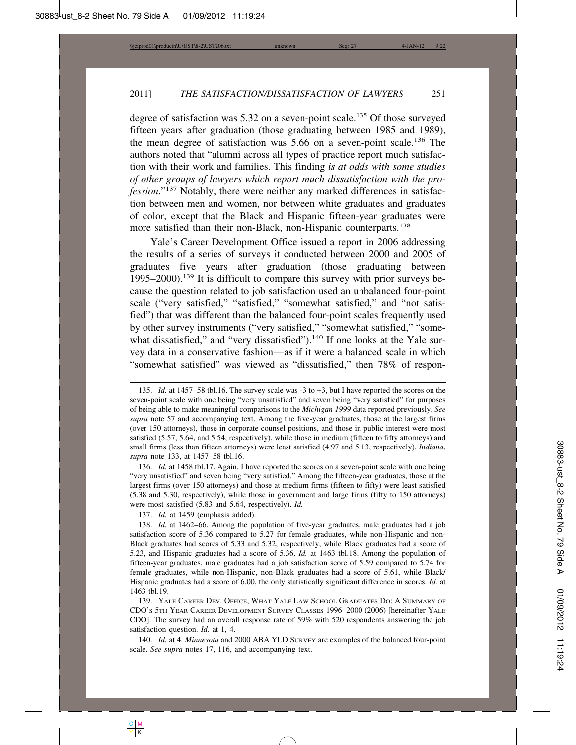degree of satisfaction was 5.32 on a seven-point scale.[135] Of those surveyed fifteen years after graduation (those graduating between 1985 and 1989), the mean degree of satisfaction was 5.66 on a seven-point scale.[136] The authors noted that "alumni across all types of practice report much satisfaction with their work and families. This finding *is at odds with some studies of other groups of lawyers which report much dissatisfaction with the profession*."[137] Notably, there were neither any marked differences in satisfaction between men and women, nor between white graduates and graduates of color, except that the Black and Hispanic fifteen-year graduates were more satisfied than their non-Black, non-Hispanic counterparts.[138]

Yale's Career Development Office issued a report in 2006 addressing the results of a series of surveys it conducted between 2000 and 2005 of graduates five years after graduation (those graduating between 1995–2000).[139] It is difficult to compare this survey with prior surveys because the question related to job satisfaction used an unbalanced four-point scale ("very satisfied," "satisfied," "somewhat satisfied," and "not satisfied") that was different than the balanced four-point scales frequently used by other survey instruments ("very satisfied," "somewhat satisfied," "somewhat dissatisfied," and "very dissatisfied").[140] If one looks at the Yale survey data in a conservative fashion—as if it were a balanced scale in which "somewhat satisfied" was viewed as "dissatisfied," then 78% of respon-

---

135. *Id.* at 1457–58 tbl.16. The survey scale was -3 to +3, but I have reported the scores on the seven-point scale with one being "very unsatisfied" and seven being "very satisfied" for purposes of being able to make meaningful comparisons to the *Michigan 1999* data reported previously. *See supra* note 57 and accompanying text. Among the five-year graduates, those at the largest firms (over 150 attorneys), those in corporate counsel positions, and those in public interest were most satisfied (5.57, 5.64, and 5.54, respectively), while those in medium (fifteen to fifty attorneys) and small firms (less than fifteen attorneys) were least satisfied (4.97 and 5.13, respectively). *Indiana*, *supra* note 133, at 1457–58 tbl.16.

136. *Id.* at 1458 tbl.17. Again, I have reported the scores on a seven-point scale with one being "very unsatisfied" and seven being "very satisfied." Among the fifteen-year graduates, those at the largest firms (over 150 attorneys) and those at medium firms (fifteen to fifty) were least satisfied (5.38 and 5.30, respectively), while those in government and large firms (fifty to 150 attorneys) were most satisfied (5.83 and 5.64, respectively). *Id.*

137. *Id.* at 1459 (emphasis added).

138. *Id.* at 1462–66. Among the population of five-year graduates, male graduates had a job satisfaction score of 5.36 compared to 5.27 for female graduates, while non-Hispanic and non-Black graduates had scores of 5.33 and 5.32, respectively, while Black graduates had a score of 5.23, and Hispanic graduates had a score of 5.36. *Id.* at 1463 tbl.18. Among the population of fifteen-year graduates, male graduates had a job satisfaction score of 5.59 compared to 5.74 for female graduates, while non-Hispanic, non-Black graduates had a score of 5.61, while Black/Hispanic graduates had a score of 6.00, the only statistically significant difference in scores. *Id.* at 1463 tbl.19.

139. YALE CAREER DEV. OFFICE, WHAT YALE LAW SCHOOL GRADUATES DO: A SUMMARY OF CDO'S 5TH YEAR CAREER DEVELOPMENT SURVEY CLASSES 1996–2000 (2006) [hereinafter YALE CDO]. The survey had an overall response rate of 59% with 520 respondents answering the job satisfaction question. *Id.* at 1, 4.

140. *Id.* at 4. *Minnesota* and 2000 ABA YLD SURVEY are examples of the balanced four-point scale. *See supra* notes 17, 116, and accompanying text.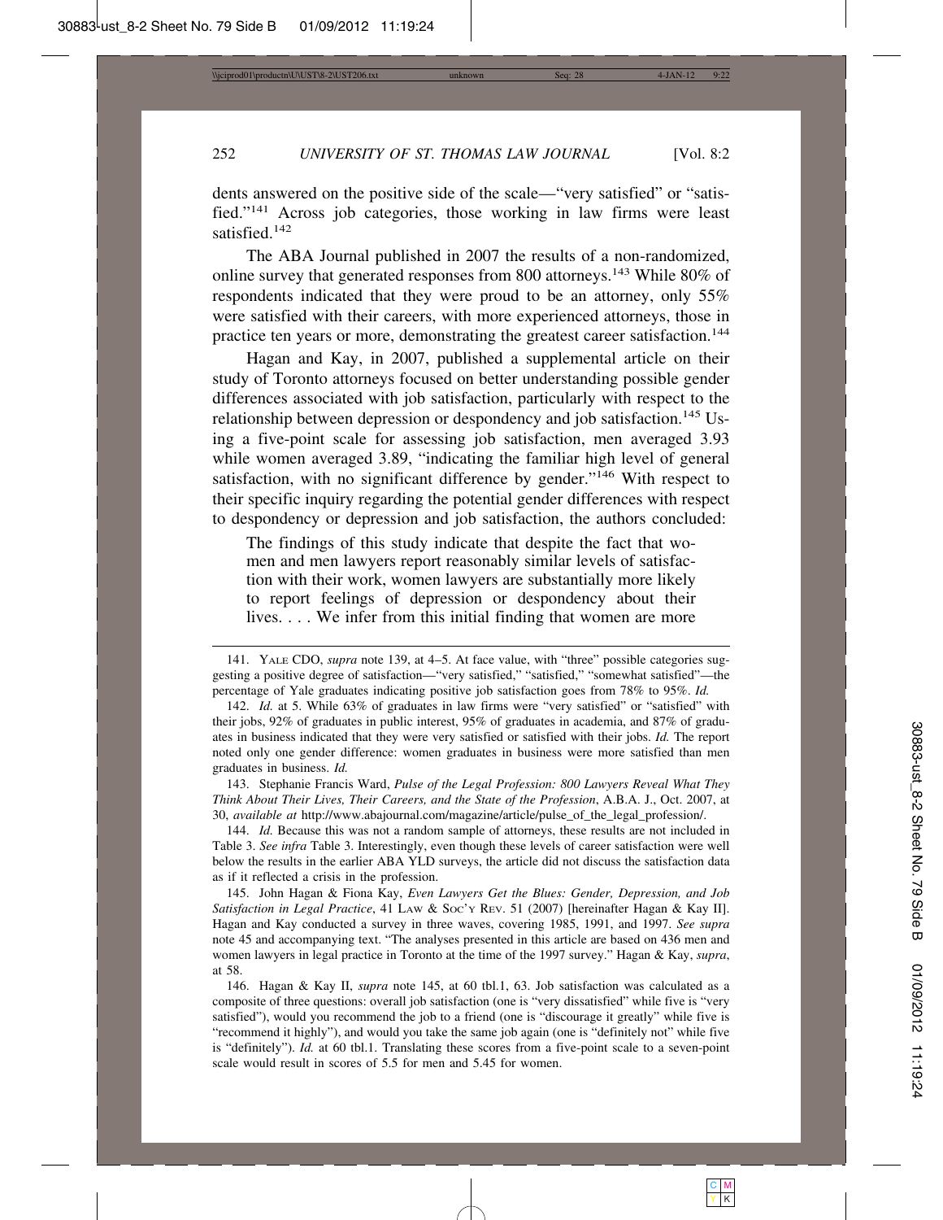dents answered on the positive side of the scale—"very satisfied" or "satisfied."[141] Across job categories, those working in law firms were least satisfied.[142]

The ABA Journal published in 2007 the results of a non-randomized, online survey that generated responses from 800 attorneys.[143] While 80% of respondents indicated that they were proud to be an attorney, only 55% were satisfied with their careers, with more experienced attorneys, those in practice ten years or more, demonstrating the greatest career satisfaction.[144]

Hagan and Kay, in 2007, published a supplemental article on their study of Toronto attorneys focused on better understanding possible gender differences associated with job satisfaction, particularly with respect to the relationship between depression or despondency and job satisfaction.[145] Using a five-point scale for assessing job satisfaction, men averaged 3.93 while women averaged 3.89, "indicating the familiar high level of general satisfaction, with no significant difference by gender."[146] With respect to their specific inquiry regarding the potential gender differences with respect to despondency or depression and job satisfaction, the authors concluded:

> The findings of this study indicate that despite the fact that women and men lawyers report reasonably similar levels of satisfaction with their work, women lawyers are substantially more likely to report feelings of depression or despondency about their lives. . . . We infer from this initial finding that women are more

---

141. YALE CDO, *supra* note 139, at 4–5. At face value, with "three" possible categories suggesting a positive degree of satisfaction—"very satisfied," "satisfied," "somewhat satisfied"—the percentage of Yale graduates indicating positive job satisfaction goes from 78% to 95%. *Id.*

142. *Id.* at 5. While 63% of graduates in law firms were "very satisfied" or "satisfied" with their jobs, 92% of graduates in public interest, 95% of graduates in academia, and 87% of graduates in business indicated that they were very satisfied or satisfied with their jobs. *Id.* The report noted only one gender difference: women graduates in business were more satisfied than men graduates in business. *Id.*

143. Stephanie Francis Ward, *Pulse of the Legal Profession: 800 Lawyers Reveal What They Think About Their Lives, Their Careers, and the State of the Profession*, A.B.A. J., Oct. 2007, at 30, *available at* http://www.abajournal.com/magazine/article/pulse_of_the_legal_profession/.

144. *Id.* Because this was not a random sample of attorneys, these results are not included in Table 3. *See infra* Table 3. Interestingly, even though these levels of career satisfaction were well below the results in the earlier ABA YLD surveys, the article did not discuss the satisfaction data as if it reflected a crisis in the profession.

145. John Hagan & Fiona Kay, *Even Lawyers Get the Blues: Gender, Depression, and Job Satisfaction in Legal Practice*, 41 LAW & SOC'Y REV. 51 (2007) [hereinafter Hagan & Kay II]. Hagan and Kay conducted a survey in three waves, covering 1985, 1991, and 1997. *See supra* note 45 and accompanying text. "The analyses presented in this article are based on 436 men and women lawyers in legal practice in Toronto at the time of the 1997 survey." Hagan & Kay, *supra*, at 58.

146. Hagan & Kay II, *supra* note 145, at 60 tbl.1, 63. Job satisfaction was calculated as a composite of three questions: overall job satisfaction (one is "very dissatisfied" while five is "very satisfied"), would you recommend the job to a friend (one is "discourage it greatly" while five is "recommend it highly"), and would you take the same job again (one is "definitely not" while five is "definitely"). *Id.* at 60 tbl.1. Translating these scores from a five-point scale to a seven-point scale would result in scores of 5.5 for men and 5.45 for women.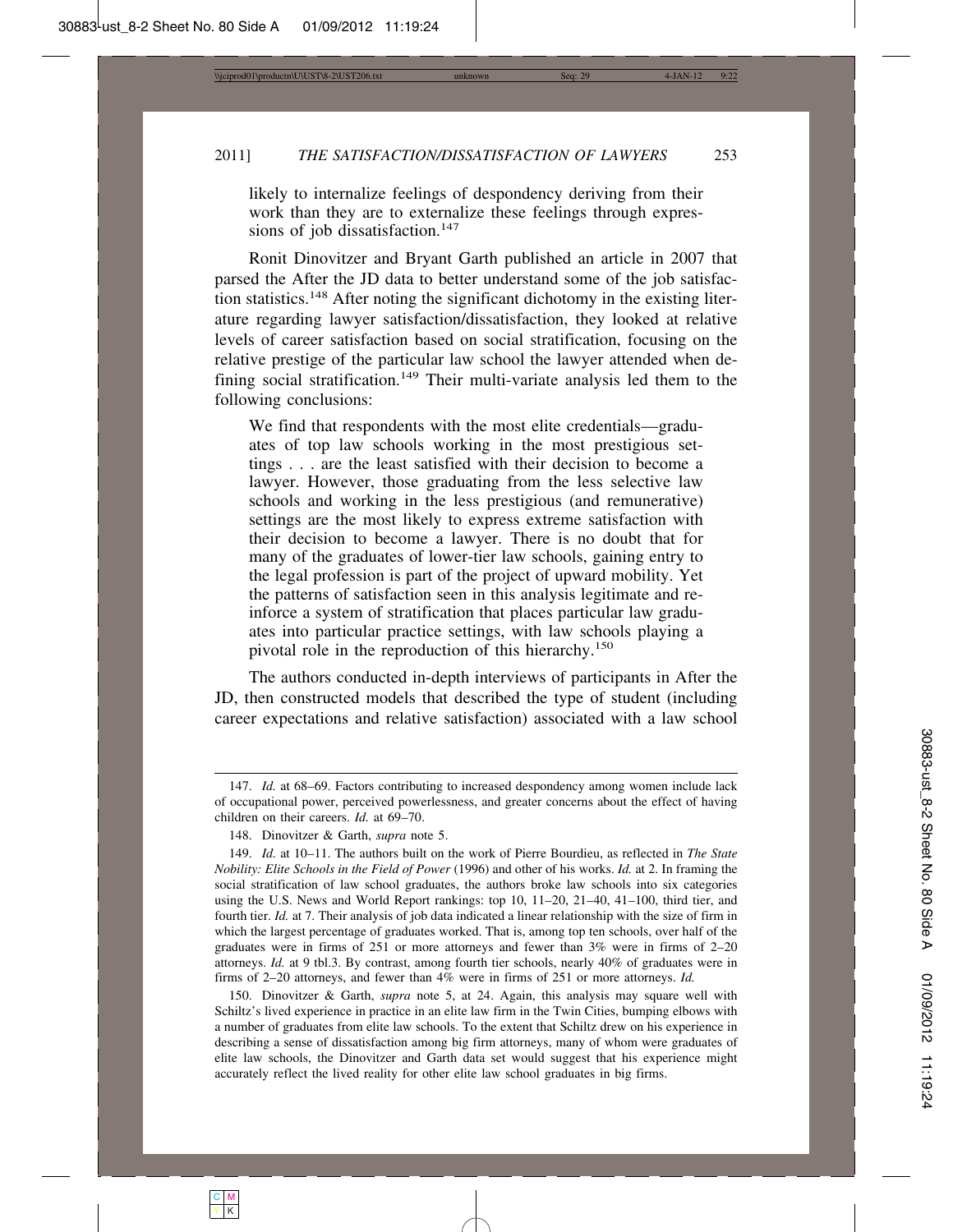likely to internalize feelings of despondency deriving from their work than they are to externalize these feelings through expressions of job dissatisfaction.[147]

Ronit Dinovitzer and Bryant Garth published an article in 2007 that parsed the After the JD data to better understand some of the job satisfaction statistics.[148] After noting the significant dichotomy in the existing literature regarding lawyer satisfaction/dissatisfaction, they looked at relative levels of career satisfaction based on social stratification, focusing on the relative prestige of the particular law school the lawyer attended when defining social stratification.[149] Their multi-variate analysis led them to the following conclusions:

> We find that respondents with the most elite credentials—graduates of top law schools working in the most prestigious settings . . . are the least satisfied with their decision to become a lawyer. However, those graduating from the less selective law schools and working in the less prestigious (and remunerative) settings are the most likely to express extreme satisfaction with their decision to become a lawyer. There is no doubt that for many of the graduates of lower-tier law schools, gaining entry to the legal profession is part of the project of upward mobility. Yet the patterns of satisfaction seen in this analysis legitimate and reinforce a system of stratification that places particular law graduates into particular practice settings, with law schools playing a pivotal role in the reproduction of this hierarchy.[150]

The authors conducted in-depth interviews of participants in After the JD, then constructed models that described the type of student (including career expectations and relative satisfaction) associated with a law school

---

147. *Id.* at 68–69. Factors contributing to increased despondency among women include lack of occupational power, perceived powerlessness, and greater concerns about the effect of having children on their careers. *Id.* at 69–70.

148. Dinovitzer & Garth, *supra* note 5.

149. *Id.* at 10–11. The authors built on the work of Pierre Bourdieu, as reflected in *The State Nobility: Elite Schools in the Field of Power* (1996) and other of his works. *Id.* at 2. In framing the social stratification of law school graduates, the authors broke law schools into six categories using the U.S. News and World Report rankings: top 10, 11–20, 21–40, 41–100, third tier, and fourth tier. *Id.* at 7. Their analysis of job data indicated a linear relationship with the size of firm in which the largest percentage of graduates worked. That is, among top ten schools, over half of the graduates were in firms of 251 or more attorneys and fewer than 3% were in firms of 2–20 attorneys. *Id.* at 9 tbl.3. By contrast, among fourth tier schools, nearly 40% of graduates were in firms of 2–20 attorneys, and fewer than 4% were in firms of 251 or more attorneys. *Id.*

150. Dinovitzer & Garth, *supra* note 5, at 24. Again, this analysis may square well with Schiltz's lived experience in practice in an elite law firm in the Twin Cities, bumping elbows with a number of graduates from elite law schools. To the extent that Schiltz drew on his experience in describing a sense of dissatisfaction among big firm attorneys, many of whom were graduates of elite law schools, the Dinovitzer and Garth data set would suggest that his experience might accurately reflect the lived reality for other elite law school graduates in big firms.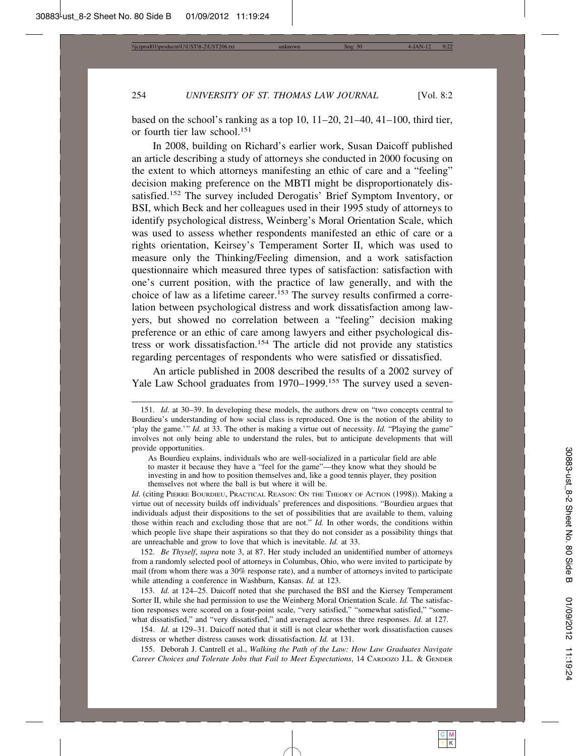based on the school's ranking as a top 10, 11–20, 21–40, 41–100, third tier, or fourth tier law school.[151]

In 2008, building on Richard's earlier work, Susan Daicoff published an article describing a study of attorneys she conducted in 2000 focusing on the extent to which attorneys manifesting an ethic of care and a "feeling" decision making preference on the MBTI might be disproportionately dissatisfied.[152] The survey included Derogatis' Brief Symptom Inventory, or BSI, which Beck and her colleagues used in their 1995 study of attorneys to identify psychological distress, Weinberg's Moral Orientation Scale, which was used to assess whether respondents manifested an ethic of care or a rights orientation, Keirsey's Temperament Sorter II, which was used to measure only the Thinking/Feeling dimension, and a work satisfaction questionnaire which measured three types of satisfaction: satisfaction with one's current position, with the practice of law generally, and with the choice of law as a lifetime career.[153] The survey results confirmed a correlation between psychological distress and work dissatisfaction among lawyers, but showed no correlation between a "feeling" decision making preference or an ethic of care among lawyers and either psychological distress or work dissatisfaction.[154] The article did not provide any statistics regarding percentages of respondents who were satisfied or dissatisfied.

An article published in 2008 described the results of a 2002 survey of Yale Law School graduates from 1970–1999.[155] The survey used a seven-

---

151. *Id.* at 30–39. In developing these models, the authors drew on "two concepts central to Bourdieu's understanding of how social class is reproduced. One is the notion of the ability to 'play the game.'" *Id.* at 33. The other is making a virtue out of necessity. *Id.* "Playing the game" involves not only being able to understand the rules, but to anticipate developments that will provide opportunities.

> As Bourdieu explains, individuals who are well-socialized in a particular field are able to master it because they have a "feel for the game"—they know what they should be investing in and how to position themselves and, like a good tennis player, they position themselves not where the ball is but where it will be.

*Id.* (citing Pierre Bourdieu, Practical Reason: On the Theory of Action (1998)). Making a virtue out of necessity builds off individuals' preferences and dispositions. "Bourdieu argues that individuals adjust their dispositions to the set of possibilities that are available to them, valuing those within reach and excluding those that are not." *Id.* In other words, the conditions within which people live shape their aspirations so that they do not consider as a possibility things that are unreachable and grow to love that which is inevitable. *Id.* at 33.

152. *Be Thyself*, *supra* note 3, at 87. Her study included an unidentified number of attorneys from a randomly selected pool of attorneys in Columbus, Ohio, who were invited to participate by mail (from whom there was a 30% response rate), and a number of attorneys invited to participate while attending a conference in Washburn, Kansas. *Id.* at 123.

153. *Id.* at 124–25. Daicoff noted that she purchased the BSI and the Kiersey Temperament Sorter II, while she had permission to use the Weinberg Moral Orientation Scale. *Id.* The satisfaction responses were scored on a four-point scale, "very satisfied," "somewhat satisfied," "somewhat dissatisfied," and "very dissatisfied," and averaged across the three responses. *Id.* at 127.

154. *Id.* at 129–31. Daicoff noted that it still is not clear whether work dissatisfaction causes distress or whether distress causes work dissatisfaction. *Id.* at 131.

155. Deborah J. Cantrell et al., *Walking the Path of the Law: How Law Graduates Navigate Career Choices and Tolerate Jobs that Fail to Meet Expectations*, 14 Cardozo J.L. & Gender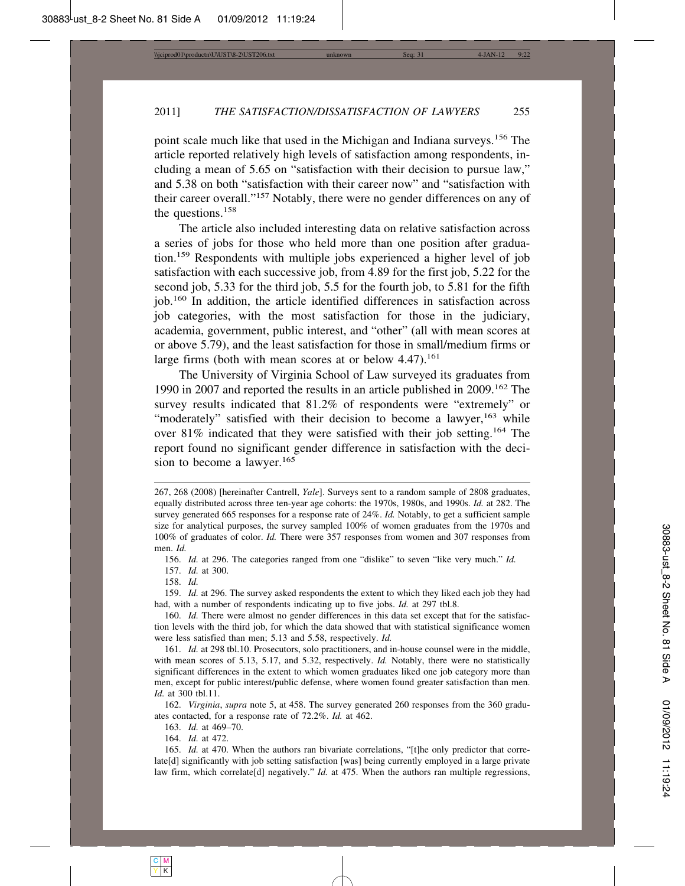point scale much like that used in the Michigan and Indiana surveys.[156] The article reported relatively high levels of satisfaction among respondents, including a mean of 5.65 on "satisfaction with their decision to pursue law," and 5.38 on both "satisfaction with their career now" and "satisfaction with their career overall."[157] Notably, there were no gender differences on any of the questions.[158]

The article also included interesting data on relative satisfaction across a series of jobs for those who held more than one position after graduation.[159] Respondents with multiple jobs experienced a higher level of job satisfaction with each successive job, from 4.89 for the first job, 5.22 for the second job, 5.33 for the third job, 5.5 for the fourth job, to 5.81 for the fifth job.[160] In addition, the article identified differences in satisfaction across job categories, with the most satisfaction for those in the judiciary, academia, government, public interest, and "other" (all with mean scores at or above 5.79), and the least satisfaction for those in small/medium firms or large firms (both with mean scores at or below 4.47).[161]

The University of Virginia School of Law surveyed its graduates from 1990 in 2007 and reported the results in an article published in 2009.[162] The survey results indicated that 81.2% of respondents were "extremely" or "moderately" satisfied with their decision to become a lawyer,[163] while over 81% indicated that they were satisfied with their job setting.[164] The report found no significant gender difference in satisfaction with the decision to become a lawyer.[165]

---

267, 268 (2008) [hereinafter Cantrell, *Yale*]. Surveys sent to a random sample of 2808 graduates, equally distributed across three ten-year age cohorts: the 1970s, 1980s, and 1990s. *Id.* at 282. The survey generated 665 responses for a response rate of 24%. *Id.* Notably, to get a sufficient sample size for analytical purposes, the survey sampled 100% of women graduates from the 1970s and 100% of graduates of color. *Id.* There were 357 responses from women and 307 responses from men. *Id.*

156. *Id.* at 296. The categories ranged from one "dislike" to seven "like very much." *Id.*

157. *Id.* at 300.

158. *Id.*

159. *Id.* at 296. The survey asked respondents the extent to which they liked each job they had had, with a number of respondents indicating up to five jobs. *Id.* at 297 tbl.8.

160. *Id.* There were almost no gender differences in this data set except that for the satisfaction levels with the third job, for which the data showed that with statistical significance women were less satisfied than men; 5.13 and 5.58, respectively. *Id.*

161. *Id.* at 298 tbl.10. Prosecutors, solo practitioners, and in-house counsel were in the middle, with mean scores of 5.13, 5.17, and 5.32, respectively. *Id.* Notably, there were no statistically significant differences in the extent to which women graduates liked one job category more than men, except for public interest/public defense, where women found greater satisfaction than men. *Id.* at 300 tbl.11.

162. *Virginia*, *supra* note 5, at 458. The survey generated 260 responses from the 360 graduates contacted, for a response rate of 72.2%. *Id.* at 462.

163. *Id.* at 469–70.

164. *Id.* at 472.

165. *Id.* at 470. When the authors ran bivariate correlations, "[t]he only predictor that correlate[d] significantly with job setting satisfaction [was] being currently employed in a large private law firm, which correlate[d] negatively." *Id.* at 475. When the authors ran multiple regressions,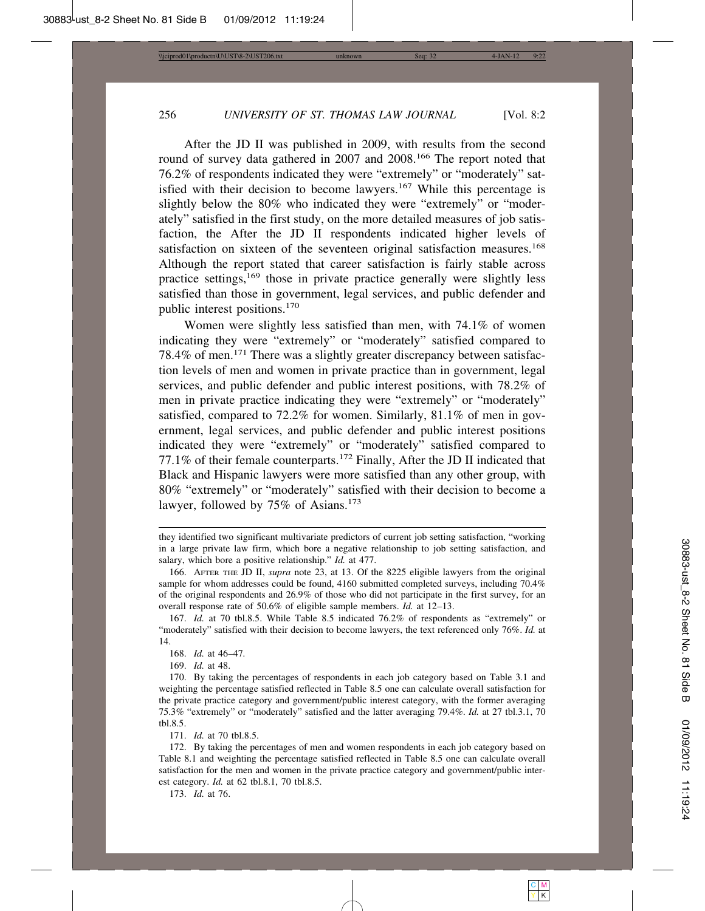After the JD II was published in 2009, with results from the second round of survey data gathered in 2007 and 2008.[166] The report noted that 76.2% of respondents indicated they were "extremely" or "moderately" satisfied with their decision to become lawyers.[167] While this percentage is slightly below the 80% who indicated they were "extremely" or "moderately" satisfied in the first study, on the more detailed measures of job satisfaction, the After the JD II respondents indicated higher levels of satisfaction on sixteen of the seventeen original satisfaction measures.[168] Although the report stated that career satisfaction is fairly stable across practice settings,[169] those in private practice generally were slightly less satisfied than those in government, legal services, and public defender and public interest positions.[170]

Women were slightly less satisfied than men, with 74.1% of women indicating they were "extremely" or "moderately" satisfied compared to 78.4% of men.[171] There was a slightly greater discrepancy between satisfaction levels of men and women in private practice than in government, legal services, and public defender and public interest positions, with 78.2% of men in private practice indicating they were "extremely" or "moderately" satisfied, compared to 72.2% for women. Similarly, 81.1% of men in government, legal services, and public defender and public interest positions indicated they were "extremely" or "moderately" satisfied compared to 77.1% of their female counterparts.[172] Finally, After the JD II indicated that Black and Hispanic lawyers were more satisfied than any other group, with 80% "extremely" or "moderately" satisfied with their decision to become a lawyer, followed by 75% of Asians.[173]

---

they identified two significant multivariate predictors of current job setting satisfaction, "working in a large private law firm, which bore a negative relationship to job setting satisfaction, and salary, which bore a positive relationship." *Id.* at 477.

166. AFTER THE JD II, *supra* note 23, at 13. Of the 8225 eligible lawyers from the original sample for whom addresses could be found, 4160 submitted completed surveys, including 70.4% of the original respondents and 26.9% of those who did not participate in the first survey, for an overall response rate of 50.6% of eligible sample members. *Id.* at 12–13.

167. *Id.* at 70 tbl.8.5. While Table 8.5 indicated 76.2% of respondents as "extremely" or "moderately" satisfied with their decision to become lawyers, the text referenced only 76%. *Id.* at 14.

168. *Id.* at 46–47.

169. *Id.* at 48.

170. By taking the percentages of respondents in each job category based on Table 3.1 and weighting the percentage satisfied reflected in Table 8.5 one can calculate overall satisfaction for the private practice category and government/public interest category, with the former averaging 75.3% "extremely" or "moderately" satisfied and the latter averaging 79.4%. *Id.* at 27 tbl.3.1, 70 tbl.8.5.

171. *Id.* at 70 tbl.8.5.

172. By taking the percentages of men and women respondents in each job category based on Table 8.1 and weighting the percentage satisfied reflected in Table 8.5 one can calculate overall satisfaction for the men and women in the private practice category and government/public interest category. *Id.* at 62 tbl.8.1, 70 tbl.8.5.

173. *Id.* at 76.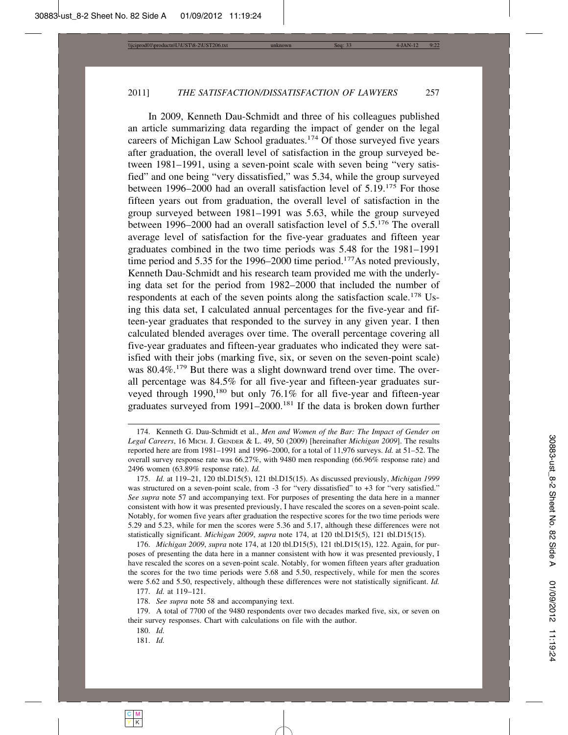In 2009, Kenneth Dau-Schmidt and three of his colleagues published an article summarizing data regarding the impact of gender on the legal careers of Michigan Law School graduates.[174] Of those surveyed five years after graduation, the overall level of satisfaction in the group surveyed between 1981–1991, using a seven-point scale with seven being "very satisfied" and one being "very dissatisfied," was 5.34, while the group surveyed between 1996–2000 had an overall satisfaction level of 5.19.[175] For those fifteen years out from graduation, the overall level of satisfaction in the group surveyed between 1981–1991 was 5.63, while the group surveyed between 1996–2000 had an overall satisfaction level of 5.5.[176] The overall average level of satisfaction for the five-year graduates and fifteen year graduates combined in the two time periods was 5.48 for the 1981–1991 time period and 5.35 for the 1996–2000 time period.[177] As noted previously, Kenneth Dau-Schmidt and his research team provided me with the underlying data set for the period from 1982–2000 that included the number of respondents at each of the seven points along the satisfaction scale.[178] Using this data set, I calculated annual percentages for the five-year and fifteen-year graduates that responded to the survey in any given year. I then calculated blended averages over time. The overall percentage covering all five-year graduates and fifteen-year graduates who indicated they were satisfied with their jobs (marking five, six, or seven on the seven-point scale) was 80.4%.[179] But there was a slight downward trend over time. The overall percentage was 84.5% for all five-year and fifteen-year graduates surveyed through 1990,[180] but only 76.1% for all five-year and fifteen-year graduates surveyed from 1991–2000.[181] If the data is broken down further

---

174. Kenneth G. Dau-Schmidt et al., *Men and Women of the Bar: The Impact of Gender on Legal Careers*, 16 MICH. J. GENDER & L. 49, 50 (2009) [hereinafter *Michigan 2009*]. The results reported here are from 1981–1991 and 1996–2000, for a total of 11,976 surveys. *Id.* at 51–52. The overall survey response rate was 66.27%, with 9480 men responding (66.96% response rate) and 2496 women (63.89% response rate). *Id.*

175. *Id.* at 119–21, 120 tbl.D15(5), 121 tbl.D15(15). As discussed previously, *Michigan 1999* was structured on a seven-point scale, from -3 for "very dissatisfied" to +3 for "very satisfied." *See supra* note 57 and accompanying text. For purposes of presenting the data here in a manner consistent with how it was presented previously, I have rescaled the scores on a seven-point scale. Notably, for women five years after graduation the respective scores for the two time periods were 5.29 and 5.23, while for men the scores were 5.36 and 5.17, although these differences were not statistically significant. *Michigan 2009*, *supra* note 174, at 120 tbl.D15(5), 121 tbl.D15(15).

176. *Michigan 2009*, *supra* note 174, at 120 tbl.D15(5), 121 tbl.D15(15), 122. Again, for purposes of presenting the data here in a manner consistent with how it was presented previously, I have rescaled the scores on a seven-point scale. Notably, for women fifteen years after graduation the scores for the two time periods were 5.68 and 5.50, respectively, while for men the scores were 5.62 and 5.50, respectively, although these differences were not statistically significant. *Id.*

177. *Id.* at 119–121.

178. *See supra* note 58 and accompanying text.

179. A total of 7700 of the 9480 respondents over two decades marked five, six, or seven on their survey responses. Chart with calculations on file with the author.

180. *Id.*

181. *Id.*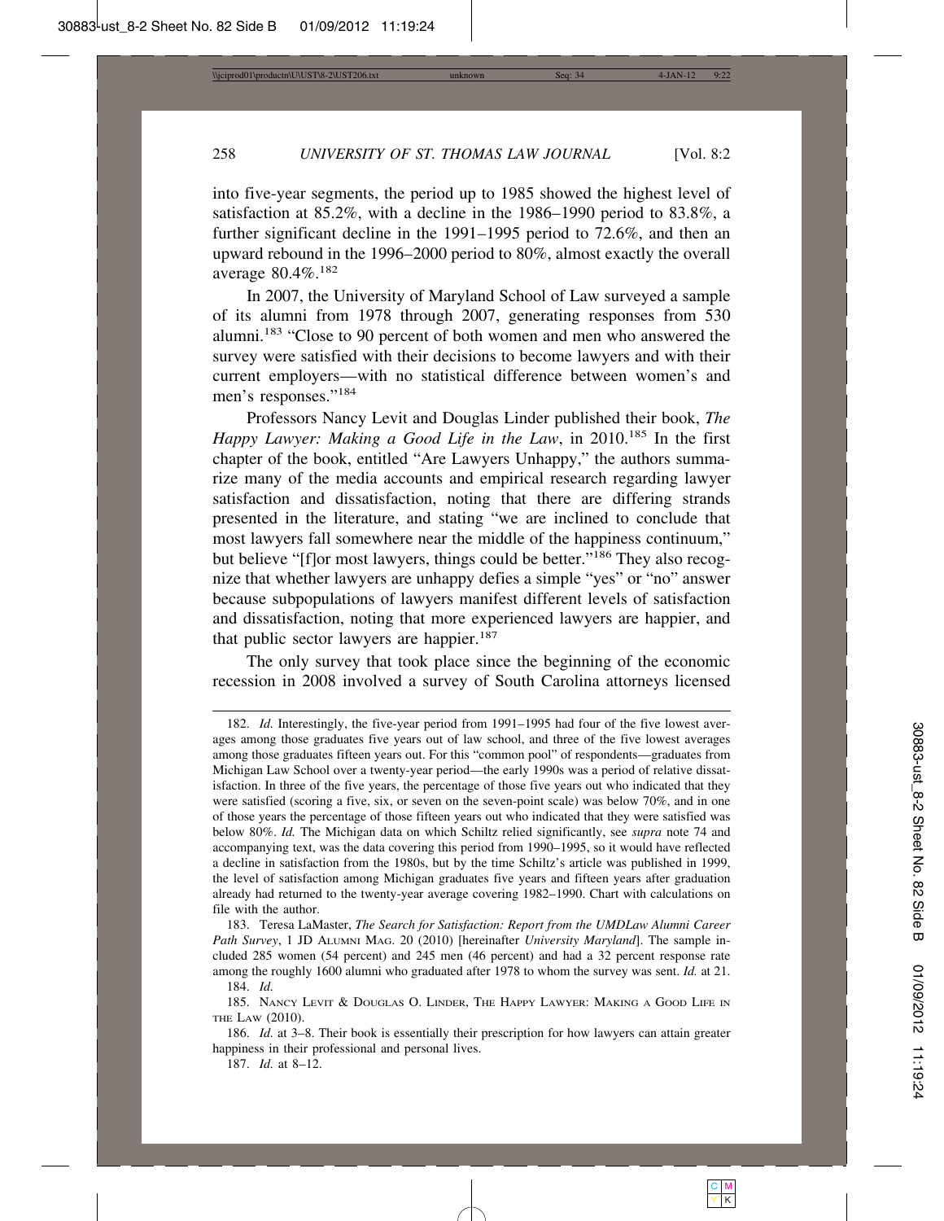into five-year segments, the period up to 1985 showed the highest level of satisfaction at 85.2%, with a decline in the 1986–1990 period to 83.8%, a further significant decline in the 1991–1995 period to 72.6%, and then an upward rebound in the 1996–2000 period to 80%, almost exactly the overall average 80.4%.[182]

In 2007, the University of Maryland School of Law surveyed a sample of its alumni from 1978 through 2007, generating responses from 530 alumni.[183] "Close to 90 percent of both women and men who answered the survey were satisfied with their decisions to become lawyers and with their current employers—with no statistical difference between women's and men's responses."[184]

Professors Nancy Levit and Douglas Linder published their book, *The Happy Lawyer: Making a Good Life in the Law*, in 2010.[185] In the first chapter of the book, entitled "Are Lawyers Unhappy," the authors summarize many of the media accounts and empirical research regarding lawyer satisfaction and dissatisfaction, noting that there are differing strands presented in the literature, and stating "we are inclined to conclude that most lawyers fall somewhere near the middle of the happiness continuum," but believe "[f]or most lawyers, things could be better."[186] They also recognize that whether lawyers are unhappy defies a simple "yes" or "no" answer because subpopulations of lawyers manifest different levels of satisfaction and dissatisfaction, noting that more experienced lawyers are happier, and that public sector lawyers are happier.[187]

The only survey that took place since the beginning of the economic recession in 2008 involved a survey of South Carolina attorneys licensed

---

182. *Id.* Interestingly, the five-year period from 1991–1995 had four of the five lowest averages among those graduates five years out of law school, and three of the five lowest averages among those graduates fifteen years out. For this "common pool" of respondents—graduates from Michigan Law School over a twenty-year period—the early 1990s was a period of relative dissatisfaction. In three of the five years, the percentage of those five years out who indicated that they were satisfied (scoring a five, six, or seven on the seven-point scale) was below 70%, and in one of those years the percentage of those fifteen years out who indicated that they were satisfied was below 80%. *Id.* The Michigan data on which Schiltz relied significantly, see *supra* note 74 and accompanying text, was the data covering this period from 1990–1995, so it would have reflected a decline in satisfaction from the 1980s, but by the time Schiltz's article was published in 1999, the level of satisfaction among Michigan graduates five years and fifteen years after graduation already had returned to the twenty-year average covering 1982–1990. Chart with calculations on file with the author.

183. Teresa LaMaster, *The Search for Satisfaction: Report from the UMDLaw Alumni Career Path Survey*, 1 JD ALUMNI MAG. 20 (2010) [hereinafter *University Maryland*]. The sample included 285 women (54 percent) and 245 men (46 percent) and had a 32 percent response rate among the roughly 1600 alumni who graduated after 1978 to whom the survey was sent. *Id.* at 21.

184. *Id.*

185. NANCY LEVIT & DOUGLAS O. LINDER, THE HAPPY LAWYER: MAKING A GOOD LIFE IN THE LAW (2010).

186. *Id.* at 3–8. Their book is essentially their prescription for how lawyers can attain greater happiness in their professional and personal lives.

187. *Id.* at 8–12.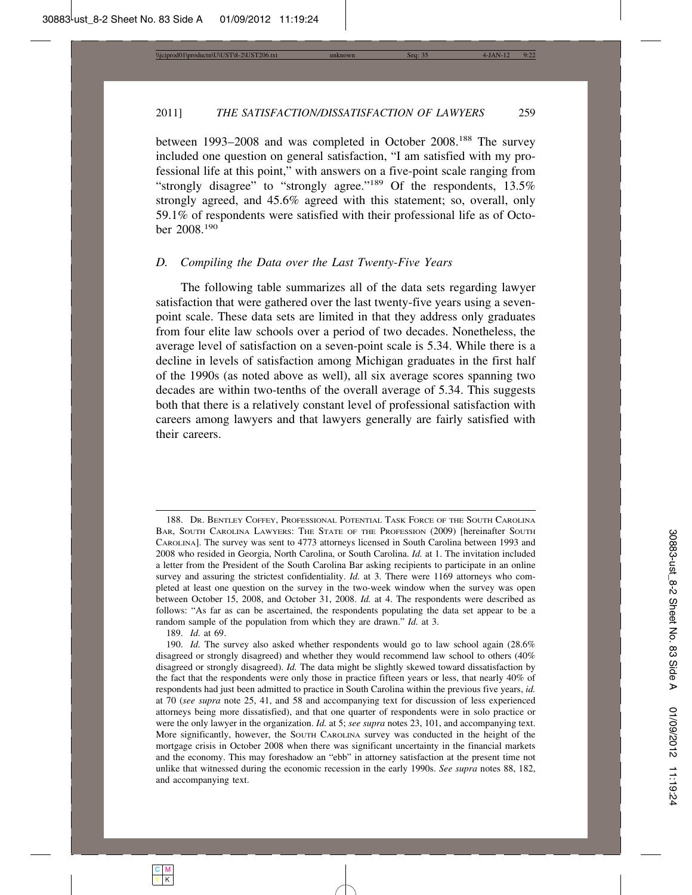between 1993–2008 and was completed in October 2008.[188] The survey included one question on general satisfaction, "I am satisfied with my professional life at this point," with answers on a five-point scale ranging from "strongly disagree" to "strongly agree."[189] Of the respondents, 13.5% strongly agreed, and 45.6% agreed with this statement; so, overall, only 59.1% of respondents were satisfied with their professional life as of October 2008.[190]

### D. *Compiling the Data over the Last Twenty-Five Years*

The following table summarizes all of the data sets regarding lawyer satisfaction that were gathered over the last twenty-five years using a seven-point scale. These data sets are limited in that they address only graduates from four elite law schools over a period of two decades. Nonetheless, the average level of satisfaction on a seven-point scale is 5.34. While there is a decline in levels of satisfaction among Michigan graduates in the first half of the 1990s (as noted above as well), all six average scores spanning two decades are within two-tenths of the overall average of 5.34. This suggests both that there is a relatively constant level of professional satisfaction with careers among lawyers and that lawyers generally are fairly satisfied with their careers.

---

188. Dr. Bentley Coffey, Professional Potential Task Force of the South Carolina Bar, South Carolina Lawyers: The State of the Profession (2009) [hereinafter South Carolina]. The survey was sent to 4773 attorneys licensed in South Carolina between 1993 and 2008 who resided in Georgia, North Carolina, or South Carolina. *Id.* at 1. The invitation included a letter from the President of the South Carolina Bar asking recipients to participate in an online survey and assuring the strictest confidentiality. *Id.* at 3. There were 1169 attorneys who completed at least one question on the survey in the two-week window when the survey was open between October 15, 2008, and October 31, 2008. *Id.* at 4. The respondents were described as follows: "As far as can be ascertained, the respondents populating the data set appear to be a random sample of the population from which they are drawn." *Id.* at 3.

189. *Id.* at 69.

190. *Id.* The survey also asked whether respondents would go to law school again (28.6% disagreed or strongly disagreed) and whether they would recommend law school to others (40% disagreed or strongly disagreed). *Id.* The data might be slightly skewed toward dissatisfaction by the fact that the respondents were only those in practice fifteen years or less, that nearly 40% of respondents had just been admitted to practice in South Carolina within the previous five years, *id.* at 70 (*see supra* note 25, 41, and 58 and accompanying text for discussion of less experienced attorneys being more dissatisfied), and that one quarter of respondents were in solo practice or were the only lawyer in the organization. *Id.* at 5; *see supra* notes 23, 101, and accompanying text. More significantly, however, the South Carolina survey was conducted in the height of the mortgage crisis in October 2008 when there was significant uncertainty in the financial markets and the economy. This may foreshadow an "ebb" in attorney satisfaction at the present time not unlike that witnessed during the economic recession in the early 1990s. *See supra* notes 88, 182, and accompanying text.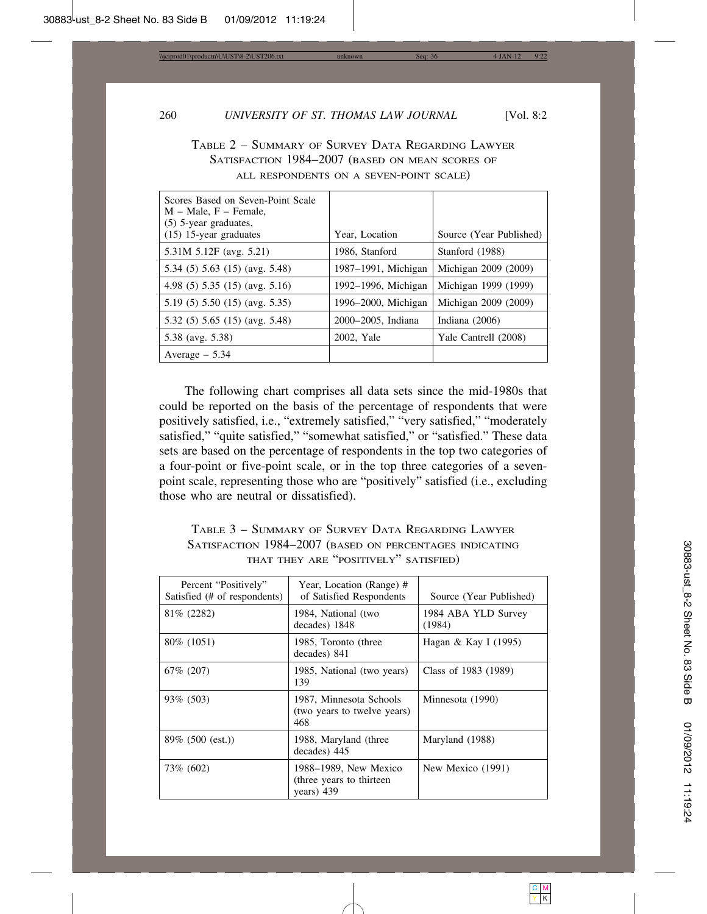Table 2 – Summary of Survey Data Regarding Lawyer Satisfaction 1984–2007 (based on mean scores of all respondents on a seven-point scale)

| Scores Based on Seven-Point Scale M – Male, F – Female, (5) 5-year graduates, (15) 15-year graduates | Year, Location | Source (Year Published) |
|---|---|---|
| 5.31M 5.12F (avg. 5.21) | 1986, Stanford | Stanford (1988) |
| 5.34 (5) 5.63 (15) (avg. 5.48) | 1987–1991, Michigan | Michigan 2009 (2009) |
| 4.98 (5) 5.35 (15) (avg. 5.16) | 1992–1996, Michigan | Michigan 1999 (1999) |
| 5.19 (5) 5.50 (15) (avg. 5.35) | 1996–2000, Michigan | Michigan 2009 (2009) |
| 5.32 (5) 5.65 (15) (avg. 5.48) | 2000–2005, Indiana | Indiana (2006) |
| 5.38 (avg. 5.38) | 2002, Yale | Yale Cantrell (2008) |
| Average – 5.34 | | |

The following chart comprises all data sets since the mid-1980s that could be reported on the basis of the percentage of respondents that were positively satisfied, i.e., "extremely satisfied," "very satisfied," "moderately satisfied," "quite satisfied," "somewhat satisfied," or "satisfied." These data sets are based on the percentage of respondents in the top two categories of a four-point or five-point scale, or in the top three categories of a seven-point scale, representing those who are "positively" satisfied (i.e., excluding those who are neutral or dissatisfied).

Table 3 – Summary of Survey Data Regarding Lawyer Satisfaction 1984–2007 (based on percentages indicating that they are "positively" satisfied)

| Percent "Positively" Satisfied (# of respondents) | Year, Location (Range) # of Satisfied Respondents | Source (Year Published) |
|---|---|---|
| 81% (2282) | 1984, National (two decades) 1848 | 1984 ABA YLD Survey (1984) |
| 80% (1051) | 1985, Toronto (three decades) 841 | Hagan & Kay I (1995) |
| 67% (207) | 1985, National (two years) 139 | Class of 1983 (1989) |
| 93% (503) | 1987, Minnesota Schools (two years to twelve years) 468 | Minnesota (1990) |
| 89% (500 (est.)) | 1988, Maryland (three decades) 445 | Maryland (1988) |
| 73% (602) | 1988–1989, New Mexico (three years to thirteen years) 439 | New Mexico (1991) |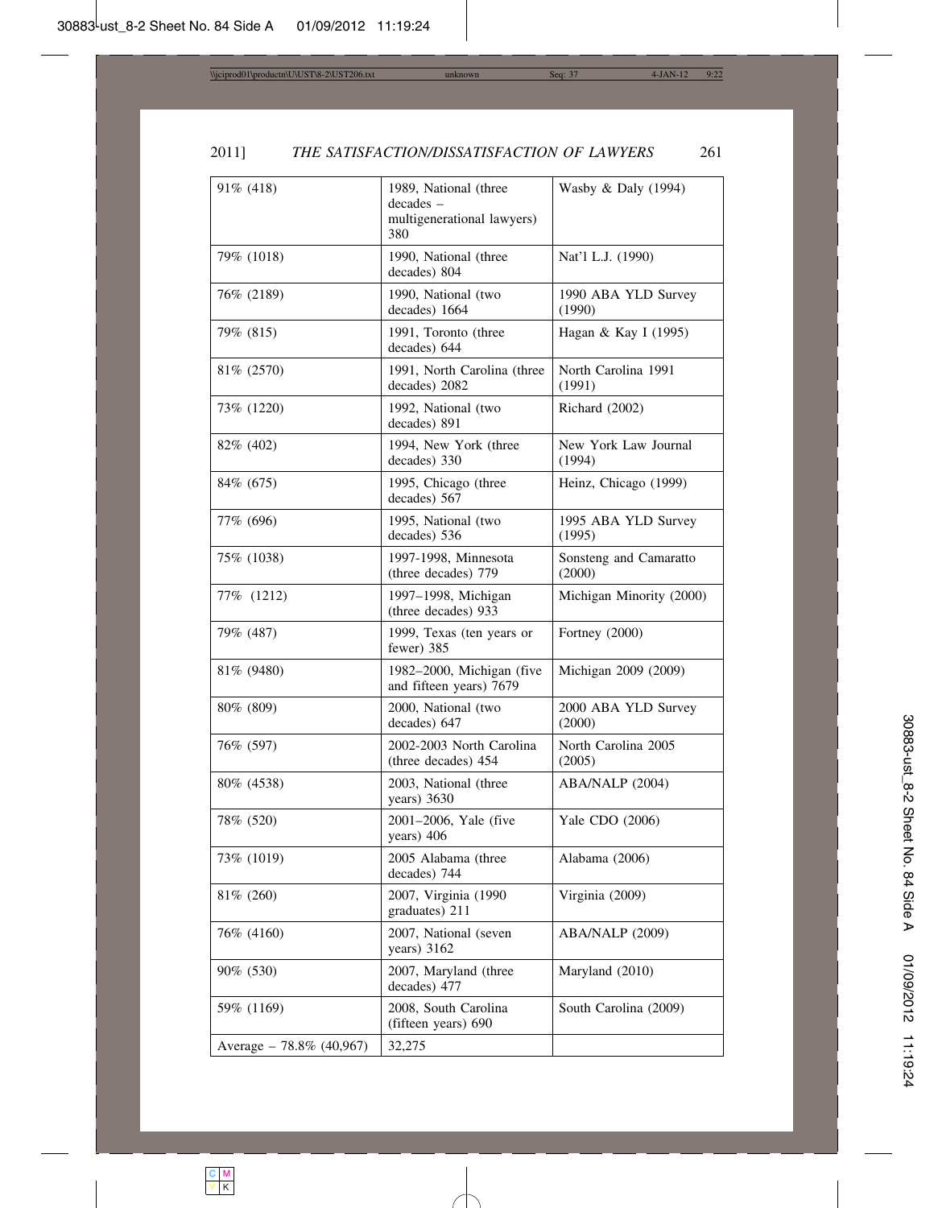| 91% (418) | 1989, National (three decades – multigenerational lawyers) 380 | Wasby & Daly (1994) |
|---|---|---|
| 79% (1018) | 1990, National (three decades) 804 | Nat'l L.J. (1990) |
| 76% (2189) | 1990, National (two decades) 1664 | 1990 ABA YLD Survey (1990) |
| 79% (815) | 1991, Toronto (three decades) 644 | Hagan & Kay I (1995) |
| 81% (2570) | 1991, North Carolina (three decades) 2082 | North Carolina 1991 (1991) |
| 73% (1220) | 1992, National (two decades) 891 | Richard (2002) |
| 82% (402) | 1994, New York (three decades) 330 | New York Law Journal (1994) |
| 84% (675) | 1995, Chicago (three decades) 567 | Heinz, Chicago (1999) |
| 77% (696) | 1995, National (two decades) 536 | 1995 ABA YLD Survey (1995) |
| 75% (1038) | 1997-1998, Minnesota (three decades) 779 | Sonsteng and Camaratto (2000) |
| 77% (1212) | 1997–1998, Michigan (three decades) 933 | Michigan Minority (2000) |
| 79% (487) | 1999, Texas (ten years or fewer) 385 | Fortney (2000) |
| 81% (9480) | 1982–2000, Michigan (five and fifteen years) 7679 | Michigan 2009 (2009) |
| 80% (809) | 2000, National (two decades) 647 | 2000 ABA YLD Survey (2000) |
| 76% (597) | 2002-2003 North Carolina (three decades) 454 | North Carolina 2005 (2005) |
| 80% (4538) | 2003, National (three years) 3630 | ABA/NALP (2004) |
| 78% (520) | 2001–2006, Yale (five years) 406 | Yale CDO (2006) |
| 73% (1019) | 2005 Alabama (three decades) 744 | Alabama (2006) |
| 81% (260) | 2007, Virginia (1990 graduates) 211 | Virginia (2009) |
| 76% (4160) | 2007, National (seven years) 3162 | ABA/NALP (2009) |
| 90% (530) | 2007, Maryland (three decades) 477 | Maryland (2010) |
| 59% (1169) | 2008, South Carolina (fifteen years) 690 | South Carolina (2009) |
| Average – 78.8% (40,967) | 32,275 | |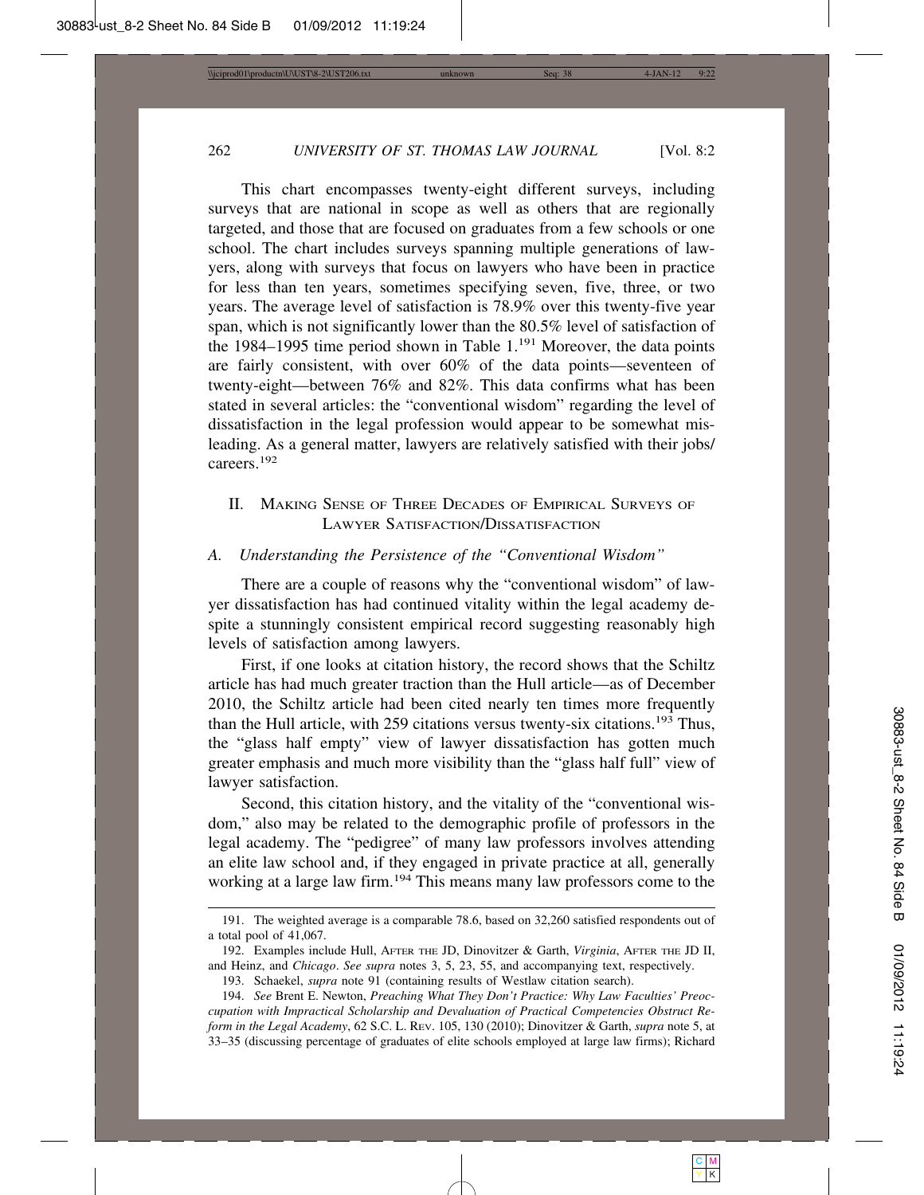This chart encompasses twenty-eight different surveys, including surveys that are national in scope as well as others that are regionally targeted, and those that are focused on graduates from a few schools or one school. The chart includes surveys spanning multiple generations of lawyers, along with surveys that focus on lawyers who have been in practice for less than ten years, sometimes specifying seven, five, three, or two years. The average level of satisfaction is 78.9% over this twenty-five year span, which is not significantly lower than the 80.5% level of satisfaction of the 1984–1995 time period shown in Table 1.[191] Moreover, the data points are fairly consistent, with over 60% of the data points—seventeen of twenty-eight—between 76% and 82%. This data confirms what has been stated in several articles: the "conventional wisdom" regarding the level of dissatisfaction in the legal profession would appear to be somewhat misleading. As a general matter, lawyers are relatively satisfied with their jobs/careers.[192]

## II. Making Sense of Three Decades of Empirical Surveys of Lawyer Satisfaction/Dissatisfaction

### A. Understanding the Persistence of the "Conventional Wisdom"

There are a couple of reasons why the "conventional wisdom" of lawyer dissatisfaction has had continued vitality within the legal academy despite a stunningly consistent empirical record suggesting reasonably high levels of satisfaction among lawyers.

First, if one looks at citation history, the record shows that the Schiltz article has had much greater traction than the Hull article—as of December 2010, the Schiltz article had been cited nearly ten times more frequently than the Hull article, with 259 citations versus twenty-six citations.[193] Thus, the "glass half empty" view of lawyer dissatisfaction has gotten much greater emphasis and much more visibility than the "glass half full" view of lawyer satisfaction.

Second, this citation history, and the vitality of the "conventional wisdom," also may be related to the demographic profile of professors in the legal academy. The "pedigree" of many law professors involves attending an elite law school and, if they engaged in private practice at all, generally working at a large law firm.[194] This means many law professors come to the

---

191. The weighted average is a comparable 78.6, based on 32,260 satisfied respondents out of a total pool of 41,067.

192. Examples include Hull, After the JD, Dinovitzer & Garth, *Virginia*, After the JD II, and Heinz, and *Chicago*. *See supra* notes 3, 5, 23, 55, and accompanying text, respectively.

193. Schaekel, *supra* note 91 (containing results of Westlaw citation search).

194. *See* Brent E. Newton, *Preaching What They Don't Practice: Why Law Faculties' Preoccupation with Impractical Scholarship and Devaluation of Practical Competencies Obstruct Reform in the Legal Academy*, 62 S.C. L. Rev. 105, 130 (2010); Dinovitzer & Garth, *supra* note 5, at 33–35 (discussing percentage of graduates of elite schools employed at large law firms); Richard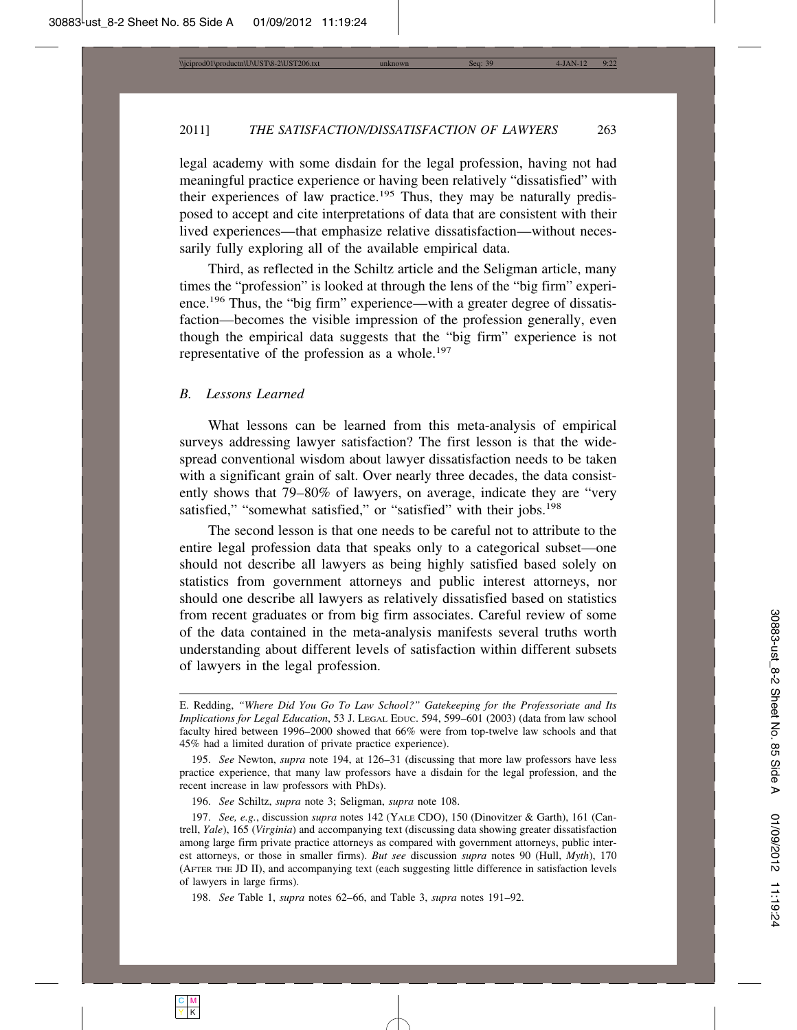legal academy with some disdain for the legal profession, having not had meaningful practice experience or having been relatively "dissatisfied" with their experiences of law practice.[195] Thus, they may be naturally predisposed to accept and cite interpretations of data that are consistent with their lived experiences—that emphasize relative dissatisfaction—without necessarily fully exploring all of the available empirical data.

Third, as reflected in the Schiltz article and the Seligman article, many times the "profession" is looked at through the lens of the "big firm" experience.[196] Thus, the "big firm" experience—with a greater degree of dissatisfaction—becomes the visible impression of the profession generally, even though the empirical data suggests that the "big firm" experience is not representative of the profession as a whole.[197]

### *B. Lessons Learned*

What lessons can be learned from this meta-analysis of empirical surveys addressing lawyer satisfaction? The first lesson is that the widespread conventional wisdom about lawyer dissatisfaction needs to be taken with a significant grain of salt. Over nearly three decades, the data consistently shows that 79–80% of lawyers, on average, indicate they are "very satisfied," "somewhat satisfied," or "satisfied" with their jobs.[198]

The second lesson is that one needs to be careful not to attribute to the entire legal profession data that speaks only to a categorical subset—one should not describe all lawyers as being highly satisfied based solely on statistics from government attorneys and public interest attorneys, nor should one describe all lawyers as relatively dissatisfied based on statistics from recent graduates or from big firm associates. Careful review of some of the data contained in the meta-analysis manifests several truths worth understanding about different levels of satisfaction within different subsets of lawyers in the legal profession.

---

E. Redding, *"Where Did You Go To Law School?" Gatekeeping for the Professoriate and Its Implications for Legal Education*, 53 J. Legal Educ. 594, 599–601 (2003) (data from law school faculty hired between 1996–2000 showed that 66% were from top-twelve law schools and that 45% had a limited duration of private practice experience).

195. *See* Newton, *supra* note 194, at 126–31 (discussing that more law professors have less practice experience, that many law professors have a disdain for the legal profession, and the recent increase in law professors with PhDs).

196. *See* Schiltz, *supra* note 3; Seligman, *supra* note 108.

197. *See, e.g.*, discussion *supra* notes 142 (Yale CDO), 150 (Dinovitzer & Garth), 161 (Cantrell, *Yale*), 165 (*Virginia*) and accompanying text (discussing data showing greater dissatisfaction among large firm private practice attorneys as compared with government attorneys, public interest attorneys, or those in smaller firms). *But see* discussion *supra* notes 90 (Hull, *Myth*), 170 (After the JD II), and accompanying text (each suggesting little difference in satisfaction levels of lawyers in large firms).

198. *See* Table 1, *supra* notes 62–66, and Table 3, *supra* notes 191–92.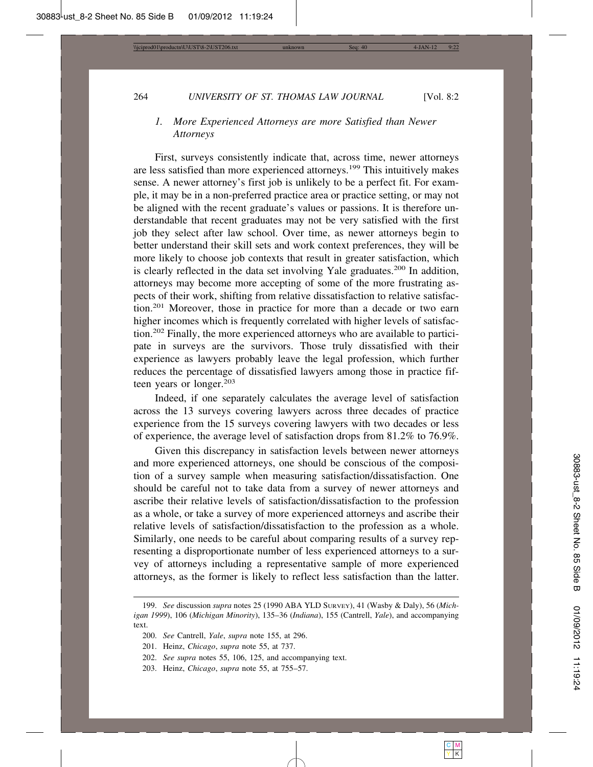### 1. *More Experienced Attorneys are more Satisfied than Newer Attorneys*

First, surveys consistently indicate that, across time, newer attorneys are less satisfied than more experienced attorneys.[199] This intuitively makes sense. A newer attorney's first job is unlikely to be a perfect fit. For example, it may be in a non-preferred practice area or practice setting, or may not be aligned with the recent graduate's values or passions. It is therefore understandable that recent graduates may not be very satisfied with the first job they select after law school. Over time, as newer attorneys begin to better understand their skill sets and work context preferences, they will be more likely to choose job contexts that result in greater satisfaction, which is clearly reflected in the data set involving Yale graduates.[200] In addition, attorneys may become more accepting of some of the more frustrating aspects of their work, shifting from relative dissatisfaction to relative satisfaction.[201] Moreover, those in practice for more than a decade or two earn higher incomes which is frequently correlated with higher levels of satisfaction.[202] Finally, the more experienced attorneys who are available to participate in surveys are the survivors. Those truly dissatisfied with their experience as lawyers probably leave the legal profession, which further reduces the percentage of dissatisfied lawyers among those in practice fifteen years or longer.[203]

Indeed, if one separately calculates the average level of satisfaction across the 13 surveys covering lawyers across three decades of practice experience from the 15 surveys covering lawyers with two decades or less of experience, the average level of satisfaction drops from 81.2% to 76.9%.

Given this discrepancy in satisfaction levels between newer attorneys and more experienced attorneys, one should be conscious of the composition of a survey sample when measuring satisfaction/dissatisfaction. One should be careful not to take data from a survey of newer attorneys and ascribe their relative levels of satisfaction/dissatisfaction to the profession as a whole, or take a survey of more experienced attorneys and ascribe their relative levels of satisfaction/dissatisfaction to the profession as a whole. Similarly, one needs to be careful about comparing results of a survey representing a disproportionate number of less experienced attorneys to a survey of attorneys including a representative sample of more experienced attorneys, as the former is likely to reflect less satisfaction than the latter.

---

199. *See* discussion *supra* notes 25 (1990 ABA YLD SURVEY), 41 (Wasby & Daly), 56 (*Michigan 1999*), 106 (*Michigan Minority*), 135–36 (*Indiana*), 155 (Cantrell, *Yale*), and accompanying text.

200. *See* Cantrell, *Yale*, *supra* note 155, at 296.

201. Heinz, *Chicago*, *supra* note 55, at 737.

202. *See supra* notes 55, 106, 125, and accompanying text.

203. Heinz, *Chicago*, *supra* note 55, at 755–57.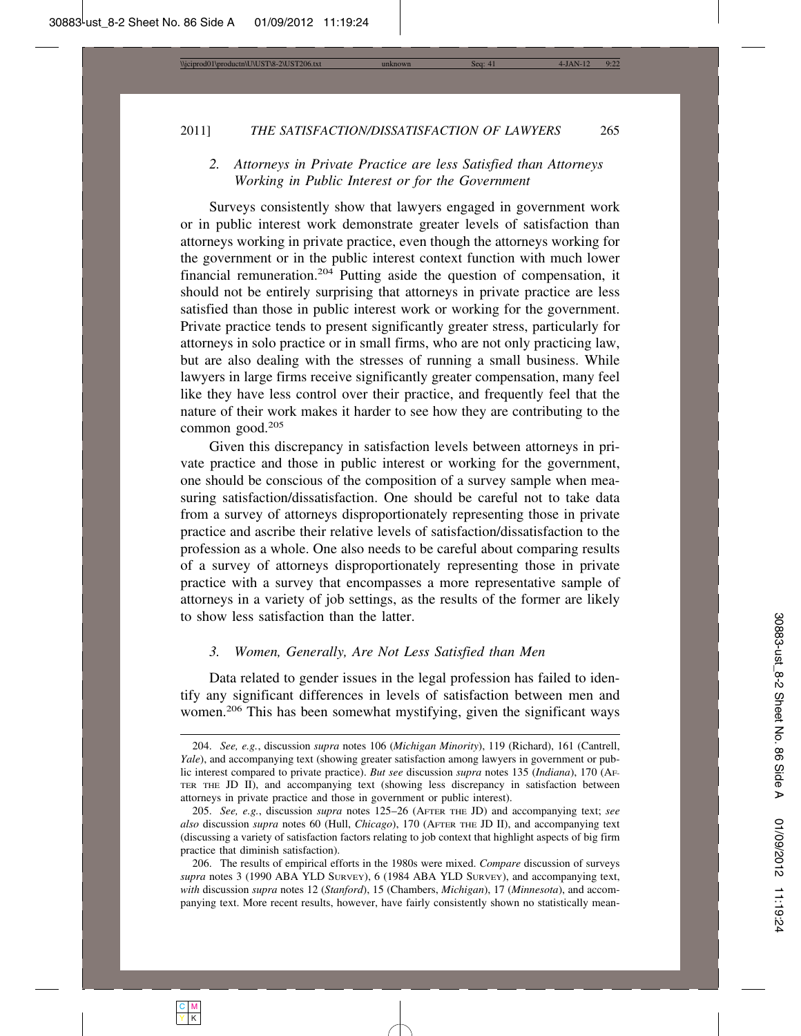### 2. *Attorneys in Private Practice are less Satisfied than Attorneys Working in Public Interest or for the Government*

Surveys consistently show that lawyers engaged in government work or in public interest work demonstrate greater levels of satisfaction than attorneys working in private practice, even though the attorneys working for the government or in the public interest context function with much lower financial remuneration.[204] Putting aside the question of compensation, it should not be entirely surprising that attorneys in private practice are less satisfied than those in public interest work or working for the government. Private practice tends to present significantly greater stress, particularly for attorneys in solo practice or in small firms, who are not only practicing law, but are also dealing with the stresses of running a small business. While lawyers in large firms receive significantly greater compensation, many feel like they have less control over their practice, and frequently feel that the nature of their work makes it harder to see how they are contributing to the common good.[205]

Given this discrepancy in satisfaction levels between attorneys in private practice and those in public interest or working for the government, one should be conscious of the composition of a survey sample when measuring satisfaction/dissatisfaction. One should be careful not to take data from a survey of attorneys disproportionately representing those in private practice and ascribe their relative levels of satisfaction/dissatisfaction to the profession as a whole. One also needs to be careful about comparing results of a survey of attorneys disproportionately representing those in private practice with a survey that encompasses a more representative sample of attorneys in a variety of job settings, as the results of the former are likely to show less satisfaction than the latter.

### 3. *Women, Generally, Are Not Less Satisfied than Men*

Data related to gender issues in the legal profession has failed to identify any significant differences in levels of satisfaction between men and women.[206] This has been somewhat mystifying, given the significant ways

---

204. *See, e.g.*, discussion *supra* notes 106 (*Michigan Minority*), 119 (Richard), 161 (Cantrell, *Yale*), and accompanying text (showing greater satisfaction among lawyers in government or public interest compared to private practice). *But see* discussion *supra* notes 135 (*Indiana*), 170 (AFTER THE JD II), and accompanying text (showing less discrepancy in satisfaction between attorneys in private practice and those in government or public interest).

205. *See, e.g.*, discussion *supra* notes 125–26 (AFTER THE JD) and accompanying text; *see also* discussion *supra* notes 60 (Hull, *Chicago*), 170 (AFTER THE JD II), and accompanying text (discussing a variety of satisfaction factors relating to job context that highlight aspects of big firm practice that diminish satisfaction).

206. The results of empirical efforts in the 1980s were mixed. *Compare* discussion of surveys *supra* notes 3 (1990 ABA YLD SURVEY), 6 (1984 ABA YLD SURVEY), and accompanying text, *with* discussion *supra* notes 12 (*Stanford*), 15 (Chambers, *Michigan*), 17 (*Minnesota*), and accompanying text. More recent results, however, have fairly consistently shown no statistically mean-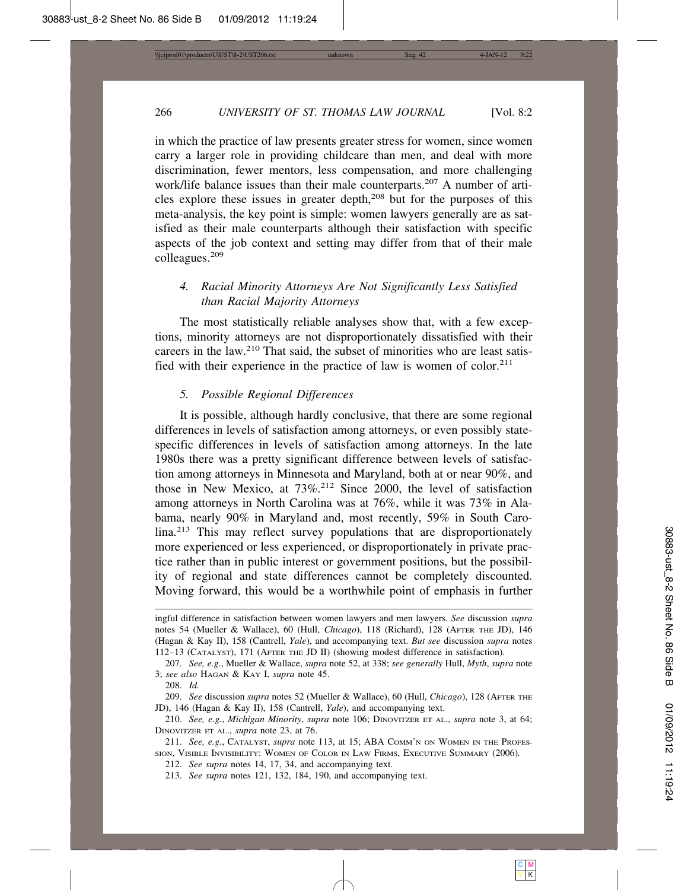in which the practice of law presents greater stress for women, since women carry a larger role in providing childcare than men, and deal with more discrimination, fewer mentors, less compensation, and more challenging work/life balance issues than their male counterparts.[207] A number of articles explore these issues in greater depth,[208] but for the purposes of this meta-analysis, the key point is simple: women lawyers generally are as satisfied as their male counterparts although their satisfaction with specific aspects of the job context and setting may differ from that of their male colleagues.[209]

#### *4. Racial Minority Attorneys Are Not Significantly Less Satisfied than Racial Majority Attorneys*

The most statistically reliable analyses show that, with a few exceptions, minority attorneys are not disproportionately dissatisfied with their careers in the law.[210] That said, the subset of minorities who are least satisfied with their experience in the practice of law is women of color.[211]

#### *5. Possible Regional Differences*

It is possible, although hardly conclusive, that there are some regional differences in levels of satisfaction among attorneys, or even possibly state-specific differences in levels of satisfaction among attorneys. In the late 1980s there was a pretty significant difference between levels of satisfaction among attorneys in Minnesota and Maryland, both at or near 90%, and those in New Mexico, at 73%.[212] Since 2000, the level of satisfaction among attorneys in North Carolina was at 76%, while it was 73% in Alabama, nearly 90% in Maryland and, most recently, 59% in South Carolina.[213] This may reflect survey populations that are disproportionately more experienced or less experienced, or disproportionately in private practice rather than in public interest or government positions, but the possibility of regional and state differences cannot be completely discounted. Moving forward, this would be a worthwhile point of emphasis in further

---

ingful difference in satisfaction between women lawyers and men lawyers. *See* discussion *supra* notes 54 (Mueller & Wallace), 60 (Hull, *Chicago*), 118 (Richard), 128 (AFTER THE JD), 146 (Hagan & Kay II), 158 (Cantrell, *Yale*), and accompanying text. *But see* discussion *supra* notes 112–13 (CATALYST), 171 (AFTER THE JD II) (showing modest difference in satisfaction).

207. *See, e.g.*, Mueller & Wallace, *supra* note 52, at 338; *see generally* Hull, *Myth*, *supra* note 3; *see also* HAGAN & KAY I, *supra* note 45.

208. *Id.*

209. *See* discussion *supra* notes 52 (Mueller & Wallace), 60 (Hull, *Chicago*), 128 (AFTER THE JD), 146 (Hagan & Kay II), 158 (Cantrell, *Yale*), and accompanying text.

210. *See, e.g.*, *Michigan Minority*, *supra* note 106; DINOVITZER ET AL., *supra* note 3, at 64; DINOVITZER ET AL., *supra* note 23, at 76.

211. *See, e.g.*, CATALYST, *supra* note 113, at 15; ABA COMM'N ON WOMEN IN THE PROFESSION, VISIBLE INVISIBILITY: WOMEN OF COLOR IN LAW FIRMS, EXECUTIVE SUMMARY (2006).

212. *See supra* notes 14, 17, 34, and accompanying text.

213. *See supra* notes 121, 132, 184, 190, and accompanying text.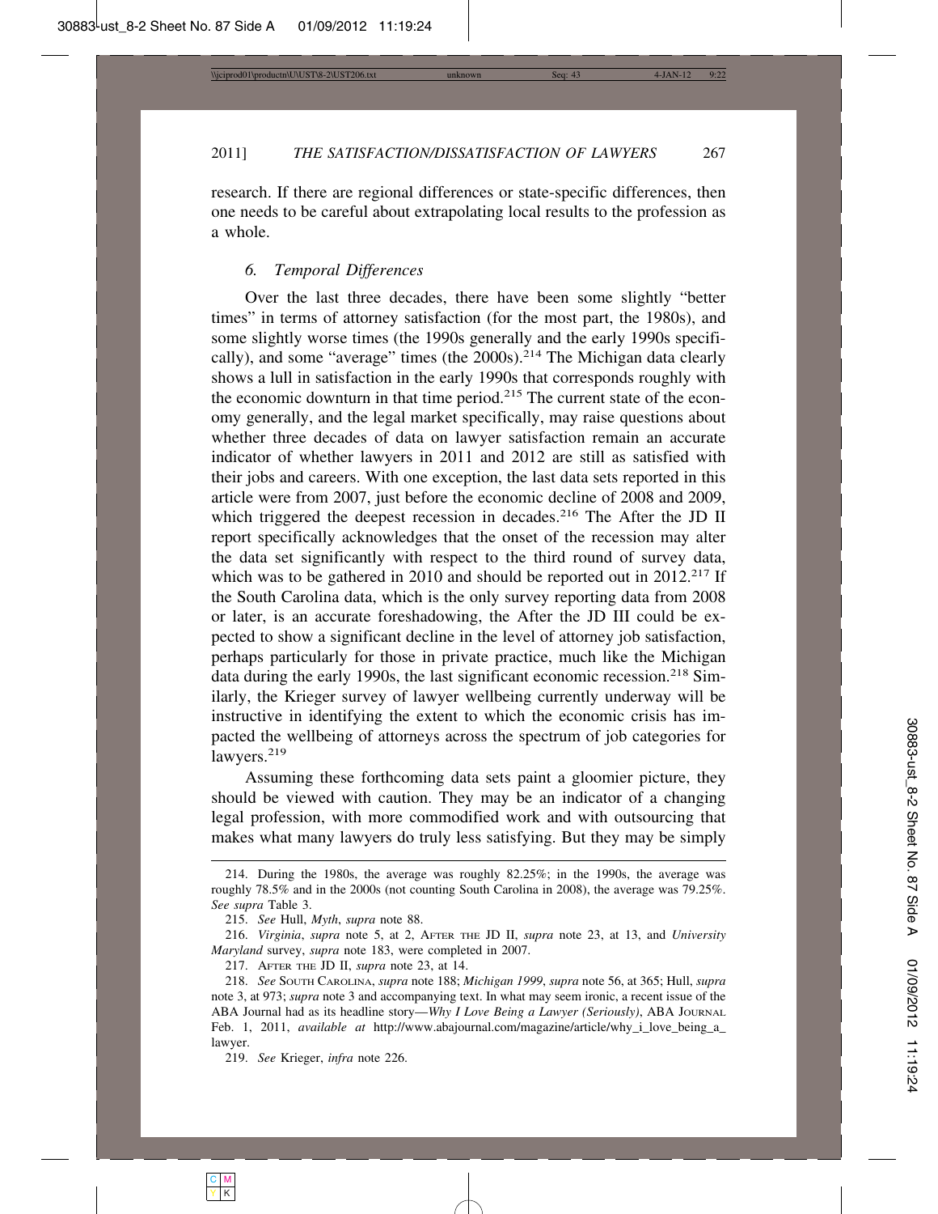research. If there are regional differences or state-specific differences, then one needs to be careful about extrapolating local results to the profession as a whole.

### *6. Temporal Differences*

Over the last three decades, there have been some slightly "better times" in terms of attorney satisfaction (for the most part, the 1980s), and some slightly worse times (the 1990s generally and the early 1990s specifically), and some "average" times (the 2000s).[214] The Michigan data clearly shows a lull in satisfaction in the early 1990s that corresponds roughly with the economic downturn in that time period.[215] The current state of the economy generally, and the legal market specifically, may raise questions about whether three decades of data on lawyer satisfaction remain an accurate indicator of whether lawyers in 2011 and 2012 are still as satisfied with their jobs and careers. With one exception, the last data sets reported in this article were from 2007, just before the economic decline of 2008 and 2009, which triggered the deepest recession in decades.[216] The After the JD II report specifically acknowledges that the onset of the recession may alter the data set significantly with respect to the third round of survey data, which was to be gathered in 2010 and should be reported out in 2012.[217] If the South Carolina data, which is the only survey reporting data from 2008 or later, is an accurate foreshadowing, the After the JD III could be expected to show a significant decline in the level of attorney job satisfaction, perhaps particularly for those in private practice, much like the Michigan data during the early 1990s, the last significant economic recession.[218] Similarly, the Krieger survey of lawyer wellbeing currently underway will be instructive in identifying the extent to which the economic crisis has impacted the wellbeing of attorneys across the spectrum of job categories for lawyers.[219]

Assuming these forthcoming data sets paint a gloomier picture, they should be viewed with caution. They may be an indicator of a changing legal profession, with more commodified work and with outsourcing that makes what many lawyers do truly less satisfying. But they may be simply

---

214. During the 1980s, the average was roughly 82.25%; in the 1990s, the average was roughly 78.5% and in the 2000s (not counting South Carolina in 2008), the average was 79.25%. *See supra* Table 3.

215. *See* Hull, *Myth*, *supra* note 88.

216. *Virginia*, *supra* note 5, at 2, AFTER THE JD II, *supra* note 23, at 13, and *University Maryland* survey, *supra* note 183, were completed in 2007.

217. AFTER THE JD II, *supra* note 23, at 14.

218. *See* SOUTH CAROLINA, *supra* note 188; *Michigan 1999*, *supra* note 56, at 365; Hull, *supra* note 3, at 973; *supra* note 3 and accompanying text. In what may seem ironic, a recent issue of the ABA Journal had as its headline story—*Why I Love Being a Lawyer (Seriously)*, ABA JOURNAL Feb. 1, 2011, *available at* http://www.abajournal.com/magazine/article/why_i_love_being_a_lawyer.

219. *See* Krieger, *infra* note 226.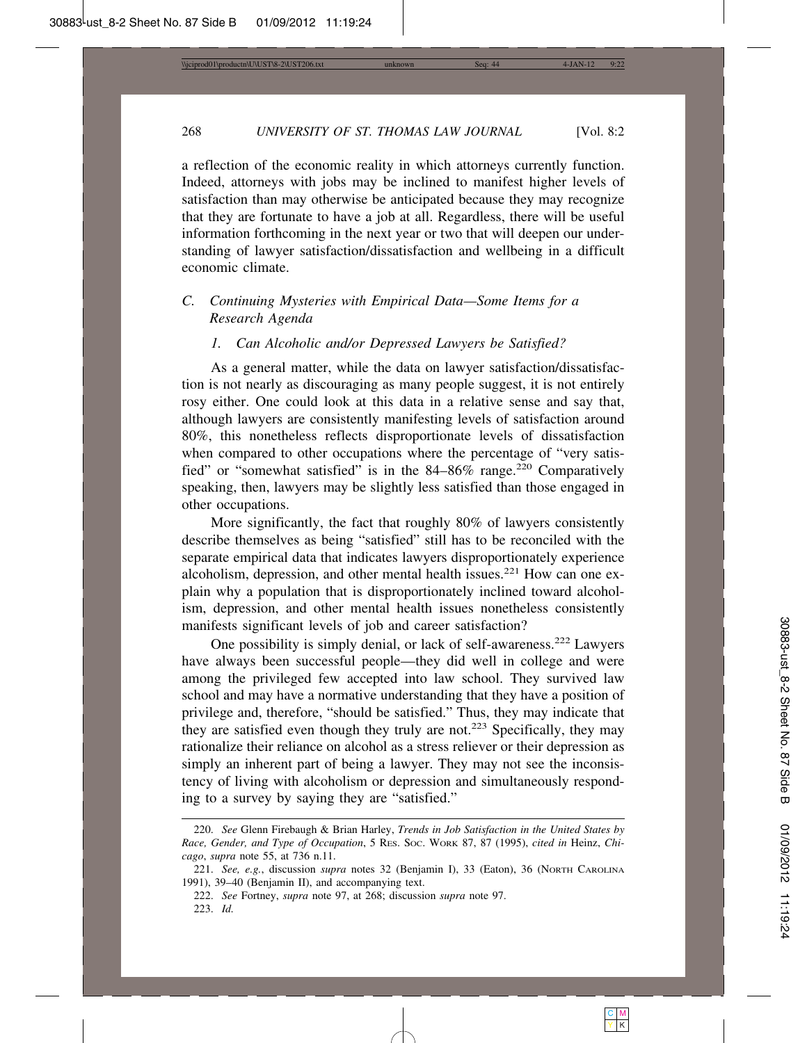a reflection of the economic reality in which attorneys currently function. Indeed, attorneys with jobs may be inclined to manifest higher levels of satisfaction than may otherwise be anticipated because they may recognize that they are fortunate to have a job at all. Regardless, there will be useful information forthcoming in the next year or two that will deepen our understanding of lawyer satisfaction/dissatisfaction and wellbeing in a difficult economic climate.

### *C. Continuing Mysteries with Empirical Data—Some Items for a Research Agenda*

#### *1. Can Alcoholic and/or Depressed Lawyers be Satisfied?*

As a general matter, while the data on lawyer satisfaction/dissatisfaction is not nearly as discouraging as many people suggest, it is not entirely rosy either. One could look at this data in a relative sense and say that, although lawyers are consistently manifesting levels of satisfaction around 80%, this nonetheless reflects disproportionate levels of dissatisfaction when compared to other occupations where the percentage of "very satisfied" or "somewhat satisfied" is in the 84–86% range.[220] Comparatively speaking, then, lawyers may be slightly less satisfied than those engaged in other occupations.

More significantly, the fact that roughly 80% of lawyers consistently describe themselves as being "satisfied" still has to be reconciled with the separate empirical data that indicates lawyers disproportionately experience alcoholism, depression, and other mental health issues.[221] How can one explain why a population that is disproportionately inclined toward alcoholism, depression, and other mental health issues nonetheless consistently manifests significant levels of job and career satisfaction?

One possibility is simply denial, or lack of self-awareness.[222] Lawyers have always been successful people—they did well in college and were among the privileged few accepted into law school. They survived law school and may have a normative understanding that they have a position of privilege and, therefore, "should be satisfied." Thus, they may indicate that they are satisfied even though they truly are not.[223] Specifically, they may rationalize their reliance on alcohol as a stress reliever or their depression as simply an inherent part of being a lawyer. They may not see the inconsistency of living with alcoholism or depression and simultaneously responding to a survey by saying they are "satisfied."

---

220. *See* Glenn Firebaugh & Brian Harley, *Trends in Job Satisfaction in the United States by Race, Gender, and Type of Occupation*, 5 Res. Soc. Work 87, 87 (1995), *cited in* Heinz, *Chicago*, *supra* note 55, at 736 n.11.

221. *See, e.g.*, discussion *supra* notes 32 (Benjamin I), 33 (Eaton), 36 (North Carolina 1991), 39–40 (Benjamin II), and accompanying text.

222. *See* Fortney, *supra* note 97, at 268; discussion *supra* note 97.

223. *Id.*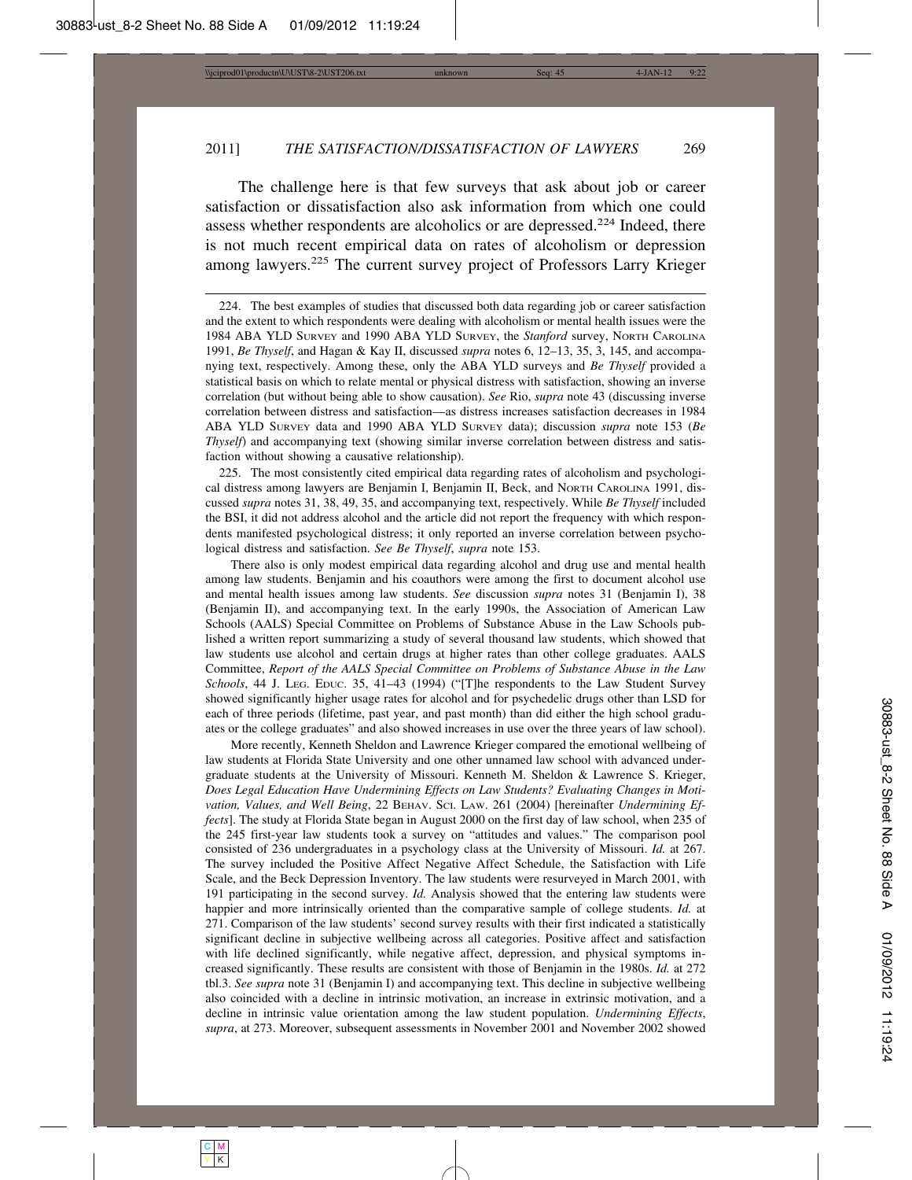The challenge here is that few surveys that ask about job or career satisfaction or dissatisfaction also ask information from which one could assess whether respondents are alcoholics or are depressed.[224] Indeed, there is not much recent empirical data on rates of alcoholism or depression among lawyers.[225] The current survey project of Professors Larry Krieger

---

224. The best examples of studies that discussed both data regarding job or career satisfaction and the extent to which respondents were dealing with alcoholism or mental health issues were the 1984 ABA YLD SURVEY and 1990 ABA YLD SURVEY, the *Stanford* survey, NORTH CAROLINA 1991, *Be Thyself*, and Hagan & Kay II, discussed *supra* notes 6, 12–13, 35, 3, 145, and accompanying text, respectively. Among these, only the ABA YLD surveys and *Be Thyself* provided a statistical basis on which to relate mental or physical distress with satisfaction, showing an inverse correlation (but without being able to show causation). *See* Rio, *supra* note 43 (discussing inverse correlation between distress and satisfaction—as distress increases satisfaction decreases in 1984 ABA YLD SURVEY data and 1990 ABA YLD SURVEY data); discussion *supra* note 153 (*Be Thyself*) and accompanying text (showing similar inverse correlation between distress and satisfaction without showing a causative relationship).

225. The most consistently cited empirical data regarding rates of alcoholism and psychological distress among lawyers are Benjamin I, Benjamin II, Beck, and NORTH CAROLINA 1991, discussed *supra* notes 31, 38, 49, 35, and accompanying text, respectively. While *Be Thyself* included the BSI, it did not address alcohol and the article did not report the frequency with which respondents manifested psychological distress; it only reported an inverse correlation between psychological distress and satisfaction. *See Be Thyself*, *supra* note 153.

There also is only modest empirical data regarding alcohol and drug use and mental health among law students. Benjamin and his coauthors were among the first to document alcohol use and mental health issues among law students. *See* discussion *supra* notes 31 (Benjamin I), 38 (Benjamin II), and accompanying text. In the early 1990s, the Association of American Law Schools (AALS) Special Committee on Problems of Substance Abuse in the Law Schools published a written report summarizing a study of several thousand law students, which showed that law students use alcohol and certain drugs at higher rates than other college graduates. AALS Committee, *Report of the AALS Special Committee on Problems of Substance Abuse in the Law Schools*, 44 J. LEG. EDUC. 35, 41–43 (1994) ("[T]he respondents to the Law Student Survey showed significantly higher usage rates for alcohol and for psychedelic drugs other than LSD for each of three periods (lifetime, past year, and past month) than did either the high school graduates or the college graduates" and also showed increases in use over the three years of law school).

More recently, Kenneth Sheldon and Lawrence Krieger compared the emotional wellbeing of law students at Florida State University and one other unnamed law school with advanced undergraduate students at the University of Missouri. Kenneth M. Sheldon & Lawrence S. Krieger, *Does Legal Education Have Undermining Effects on Law Students? Evaluating Changes in Motivation, Values, and Well Being*, 22 BEHAV. SCI. LAW. 261 (2004) [hereinafter *Undermining Effects*]. The study at Florida State began in August 2000 on the first day of law school, when 235 of the 245 first-year law students took a survey on "attitudes and values." The comparison pool consisted of 236 undergraduates in a psychology class at the University of Missouri. *Id.* at 267. The survey included the Positive Affect Negative Affect Schedule, the Satisfaction with Life Scale, and the Beck Depression Inventory. The law students were resurveyed in March 2001, with 191 participating in the second survey. *Id.* Analysis showed that the entering law students were happier and more intrinsically oriented than the comparative sample of college students. *Id.* at 271. Comparison of the law students' second survey results with their first indicated a statistically significant decline in subjective wellbeing across all categories. Positive affect and satisfaction with life declined significantly, while negative affect, depression, and physical symptoms increased significantly. These results are consistent with those of Benjamin in the 1980s. *Id.* at 272 tbl.3. *See supra* note 31 (Benjamin I) and accompanying text. This decline in subjective wellbeing also coincided with a decline in intrinsic motivation, an increase in extrinsic motivation, and a decline in intrinsic value orientation among the law student population. *Undermining Effects*, *supra*, at 273. Moreover, subsequent assessments in November 2001 and November 2002 showed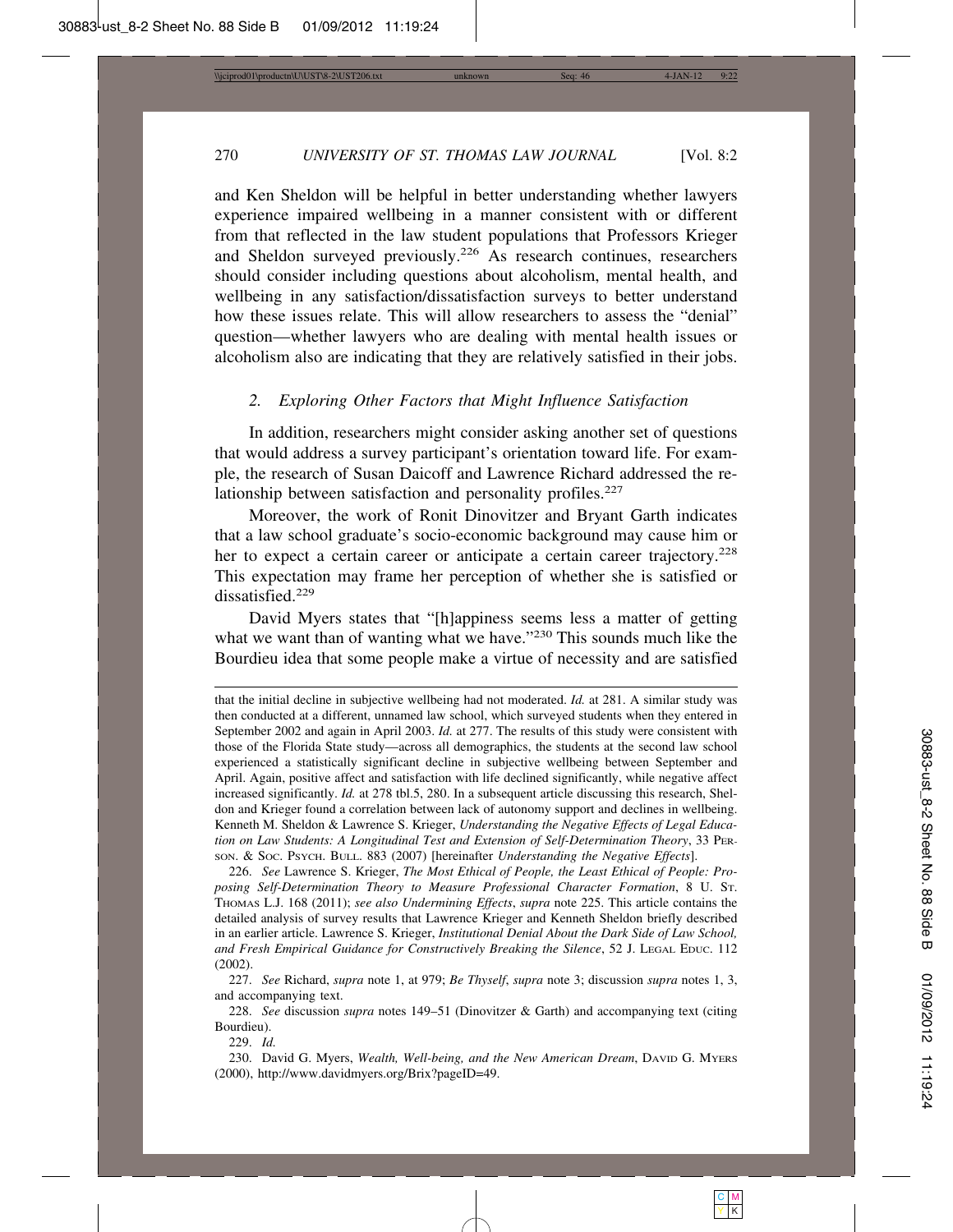and Ken Sheldon will be helpful in better understanding whether lawyers experience impaired wellbeing in a manner consistent with or different from that reflected in the law student populations that Professors Krieger and Sheldon surveyed previously.[226] As research continues, researchers should consider including questions about alcoholism, mental health, and wellbeing in any satisfaction/dissatisfaction surveys to better understand how these issues relate. This will allow researchers to assess the "denial" question—whether lawyers who are dealing with mental health issues or alcoholism also are indicating that they are relatively satisfied in their jobs.

### *2. Exploring Other Factors that Might Influence Satisfaction*

In addition, researchers might consider asking another set of questions that would address a survey participant's orientation toward life. For example, the research of Susan Daicoff and Lawrence Richard addressed the relationship between satisfaction and personality profiles.[227]

Moreover, the work of Ronit Dinovitzer and Bryant Garth indicates that a law school graduate's socio-economic background may cause him or her to expect a certain career or anticipate a certain career trajectory.[228] This expectation may frame her perception of whether she is satisfied or dissatisfied.[229]

David Myers states that "[h]appiness seems less a matter of getting what we want than of wanting what we have."[230] This sounds much like the Bourdieu idea that some people make a virtue of necessity and are satisfied

---

that the initial decline in subjective wellbeing had not moderated. *Id.* at 281. A similar study was then conducted at a different, unnamed law school, which surveyed students when they entered in September 2002 and again in April 2003. *Id.* at 277. The results of this study were consistent with those of the Florida State study—across all demographics, the students at the second law school experienced a statistically significant decline in subjective wellbeing between September and April. Again, positive affect and satisfaction with life declined significantly, while negative affect increased significantly. *Id.* at 278 tbl.5, 280. In a subsequent article discussing this research, Sheldon and Krieger found a correlation between lack of autonomy support and declines in wellbeing. Kenneth M. Sheldon & Lawrence S. Krieger, *Understanding the Negative Effects of Legal Education on Law Students: A Longitudinal Test and Extension of Self-Determination Theory*, 33 PERSON. & SOC. PSYCH. BULL. 883 (2007) [hereinafter *Understanding the Negative Effects*].

226. *See* Lawrence S. Krieger, *The Most Ethical of People, the Least Ethical of People: Proposing Self-Determination Theory to Measure Professional Character Formation*, 8 U. ST. THOMAS L.J. 168 (2011); *see also Undermining Effects*, *supra* note 225. This article contains the detailed analysis of survey results that Lawrence Krieger and Kenneth Sheldon briefly described in an earlier article. Lawrence S. Krieger, *Institutional Denial About the Dark Side of Law School, and Fresh Empirical Guidance for Constructively Breaking the Silence*, 52 J. LEGAL EDUC. 112 (2002).

227. *See* Richard, *supra* note 1, at 979; *Be Thyself*, *supra* note 3; discussion *supra* notes 1, 3, and accompanying text.

228. *See* discussion *supra* notes 149–51 (Dinovitzer & Garth) and accompanying text (citing Bourdieu).

229. *Id.*

230. David G. Myers, *Wealth, Well-being, and the New American Dream*, DAVID G. MYERS (2000), http://www.davidmyers.org/Brix?pageID=49.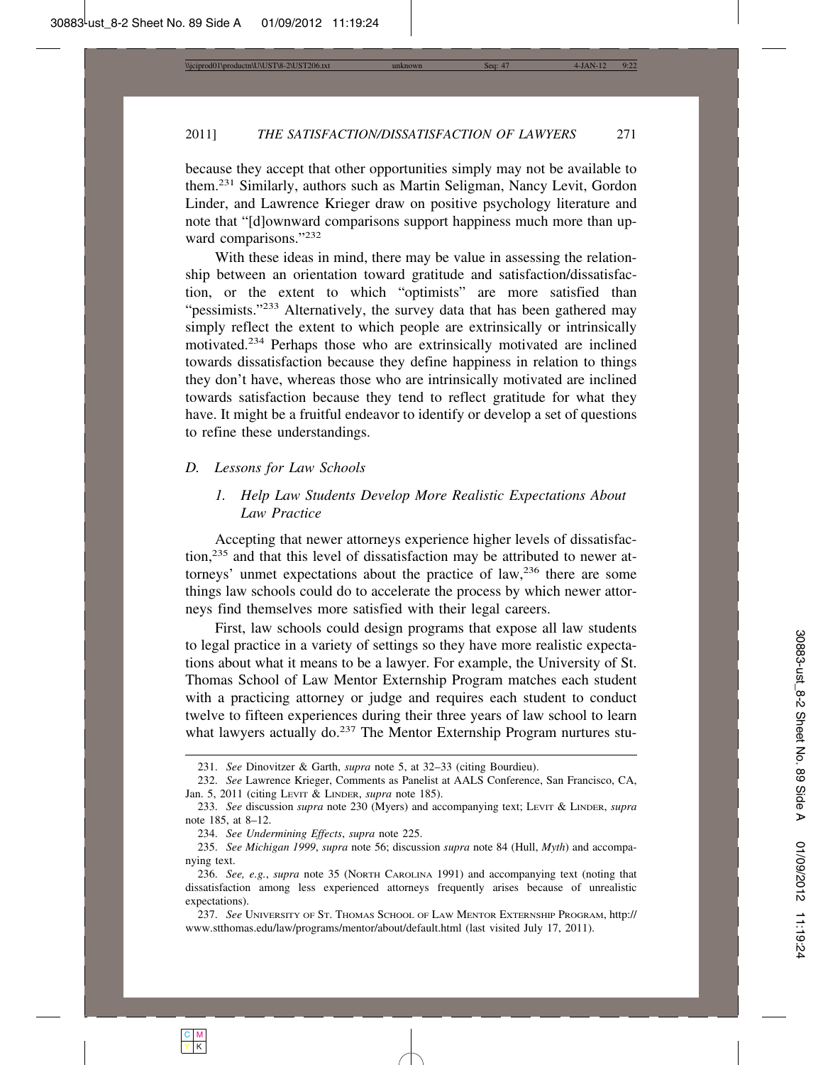because they accept that other opportunities simply may not be available to them.[231] Similarly, authors such as Martin Seligman, Nancy Levit, Gordon Linder, and Lawrence Krieger draw on positive psychology literature and note that "[d]ownward comparisons support happiness much more than upward comparisons."[232]

With these ideas in mind, there may be value in assessing the relationship between an orientation toward gratitude and satisfaction/dissatisfaction, or the extent to which "optimists" are more satisfied than "pessimists."[233] Alternatively, the survey data that has been gathered may simply reflect the extent to which people are extrinsically or intrinsically motivated.[234] Perhaps those who are extrinsically motivated are inclined towards dissatisfaction because they define happiness in relation to things they don't have, whereas those who are intrinsically motivated are inclined towards satisfaction because they tend to reflect gratitude for what they have. It might be a fruitful endeavor to identify or develop a set of questions to refine these understandings.

### *D. Lessons for Law Schools*

#### *1. Help Law Students Develop More Realistic Expectations About Law Practice*

Accepting that newer attorneys experience higher levels of dissatisfaction,[235] and that this level of dissatisfaction may be attributed to newer attorneys' unmet expectations about the practice of law,[236] there are some things law schools could do to accelerate the process by which newer attorneys find themselves more satisfied with their legal careers.

First, law schools could design programs that expose all law students to legal practice in a variety of settings so they have more realistic expectations about what it means to be a lawyer. For example, the University of St. Thomas School of Law Mentor Externship Program matches each student with a practicing attorney or judge and requires each student to conduct twelve to fifteen experiences during their three years of law school to learn what lawyers actually do.[237] The Mentor Externship Program nurtures stu-

---

231. *See* Dinovitzer & Garth, *supra* note 5, at 32–33 (citing Bourdieu).

232. *See* Lawrence Krieger, Comments as Panelist at AALS Conference, San Francisco, CA, Jan. 5, 2011 (citing LEVIT & LINDER, *supra* note 185).

233. *See* discussion *supra* note 230 (Myers) and accompanying text; LEVIT & LINDER, *supra* note 185, at 8–12.

234. *See Undermining Effects*, *supra* note 225.

235. *See Michigan 1999*, *supra* note 56; discussion *supra* note 84 (Hull, *Myth*) and accompanying text.

236. *See, e.g.*, *supra* note 35 (NORTH CAROLINA 1991) and accompanying text (noting that dissatisfaction among less experienced attorneys frequently arises because of unrealistic expectations).

237. *See* UNIVERSITY OF ST. THOMAS SCHOOL OF LAW MENTOR EXTERNSHIP PROGRAM, http://www.stthomas.edu/law/programs/mentor/about/default.html (last visited July 17, 2011).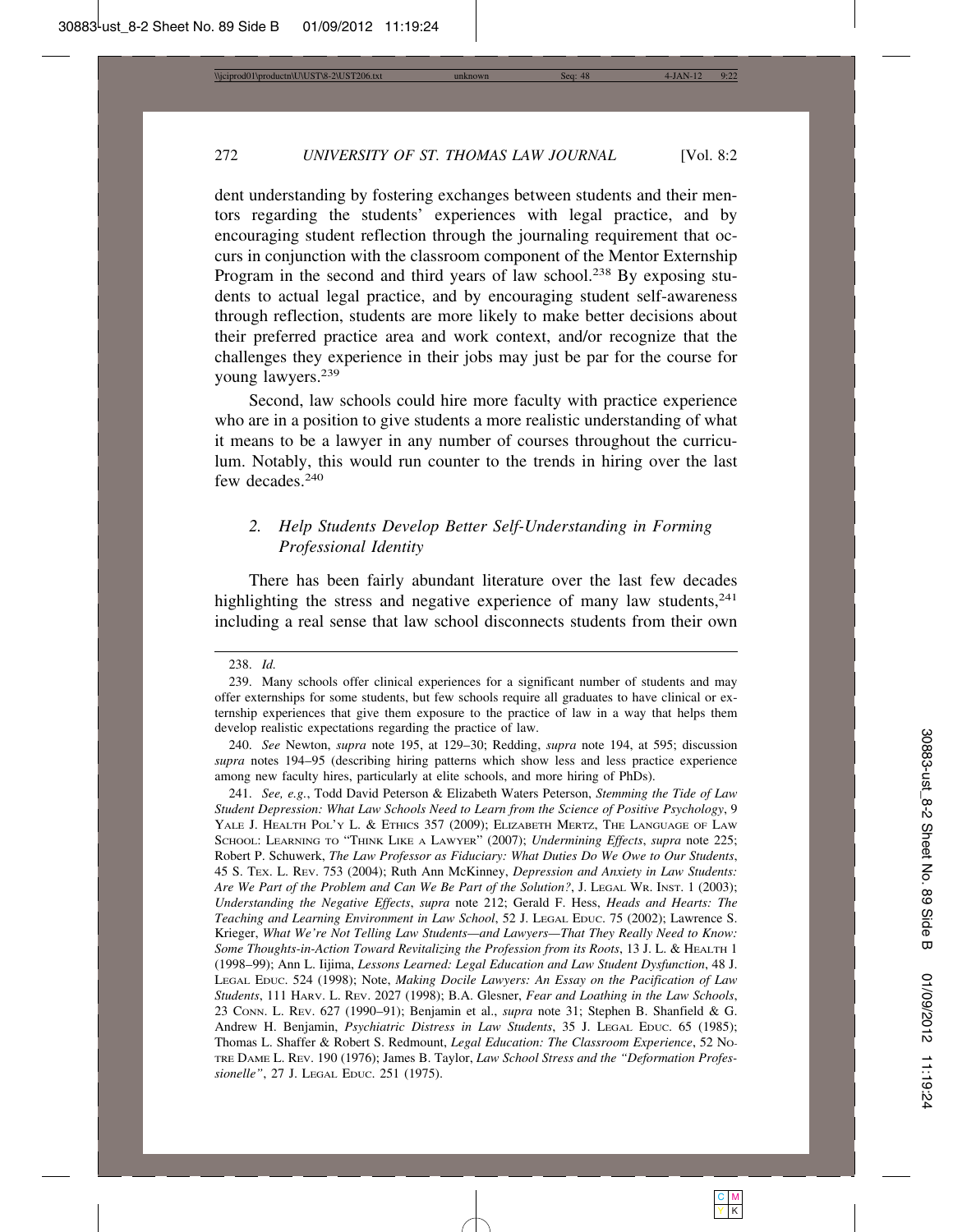dent understanding by fostering exchanges between students and their mentors regarding the students' experiences with legal practice, and by encouraging student reflection through the journaling requirement that occurs in conjunction with the classroom component of the Mentor Externship Program in the second and third years of law school.[238] By exposing students to actual legal practice, and by encouraging student self-awareness through reflection, students are more likely to make better decisions about their preferred practice area and work context, and/or recognize that the challenges they experience in their jobs may just be par for the course for young lawyers.[239]

Second, law schools could hire more faculty with practice experience who are in a position to give students a more realistic understanding of what it means to be a lawyer in any number of courses throughout the curriculum. Notably, this would run counter to the trends in hiring over the last few decades.[240]

### *2. Help Students Develop Better Self-Understanding in Forming Professional Identity*

There has been fairly abundant literature over the last few decades highlighting the stress and negative experience of many law students,[241] including a real sense that law school disconnects students from their own

---

238. *Id.*

239. Many schools offer clinical experiences for a significant number of students and may offer externships for some students, but few schools require all graduates to have clinical or externship experiences that give them exposure to the practice of law in a way that helps them develop realistic expectations regarding the practice of law.

240. *See* Newton, *supra* note 195, at 129–30; Redding, *supra* note 194, at 595; discussion *supra* notes 194–95 (describing hiring patterns which show less and less practice experience among new faculty hires, particularly at elite schools, and more hiring of PhDs).

241. *See, e.g.*, Todd David Peterson & Elizabeth Waters Peterson, *Stemming the Tide of Law Student Depression: What Law Schools Need to Learn from the Science of Positive Psychology*, 9 YALE J. HEALTH POL'Y L. & ETHICS 357 (2009); ELIZABETH MERTZ, THE LANGUAGE OF LAW SCHOOL: LEARNING TO "THINK LIKE A LAWYER" (2007); *Undermining Effects*, *supra* note 225; Robert P. Schuwerk, *The Law Professor as Fiduciary: What Duties Do We Owe to Our Students*, 45 S. TEX. L. REV. 753 (2004); Ruth Ann McKinney, *Depression and Anxiety in Law Students: Are We Part of the Problem and Can We Be Part of the Solution?*, J. LEGAL WR. INST. 1 (2003); *Understanding the Negative Effects*, *supra* note 212; Gerald F. Hess, *Heads and Hearts: The Teaching and Learning Environment in Law School*, 52 J. LEGAL EDUC. 75 (2002); Lawrence S. Krieger, *What We're Not Telling Law Students—and Lawyers—That They Really Need to Know: Some Thoughts-in-Action Toward Revitalizing the Profession from its Roots*, 13 J. L. & HEALTH 1 (1998–99); Ann L. Iijima, *Lessons Learned: Legal Education and Law Student Dysfunction*, 48 J. LEGAL EDUC. 524 (1998); Note, *Making Docile Lawyers: An Essay on the Pacification of Law Students*, 111 HARV. L. REV. 2027 (1998); B.A. Glesner, *Fear and Loathing in the Law Schools*, 23 CONN. L. REV. 627 (1990–91); Benjamin et al., *supra* note 31; Stephen B. Shanfield & G. Andrew H. Benjamin, *Psychiatric Distress in Law Students*, 35 J. LEGAL EDUC. 65 (1985); Thomas L. Shaffer & Robert S. Redmount, *Legal Education: The Classroom Experience*, 52 NOTRE DAME L. REV. 190 (1976); James B. Taylor, *Law School Stress and the "Deformation Professionelle"*, 27 J. LEGAL EDUC. 251 (1975).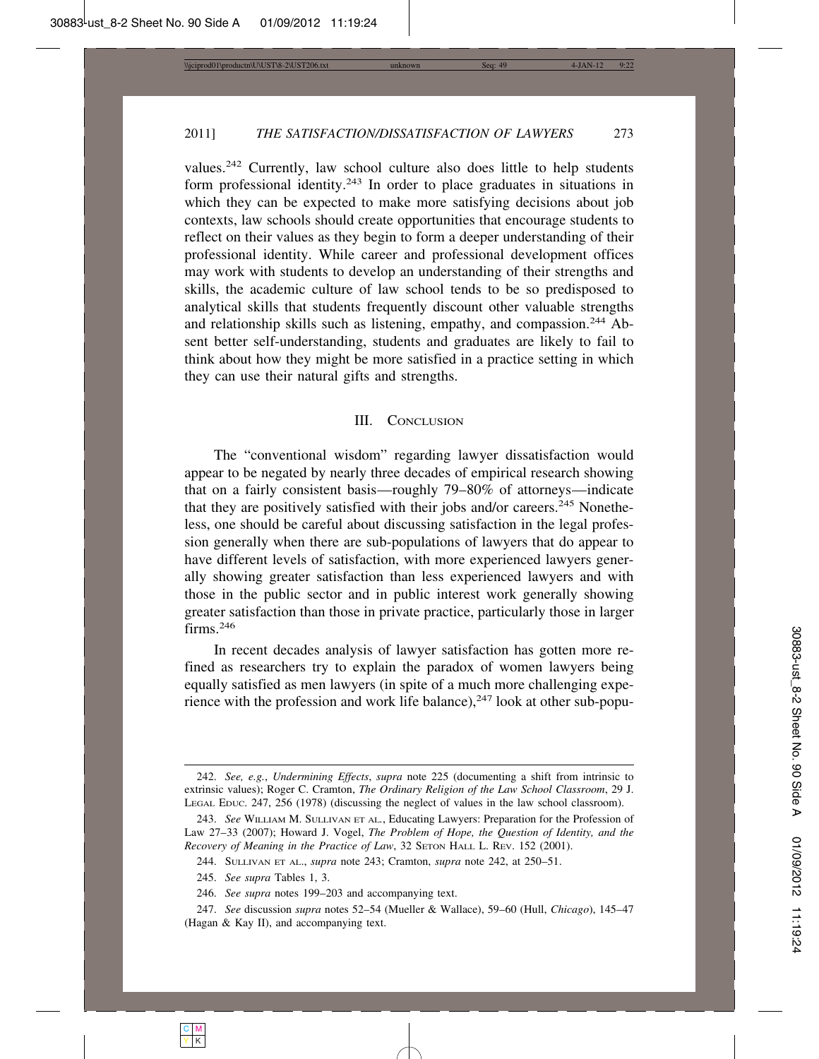values.[242] Currently, law school culture also does little to help students form professional identity.[243] In order to place graduates in situations in which they can be expected to make more satisfying decisions about job contexts, law schools should create opportunities that encourage students to reflect on their values as they begin to form a deeper understanding of their professional identity. While career and professional development offices may work with students to develop an understanding of their strengths and skills, the academic culture of law school tends to be so predisposed to analytical skills that students frequently discount other valuable strengths and relationship skills such as listening, empathy, and compassion.[244] Absent better self-understanding, students and graduates are likely to fail to think about how they might be more satisfied in a practice setting in which they can use their natural gifts and strengths.

## III. Conclusion

The "conventional wisdom" regarding lawyer dissatisfaction would appear to be negated by nearly three decades of empirical research showing that on a fairly consistent basis—roughly 79–80% of attorneys—indicate that they are positively satisfied with their jobs and/or careers.[245] Nonetheless, one should be careful about discussing satisfaction in the legal profession generally when there are sub-populations of lawyers that do appear to have different levels of satisfaction, with more experienced lawyers generally showing greater satisfaction than less experienced lawyers and with those in the public sector and in public interest work generally showing greater satisfaction than those in private practice, particularly those in larger firms.[246]

In recent decades analysis of lawyer satisfaction has gotten more refined as researchers try to explain the paradox of women lawyers being equally satisfied as men lawyers (in spite of a much more challenging experience with the profession and work life balance),[247] look at other sub-popu-

---

242. *See, e.g.*, *Undermining Effects*, *supra* note 225 (documenting a shift from intrinsic to extrinsic values); Roger C. Cramton, *The Ordinary Religion of the Law School Classroom*, 29 J. Legal Educ. 247, 256 (1978) (discussing the neglect of values in the law school classroom).

243. *See* William M. Sullivan et al., Educating Lawyers: Preparation for the Profession of Law 27–33 (2007); Howard J. Vogel, *The Problem of Hope, the Question of Identity, and the Recovery of Meaning in the Practice of Law*, 32 Seton Hall L. Rev. 152 (2001).

244. Sullivan et al., *supra* note 243; Cramton, *supra* note 242, at 250–51.

245. *See supra* Tables 1, 3.

246. *See supra* notes 199–203 and accompanying text.

247. *See* discussion *supra* notes 52–54 (Mueller & Wallace), 59–60 (Hull, *Chicago*), 145–47 (Hagan & Kay II), and accompanying text.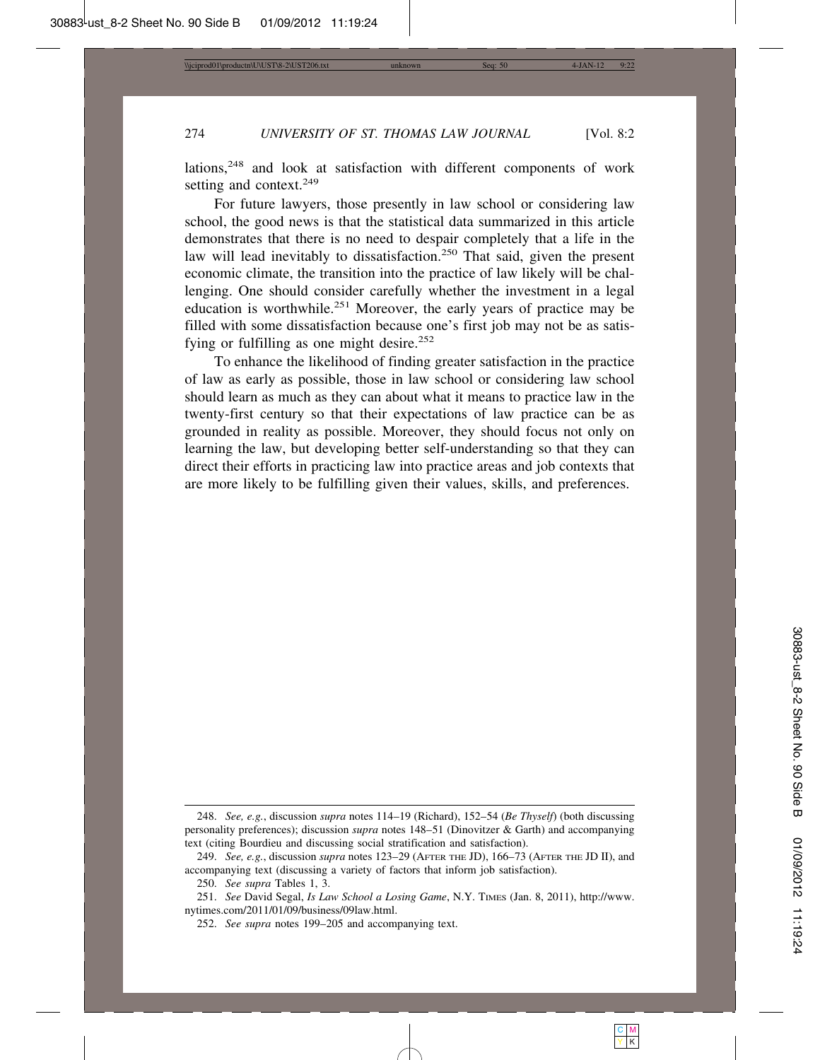lations,[248] and look at satisfaction with different components of work setting and context.[249]

For future lawyers, those presently in law school or considering law school, the good news is that the statistical data summarized in this article demonstrates that there is no need to despair completely that a life in the law will lead inevitably to dissatisfaction.[250] That said, given the present economic climate, the transition into the practice of law likely will be challenging. One should consider carefully whether the investment in a legal education is worthwhile.[251] Moreover, the early years of practice may be filled with some dissatisfaction because one's first job may not be as satisfying or fulfilling as one might desire.[252]

To enhance the likelihood of finding greater satisfaction in the practice of law as early as possible, those in law school or considering law school should learn as much as they can about what it means to practice law in the twenty-first century so that their expectations of law practice can be as grounded in reality as possible. Moreover, they should focus not only on learning the law, but developing better self-understanding so that they can direct their efforts in practicing law into practice areas and job contexts that are more likely to be fulfilling given their values, skills, and preferences.

---

248. *See, e.g.*, discussion *supra* notes 114–19 (Richard), 152–54 (*Be Thyself*) (both discussing personality preferences); discussion *supra* notes 148–51 (Dinovitzer & Garth) and accompanying text (citing Bourdieu and discussing social stratification and satisfaction).

249. *See, e.g.*, discussion *supra* notes 123–29 (AFTER THE JD), 166–73 (AFTER THE JD II), and accompanying text (discussing a variety of factors that inform job satisfaction).

250. *See supra* Tables 1, 3.

251. *See* David Segal, *Is Law School a Losing Game*, N.Y. TIMES (Jan. 8, 2011), http://www.nytimes.com/2011/01/09/business/09law.html.

252. *See supra* notes 199–205 and accompanying text.